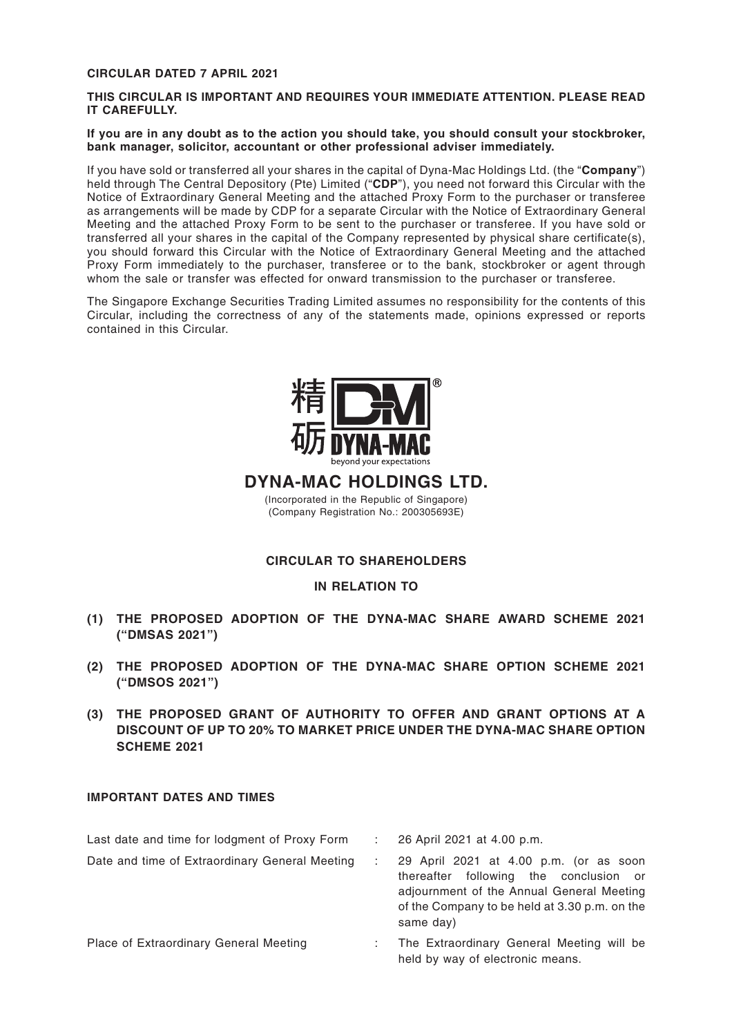**CIRCULAR DATED 7 APRIL 2021**

**THIS CIRCULAR IS IMPORTANT AND REQUIRES YOUR IMMEDIATE ATTENTION. PLEASE READ IT CAREFULLY.**

**If you are in any doubt as to the action you should take, you should consult your stockbroker, bank manager, solicitor, accountant or other professional adviser immediately.**

If you have sold or transferred all your shares in the capital of Dyna-Mac Holdings Ltd. (the "**Company**") held through The Central Depository (Pte) Limited ("**CDP**"), you need not forward this Circular with the Notice of Extraordinary General Meeting and the attached Proxy Form to the purchaser or transferee as arrangements will be made by CDP for a separate Circular with the Notice of Extraordinary General Meeting and the attached Proxy Form to be sent to the purchaser or transferee. If you have sold or transferred all your shares in the capital of the Company represented by physical share certificate(s), you should forward this Circular with the Notice of Extraordinary General Meeting and the attached Proxy Form immediately to the purchaser, transferee or to the bank, stockbroker or agent through whom the sale or transfer was effected for onward transmission to the purchaser or transferee.

The Singapore Exchange Securities Trading Limited assumes no responsibility for the contents of this Circular, including the correctness of any of the statements made, opinions expressed or reports contained in this Circular.

精砺 DYNA-MAC
beyond your expectations

# DYNA-MAC HOLDINGS LTD.

(Incorporated in the Republic of Singapore)
(Company Registration No.: 200305693E)

## CIRCULAR TO SHAREHOLDERS

## IN RELATION TO

**(1) THE PROPOSED ADOPTION OF THE DYNA-MAC SHARE AWARD SCHEME 2021 ("DMSAS 2021")**

**(2) THE PROPOSED ADOPTION OF THE DYNA-MAC SHARE OPTION SCHEME 2021 ("DMSOS 2021")**

**(3) THE PROPOSED GRANT OF AUTHORITY TO OFFER AND GRANT OPTIONS AT A DISCOUNT OF UP TO 20% TO MARKET PRICE UNDER THE DYNA-MAC SHARE OPTION SCHEME 2021**

**IMPORTANT DATES AND TIMES**

| | | |
|---|---|---|
| Last date and time for lodgment of Proxy Form | : | 26 April 2021 at 4.00 p.m. |
| Date and time of Extraordinary General Meeting | : | 29 April 2021 at 4.00 p.m. (or as soon thereafter following the conclusion or adjournment of the Annual General Meeting of the Company to be held at 3.30 p.m. on the same day) |
| Place of Extraordinary General Meeting | : | The Extraordinary General Meeting will be held by way of electronic means. |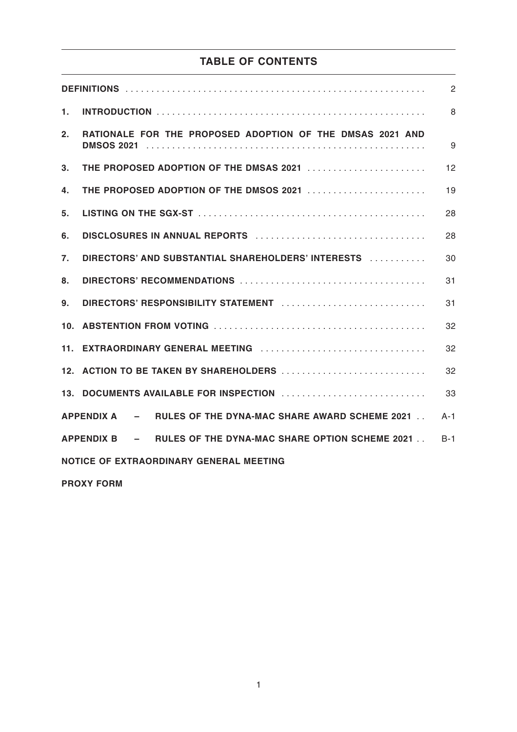## TABLE OF CONTENTS

| | | |
|---|---|---|
| **DEFINITIONS** | | 2 |
| **1.** | **INTRODUCTION** | 8 |
| **2.** | **RATIONALE FOR THE PROPOSED ADOPTION OF THE DMSAS 2021 AND DMSOS 2021** | 9 |
| **3.** | **THE PROPOSED ADOPTION OF THE DMSAS 2021** | 12 |
| **4.** | **THE PROPOSED ADOPTION OF THE DMSOS 2021** | 19 |
| **5.** | **LISTING ON THE SGX-ST** | 28 |
| **6.** | **DISCLOSURES IN ANNUAL REPORTS** | 28 |
| **7.** | **DIRECTORS' AND SUBSTANTIAL SHAREHOLDERS' INTERESTS** | 30 |
| **8.** | **DIRECTORS' RECOMMENDATIONS** | 31 |
| **9.** | **DIRECTORS' RESPONSIBILITY STATEMENT** | 31 |
| **10.** | **ABSTENTION FROM VOTING** | 32 |
| **11.** | **EXTRAORDINARY GENERAL MEETING** | 32 |
| **12.** | **ACTION TO BE TAKEN BY SHAREHOLDERS** | 32 |
| **13.** | **DOCUMENTS AVAILABLE FOR INSPECTION** | 33 |
| **APPENDIX A – RULES OF THE DYNA-MAC SHARE AWARD SCHEME 2021** | | A-1 |
| **APPENDIX B – RULES OF THE DYNA-MAC SHARE OPTION SCHEME 2021** | | B-1 |
| **NOTICE OF EXTRAORDINARY GENERAL MEETING** | | |
| **PROXY FORM** | | |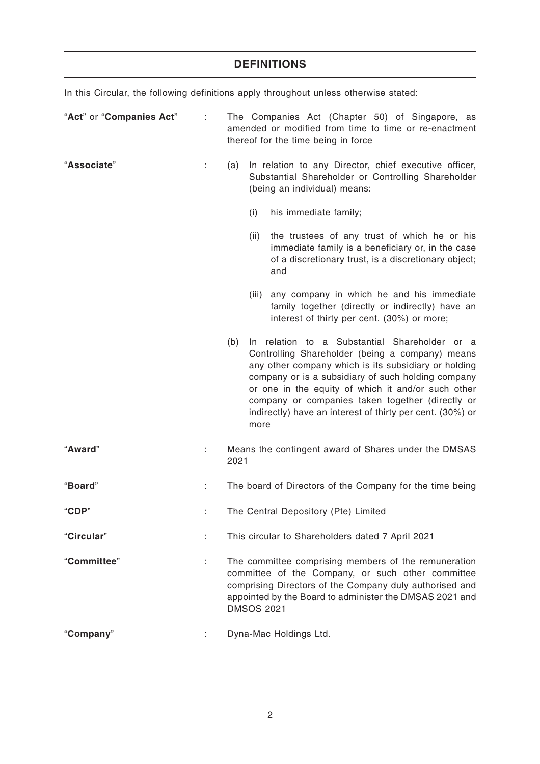## DEFINITIONS

In this Circular, the following definitions apply throughout unless otherwise stated:

| | | |
|---|---|---|
| "**Act**" or "**Companies Act**" | : | The Companies Act (Chapter 50) of Singapore, as amended or modified from time to time or re-enactment thereof for the time being in force |
| "**Associate**" | : | (a) In relation to any Director, chief executive officer, Substantial Shareholder or Controlling Shareholder (being an individual) means:<br><br>(i) his immediate family;<br><br>(ii) the trustees of any trust of which he or his immediate family is a beneficiary or, in the case of a discretionary trust, is a discretionary object; and<br><br>(iii) any company in which he and his immediate family together (directly or indirectly) have an interest of thirty per cent. (30%) or more;<br><br>(b) In relation to a Substantial Shareholder or a Controlling Shareholder (being a company) means any other company which is its subsidiary or holding company or is a subsidiary of such holding company or one in the equity of which it and/or such other company or companies taken together (directly or indirectly) have an interest of thirty per cent. (30%) or more |
| "**Award**" | : | Means the contingent award of Shares under the DMSAS 2021 |
| "**Board**" | : | The board of Directors of the Company for the time being |
| "**CDP**" | : | The Central Depository (Pte) Limited |
| "**Circular**" | : | This circular to Shareholders dated 7 April 2021 |
| "**Committee**" | : | The committee comprising members of the remuneration committee of the Company, or such other committee comprising Directors of the Company duly authorised and appointed by the Board to administer the DMSAS 2021 and DMSOS 2021 |
| "**Company**" | : | Dyna-Mac Holdings Ltd. |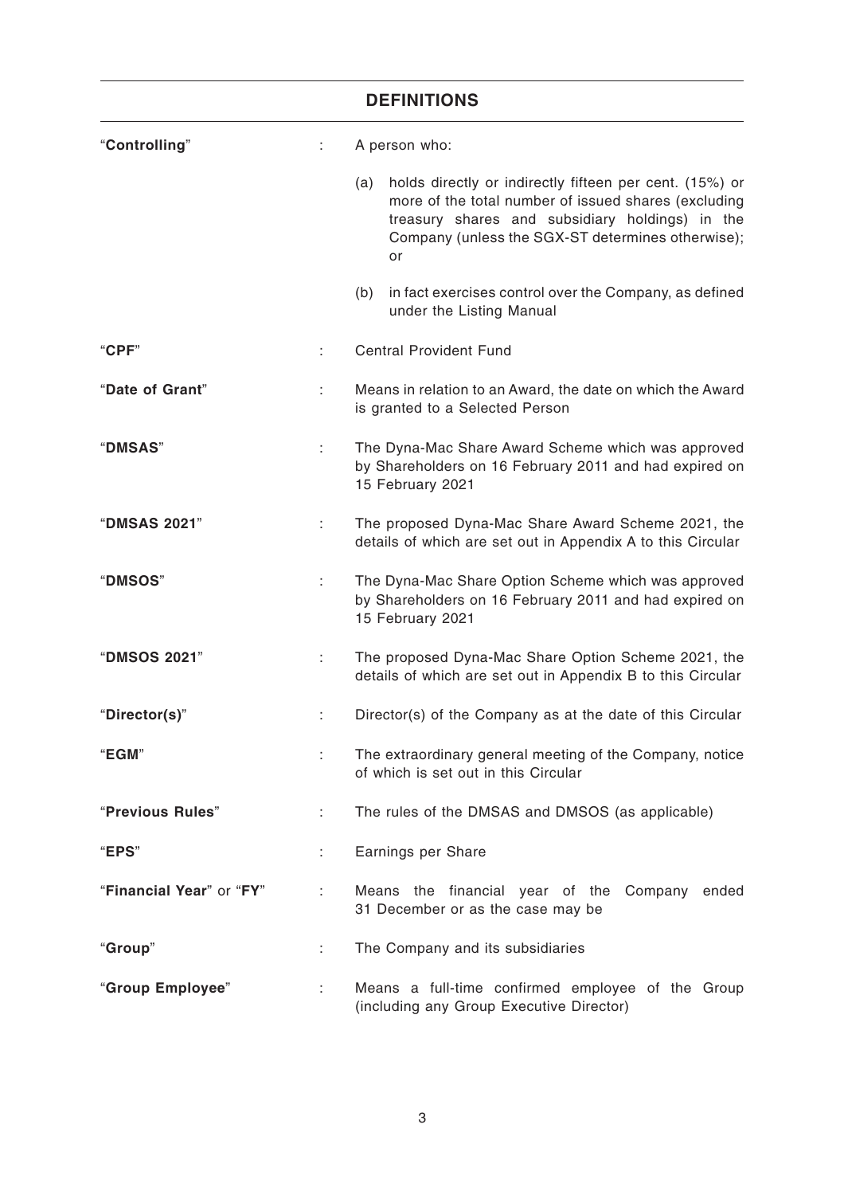## DEFINITIONS

| | | |
|---|---|---|
| "**Controlling**" | : | A person who:<br><br>(a) holds directly or indirectly fifteen per cent. (15%) or more of the total number of issued shares (excluding treasury shares and subsidiary holdings) in the Company (unless the SGX-ST determines otherwise); or<br><br>(b) in fact exercises control over the Company, as defined under the Listing Manual |
| "**CPF**" | : | Central Provident Fund |
| "**Date of Grant**" | : | Means in relation to an Award, the date on which the Award is granted to a Selected Person |
| "**DMSAS**" | : | The Dyna-Mac Share Award Scheme which was approved by Shareholders on 16 February 2011 and had expired on 15 February 2021 |
| "**DMSAS 2021**" | : | The proposed Dyna-Mac Share Award Scheme 2021, the details of which are set out in Appendix A to this Circular |
| "**DMSOS**" | : | The Dyna-Mac Share Option Scheme which was approved by Shareholders on 16 February 2011 and had expired on 15 February 2021 |
| "**DMSOS 2021**" | : | The proposed Dyna-Mac Share Option Scheme 2021, the details of which are set out in Appendix B to this Circular |
| "**Director(s)**" | : | Director(s) of the Company as at the date of this Circular |
| "**EGM**" | : | The extraordinary general meeting of the Company, notice of which is set out in this Circular |
| "**Previous Rules**" | : | The rules of the DMSAS and DMSOS (as applicable) |
| "**EPS**" | : | Earnings per Share |
| "**Financial Year**" or "**FY**" | : | Means the financial year of the Company ended 31 December or as the case may be |
| "**Group**" | : | The Company and its subsidiaries |
| "**Group Employee**" | : | Means a full-time confirmed employee of the Group (including any Group Executive Director) |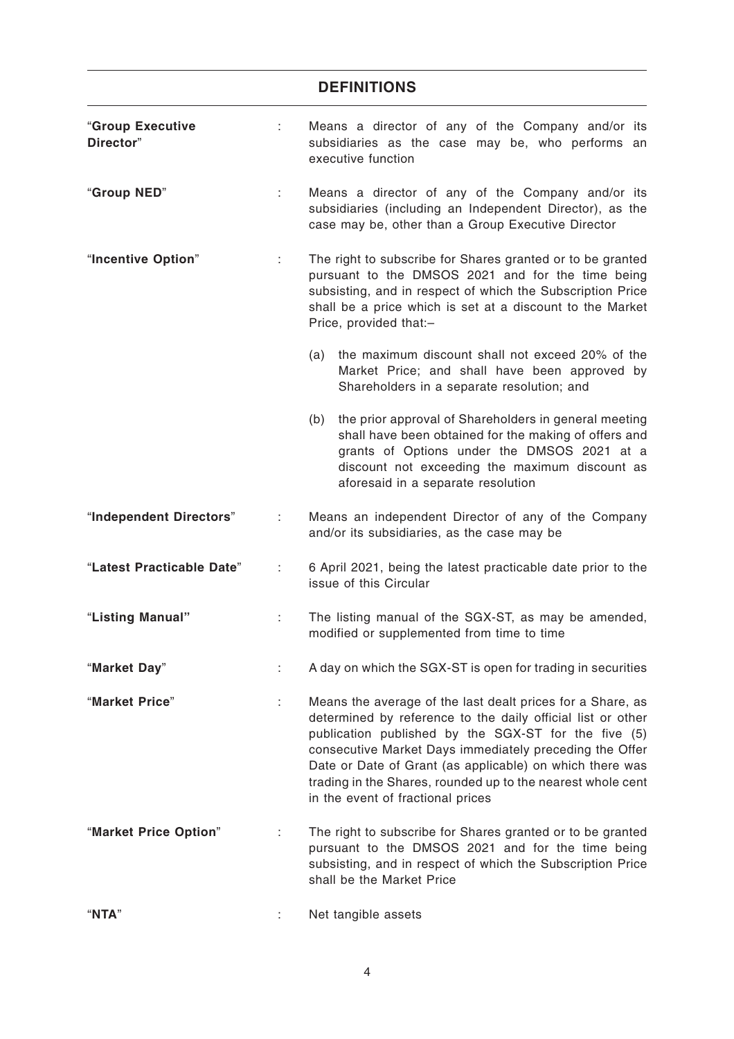## DEFINITIONS

| | | |
|---|---|---|
| "**Group Executive Director**" | : | Means a director of any of the Company and/or its subsidiaries as the case may be, who performs an executive function |
| "**Group NED**" | : | Means a director of any of the Company and/or its subsidiaries (including an Independent Director), as the case may be, other than a Group Executive Director |
| "**Incentive Option**" | : | The right to subscribe for Shares granted or to be granted pursuant to the DMSOS 2021 and for the time being subsisting, and in respect of which the Subscription Price shall be a price which is set at a discount to the Market Price, provided that:–<br><br>(a) the maximum discount shall not exceed 20% of the Market Price; and shall have been approved by Shareholders in a separate resolution; and<br><br>(b) the prior approval of Shareholders in general meeting shall have been obtained for the making of offers and grants of Options under the DMSOS 2021 at a discount not exceeding the maximum discount as aforesaid in a separate resolution |
| "**Independent Directors**" | : | Means an independent Director of any of the Company and/or its subsidiaries, as the case may be |
| "**Latest Practicable Date**" | : | 6 April 2021, being the latest practicable date prior to the issue of this Circular |
| "**Listing Manual"** | : | The listing manual of the SGX-ST, as may be amended, modified or supplemented from time to time |
| "**Market Day**" | : | A day on which the SGX-ST is open for trading in securities |
| "**Market Price**" | : | Means the average of the last dealt prices for a Share, as determined by reference to the daily official list or other publication published by the SGX-ST for the five (5) consecutive Market Days immediately preceding the Offer Date or Date of Grant (as applicable) on which there was trading in the Shares, rounded up to the nearest whole cent in the event of fractional prices |
| "**Market Price Option**" | : | The right to subscribe for Shares granted or to be granted pursuant to the DMSOS 2021 and for the time being subsisting, and in respect of which the Subscription Price shall be the Market Price |
| "**NTA**" | : | Net tangible assets |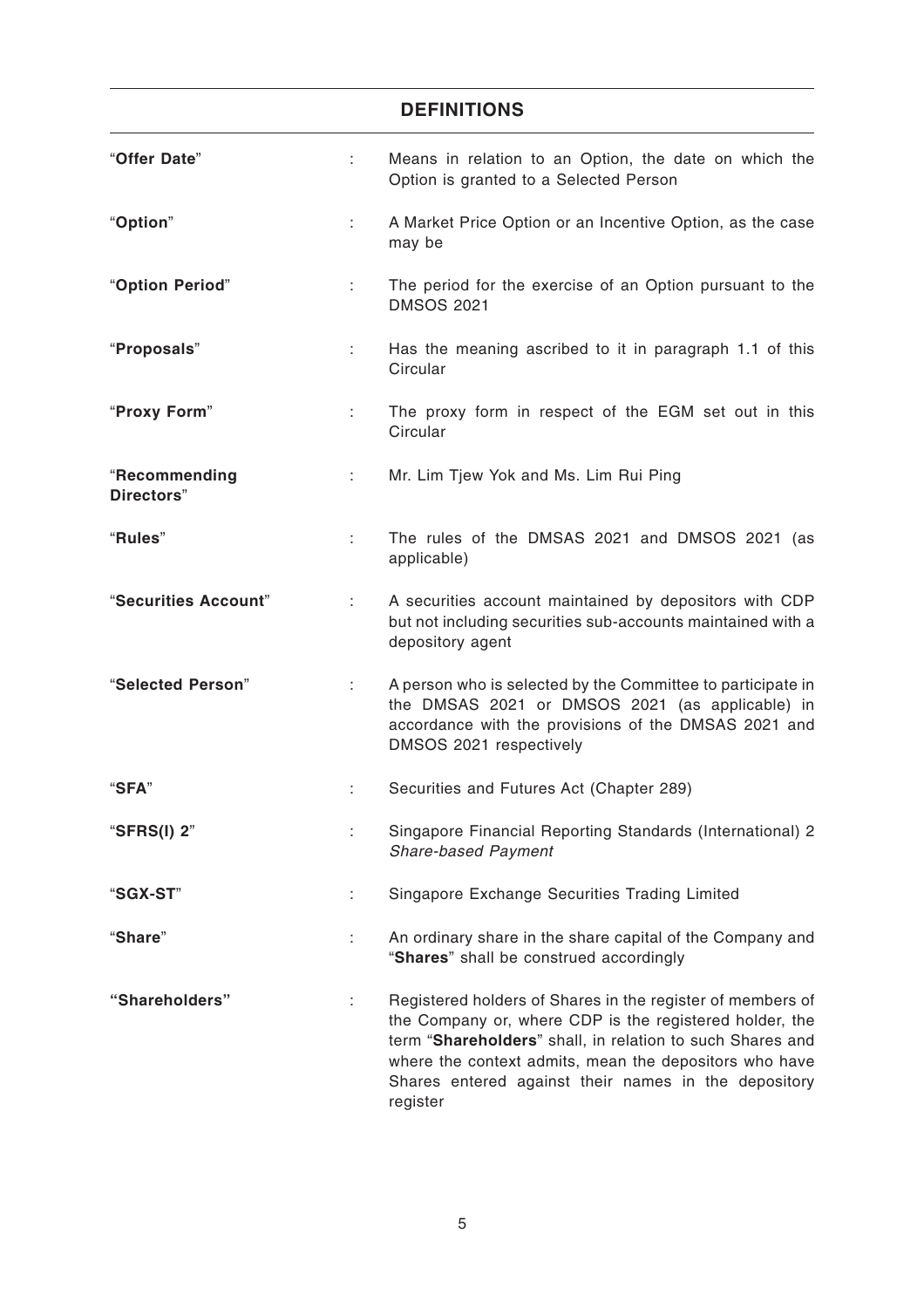## DEFINITIONS

| | | |
|---|---|---|
| "**Offer Date**" | : | Means in relation to an Option, the date on which the Option is granted to a Selected Person |
| "**Option**" | : | A Market Price Option or an Incentive Option, as the case may be |
| "**Option Period**" | : | The period for the exercise of an Option pursuant to the DMSOS 2021 |
| "**Proposals**" | : | Has the meaning ascribed to it in paragraph 1.1 of this Circular |
| "**Proxy Form**" | : | The proxy form in respect of the EGM set out in this Circular |
| "**Recommending Directors**" | : | Mr. Lim Tjew Yok and Ms. Lim Rui Ping |
| "**Rules**" | : | The rules of the DMSAS 2021 and DMSOS 2021 (as applicable) |
| "**Securities Account**" | : | A securities account maintained by depositors with CDP but not including securities sub-accounts maintained with a depository agent |
| "**Selected Person**" | : | A person who is selected by the Committee to participate in the DMSAS 2021 or DMSOS 2021 (as applicable) in accordance with the provisions of the DMSAS 2021 and DMSOS 2021 respectively |
| "**SFA**" | : | Securities and Futures Act (Chapter 289) |
| "**SFRS(I) 2**" | : | Singapore Financial Reporting Standards (International) 2 *Share-based Payment* |
| "**SGX-ST**" | : | Singapore Exchange Securities Trading Limited |
| "**Share**" | : | An ordinary share in the share capital of the Company and "**Shares**" shall be construed accordingly |
| "**Shareholders**" | : | Registered holders of Shares in the register of members of the Company or, where CDP is the registered holder, the term "**Shareholders**" shall, in relation to such Shares and where the context admits, mean the depositors who have Shares entered against their names in the depository register |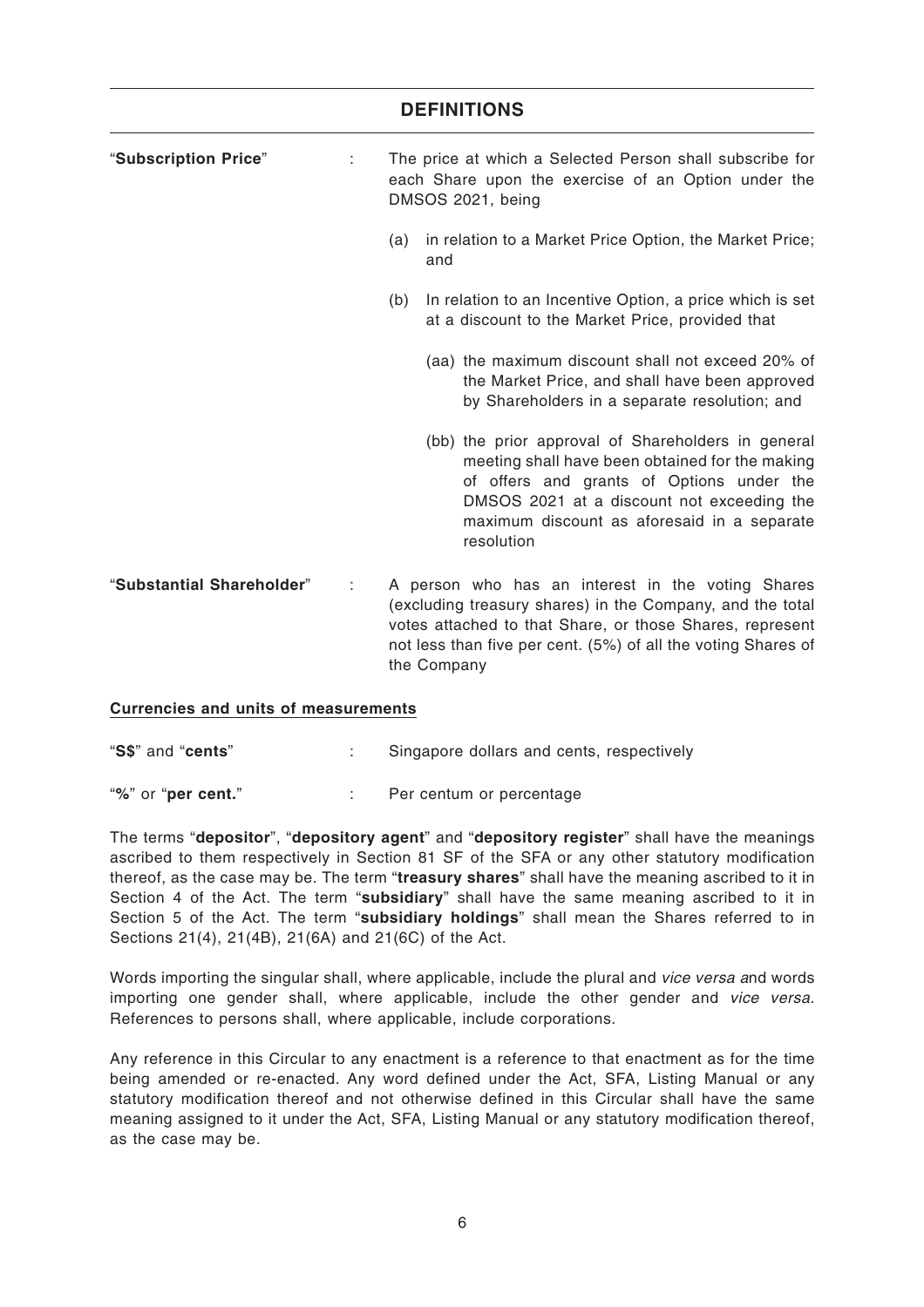## DEFINITIONS

"**Subscription Price**" : The price at which a Selected Person shall subscribe for each Share upon the exercise of an Option under the DMSOS 2021, being

(a) in relation to a Market Price Option, the Market Price; and

(b) In relation to an Incentive Option, a price which is set at a discount to the Market Price, provided that

(aa) the maximum discount shall not exceed 20% of the Market Price, and shall have been approved by Shareholders in a separate resolution; and

(bb) the prior approval of Shareholders in general meeting shall have been obtained for the making of offers and grants of Options under the DMSOS 2021 at a discount not exceeding the maximum discount as aforesaid in a separate resolution

"**Substantial Shareholder**" : A person who has an interest in the voting Shares (excluding treasury shares) in the Company, and the total votes attached to that Share, or those Shares, represent not less than five per cent. (5%) of all the voting Shares of the Company

**Currencies and units of measurements**

"**S$**" and "**cents**" : Singapore dollars and cents, respectively

"**%**" or "**per cent.**" : Per centum or percentage

The terms "**depositor**", "**depository agent**" and "**depository register**" shall have the meanings ascribed to them respectively in Section 81 SF of the SFA or any other statutory modification thereof, as the case may be. The term "**treasury shares**" shall have the meaning ascribed to it in Section 4 of the Act. The term "**subsidiary**" shall have the same meaning ascribed to it in Section 5 of the Act. The term "**subsidiary holdings**" shall mean the Shares referred to in Sections 21(4), 21(4B), 21(6A) and 21(6C) of the Act.

Words importing the singular shall, where applicable, include the plural and *vice versa* and words importing one gender shall, where applicable, include the other gender and *vice versa*. References to persons shall, where applicable, include corporations.

Any reference in this Circular to any enactment is a reference to that enactment as for the time being amended or re-enacted. Any word defined under the Act, SFA, Listing Manual or any statutory modification thereof and not otherwise defined in this Circular shall have the same meaning assigned to it under the Act, SFA, Listing Manual or any statutory modification thereof, as the case may be.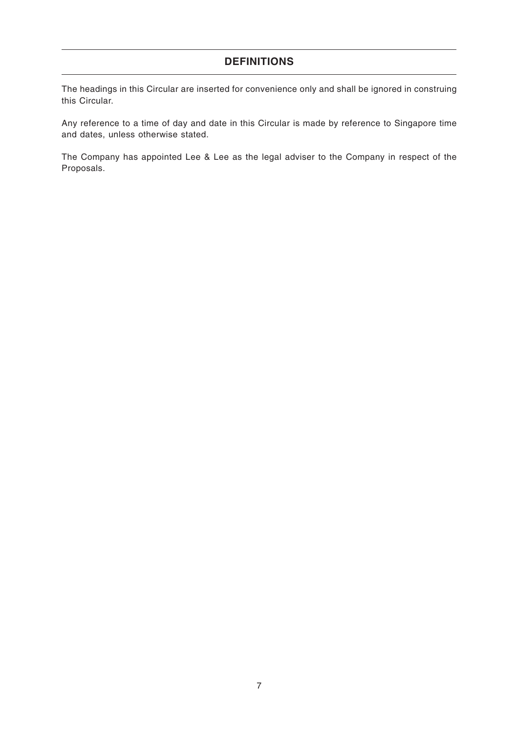## DEFINITIONS

The headings in this Circular are inserted for convenience only and shall be ignored in construing this Circular.

Any reference to a time of day and date in this Circular is made by reference to Singapore time and dates, unless otherwise stated.

The Company has appointed Lee & Lee as the legal adviser to the Company in respect of the Proposals.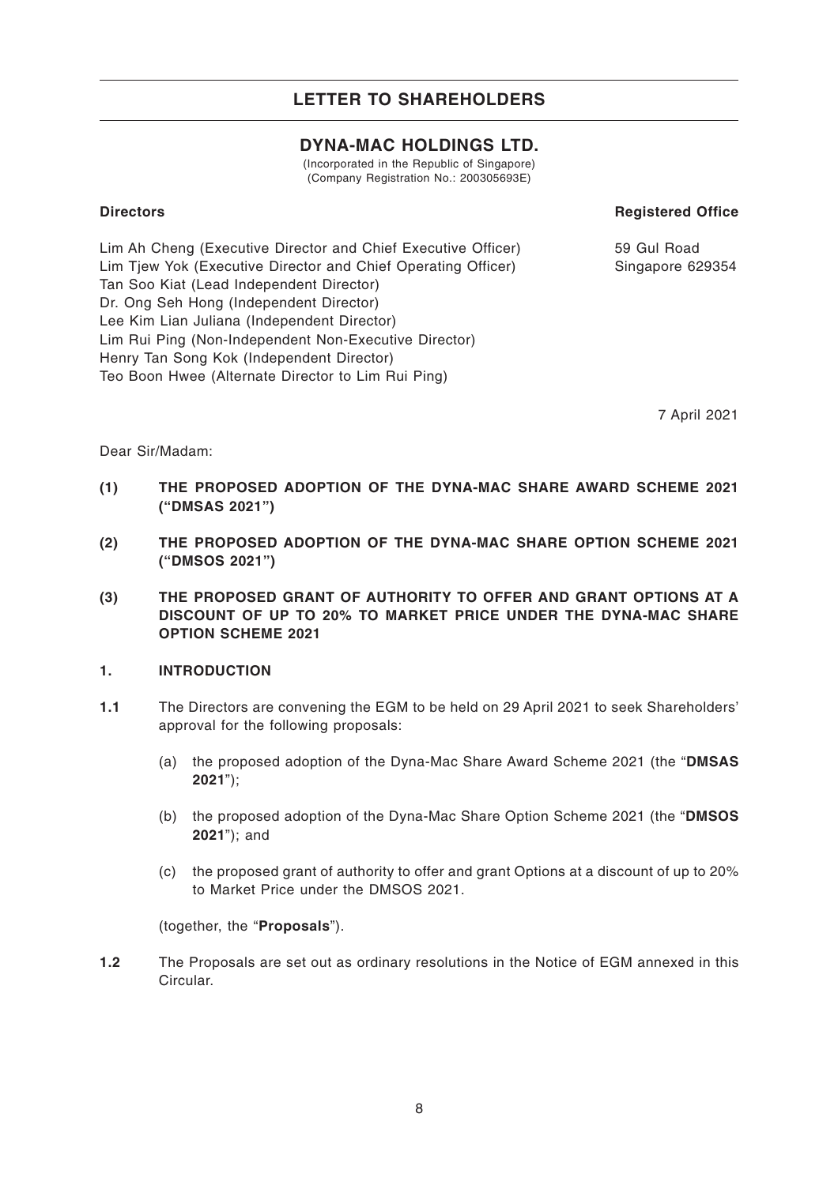## LETTER TO SHAREHOLDERS

### DYNA-MAC HOLDINGS LTD.

(Incorporated in the Republic of Singapore)
(Company Registration No.: 200305693E)

| **Directors** | **Registered Office** |
|---|---|
| Lim Ah Cheng (Executive Director and Chief Executive Officer) | 59 Gul Road |
| Lim Tjew Yok (Executive Director and Chief Operating Officer) | Singapore 629354 |
| Tan Soo Kiat (Lead Independent Director) | |
| Dr. Ong Seh Hong (Independent Director) | |
| Lee Kim Lian Juliana (Independent Director) | |
| Lim Rui Ping (Non-Independent Non-Executive Director) | |
| Henry Tan Song Kok (Independent Director) | |
| Teo Boon Hwee (Alternate Director to Lim Rui Ping) | |

7 April 2021

Dear Sir/Madam:

**(1) THE PROPOSED ADOPTION OF THE DYNA-MAC SHARE AWARD SCHEME 2021 ("DMSAS 2021")**

**(2) THE PROPOSED ADOPTION OF THE DYNA-MAC SHARE OPTION SCHEME 2021 ("DMSOS 2021")**

**(3) THE PROPOSED GRANT OF AUTHORITY TO OFFER AND GRANT OPTIONS AT A DISCOUNT OF UP TO 20% TO MARKET PRICE UNDER THE DYNA-MAC SHARE OPTION SCHEME 2021**

**1. INTRODUCTION**

**1.1** The Directors are convening the EGM to be held on 29 April 2021 to seek Shareholders' approval for the following proposals:

(a) the proposed adoption of the Dyna-Mac Share Award Scheme 2021 (the "**DMSAS 2021**");

(b) the proposed adoption of the Dyna-Mac Share Option Scheme 2021 (the "**DMSOS 2021**"); and

(c) the proposed grant of authority to offer and grant Options at a discount of up to 20% to Market Price under the DMSOS 2021.

(together, the "**Proposals**").

**1.2** The Proposals are set out as ordinary resolutions in the Notice of EGM annexed in this Circular.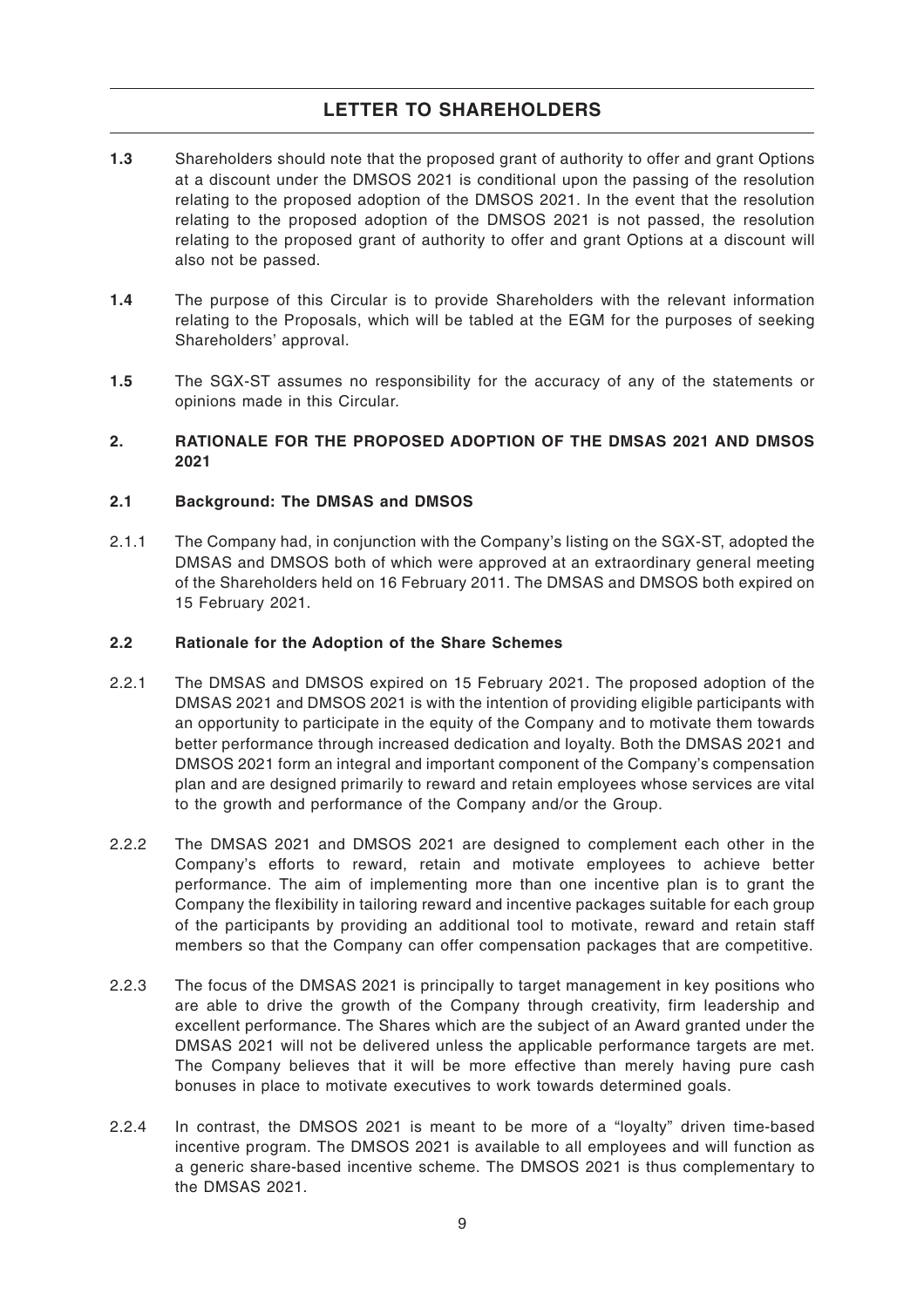**1.3** Shareholders should note that the proposed grant of authority to offer and grant Options at a discount under the DMSOS 2021 is conditional upon the passing of the resolution relating to the proposed adoption of the DMSOS 2021. In the event that the resolution relating to the proposed adoption of the DMSOS 2021 is not passed, the resolution relating to the proposed grant of authority to offer and grant Options at a discount will also not be passed.

**1.4** The purpose of this Circular is to provide Shareholders with the relevant information relating to the Proposals, which will be tabled at the EGM for the purposes of seeking Shareholders' approval.

**1.5** The SGX-ST assumes no responsibility for the accuracy of any of the statements or opinions made in this Circular.

## 2. RATIONALE FOR THE PROPOSED ADOPTION OF THE DMSAS 2021 AND DMSOS 2021

### 2.1 Background: The DMSAS and DMSOS

2.1.1 The Company had, in conjunction with the Company's listing on the SGX-ST, adopted the DMSAS and DMSOS both of which were approved at an extraordinary general meeting of the Shareholders held on 16 February 2011. The DMSAS and DMSOS both expired on 15 February 2021.

### 2.2 Rationale for the Adoption of the Share Schemes

2.2.1 The DMSAS and DMSOS expired on 15 February 2021. The proposed adoption of the DMSAS 2021 and DMSOS 2021 is with the intention of providing eligible participants with an opportunity to participate in the equity of the Company and to motivate them towards better performance through increased dedication and loyalty. Both the DMSAS 2021 and DMSOS 2021 form an integral and important component of the Company's compensation plan and are designed primarily to reward and retain employees whose services are vital to the growth and performance of the Company and/or the Group.

2.2.2 The DMSAS 2021 and DMSOS 2021 are designed to complement each other in the Company's efforts to reward, retain and motivate employees to achieve better performance. The aim of implementing more than one incentive plan is to grant the Company the flexibility in tailoring reward and incentive packages suitable for each group of the participants by providing an additional tool to motivate, reward and retain staff members so that the Company can offer compensation packages that are competitive.

2.2.3 The focus of the DMSAS 2021 is principally to target management in key positions who are able to drive the growth of the Company through creativity, firm leadership and excellent performance. The Shares which are the subject of an Award granted under the DMSAS 2021 will not be delivered unless the applicable performance targets are met. The Company believes that it will be more effective than merely having pure cash bonuses in place to motivate executives to work towards determined goals.

2.2.4 In contrast, the DMSOS 2021 is meant to be more of a "loyalty" driven time-based incentive program. The DMSOS 2021 is available to all employees and will function as a generic share-based incentive scheme. The DMSOS 2021 is thus complementary to the DMSAS 2021.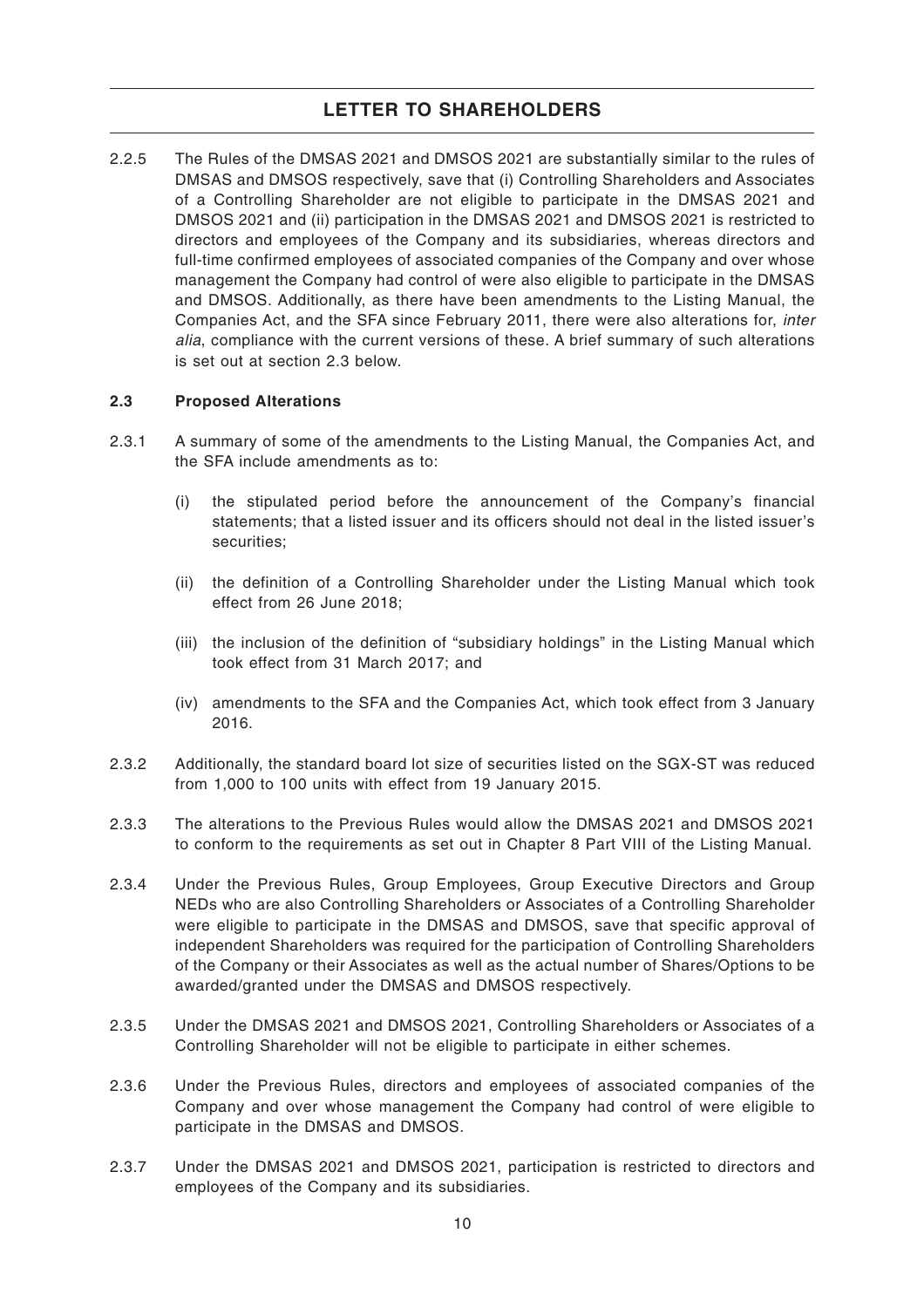2.2.5 The Rules of the DMSAS 2021 and DMSOS 2021 are substantially similar to the rules of DMSAS and DMSOS respectively, save that (i) Controlling Shareholders and Associates of a Controlling Shareholder are not eligible to participate in the DMSAS 2021 and DMSOS 2021 and (ii) participation in the DMSAS 2021 and DMSOS 2021 is restricted to directors and employees of the Company and its subsidiaries, whereas directors and full-time confirmed employees of associated companies of the Company and over whose management the Company had control of were also eligible to participate in the DMSAS and DMSOS. Additionally, as there have been amendments to the Listing Manual, the Companies Act, and the SFA since February 2011, there were also alterations for, *inter alia*, compliance with the current versions of these. A brief summary of such alterations is set out at section 2.3 below.

**2.3 Proposed Alterations**

2.3.1 A summary of some of the amendments to the Listing Manual, the Companies Act, and the SFA include amendments as to:

(i) the stipulated period before the announcement of the Company's financial statements; that a listed issuer and its officers should not deal in the listed issuer's securities;

(ii) the definition of a Controlling Shareholder under the Listing Manual which took effect from 26 June 2018;

(iii) the inclusion of the definition of "subsidiary holdings" in the Listing Manual which took effect from 31 March 2017; and

(iv) amendments to the SFA and the Companies Act, which took effect from 3 January 2016.

2.3.2 Additionally, the standard board lot size of securities listed on the SGX-ST was reduced from 1,000 to 100 units with effect from 19 January 2015.

2.3.3 The alterations to the Previous Rules would allow the DMSAS 2021 and DMSOS 2021 to conform to the requirements as set out in Chapter 8 Part VIII of the Listing Manual.

2.3.4 Under the Previous Rules, Group Employees, Group Executive Directors and Group NEDs who are also Controlling Shareholders or Associates of a Controlling Shareholder were eligible to participate in the DMSAS and DMSOS, save that specific approval of independent Shareholders was required for the participation of Controlling Shareholders of the Company or their Associates as well as the actual number of Shares/Options to be awarded/granted under the DMSAS and DMSOS respectively.

2.3.5 Under the DMSAS 2021 and DMSOS 2021, Controlling Shareholders or Associates of a Controlling Shareholder will not be eligible to participate in either schemes.

2.3.6 Under the Previous Rules, directors and employees of associated companies of the Company and over whose management the Company had control of were eligible to participate in the DMSAS and DMSOS.

2.3.7 Under the DMSAS 2021 and DMSOS 2021, participation is restricted to directors and employees of the Company and its subsidiaries.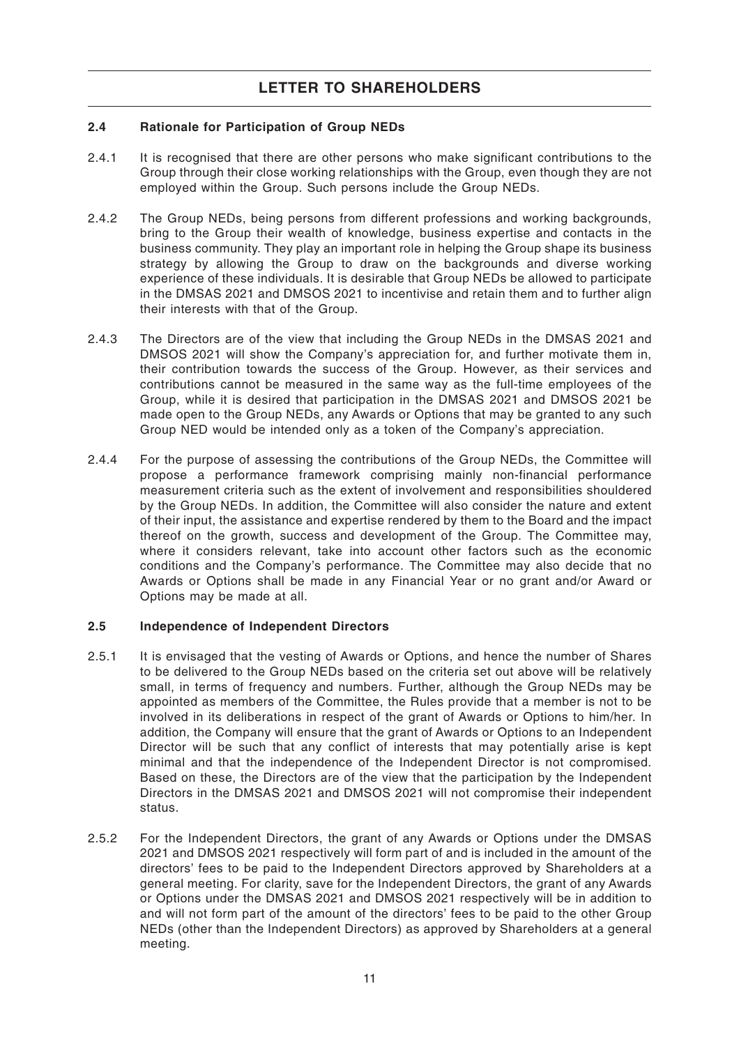# LETTER TO SHAREHOLDERS

### 2.4 Rationale for Participation of Group NEDs

2.4.1 It is recognised that there are other persons who make significant contributions to the Group through their close working relationships with the Group, even though they are not employed within the Group. Such persons include the Group NEDs.

2.4.2 The Group NEDs, being persons from different professions and working backgrounds, bring to the Group their wealth of knowledge, business expertise and contacts in the business community. They play an important role in helping the Group shape its business strategy by allowing the Group to draw on the backgrounds and diverse working experience of these individuals. It is desirable that Group NEDs be allowed to participate in the DMSAS 2021 and DMSOS 2021 to incentivise and retain them and to further align their interests with that of the Group.

2.4.3 The Directors are of the view that including the Group NEDs in the DMSAS 2021 and DMSOS 2021 will show the Company's appreciation for, and further motivate them in, their contribution towards the success of the Group. However, as their services and contributions cannot be measured in the same way as the full-time employees of the Group, while it is desired that participation in the DMSAS 2021 and DMSOS 2021 be made open to the Group NEDs, any Awards or Options that may be granted to any such Group NED would be intended only as a token of the Company's appreciation.

2.4.4 For the purpose of assessing the contributions of the Group NEDs, the Committee will propose a performance framework comprising mainly non-financial performance measurement criteria such as the extent of involvement and responsibilities shouldered by the Group NEDs. In addition, the Committee will also consider the nature and extent of their input, the assistance and expertise rendered by them to the Board and the impact thereof on the growth, success and development of the Group. The Committee may, where it considers relevant, take into account other factors such as the economic conditions and the Company's performance. The Committee may also decide that no Awards or Options shall be made in any Financial Year or no grant and/or Award or Options may be made at all.

### 2.5 Independence of Independent Directors

2.5.1 It is envisaged that the vesting of Awards or Options, and hence the number of Shares to be delivered to the Group NEDs based on the criteria set out above will be relatively small, in terms of frequency and numbers. Further, although the Group NEDs may be appointed as members of the Committee, the Rules provide that a member is not to be involved in its deliberations in respect of the grant of Awards or Options to him/her. In addition, the Company will ensure that the grant of Awards or Options to an Independent Director will be such that any conflict of interests that may potentially arise is kept minimal and that the independence of the Independent Director is not compromised. Based on these, the Directors are of the view that the participation by the Independent Directors in the DMSAS 2021 and DMSOS 2021 will not compromise their independent status.

2.5.2 For the Independent Directors, the grant of any Awards or Options under the DMSAS 2021 and DMSOS 2021 respectively will form part of and is included in the amount of the directors' fees to be paid to the Independent Directors approved by Shareholders at a general meeting. For clarity, save for the Independent Directors, the grant of any Awards or Options under the DMSAS 2021 and DMSOS 2021 respectively will be in addition to and will not form part of the amount of the directors' fees to be paid to the other Group NEDs (other than the Independent Directors) as approved by Shareholders at a general meeting.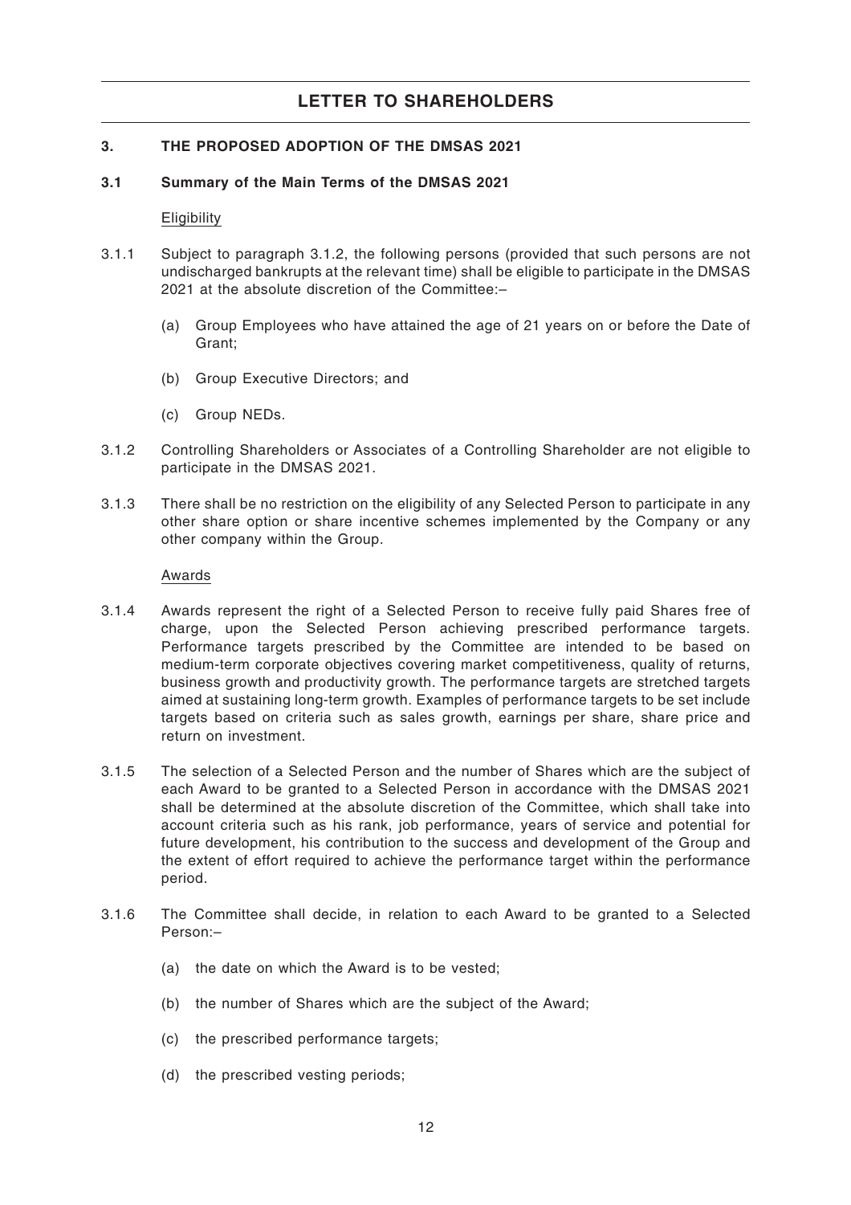## 3. THE PROPOSED ADOPTION OF THE DMSAS 2021

### 3.1 Summary of the Main Terms of the DMSAS 2021

Eligibility

3.1.1 Subject to paragraph 3.1.2, the following persons (provided that such persons are not undischarged bankrupts at the relevant time) shall be eligible to participate in the DMSAS 2021 at the absolute discretion of the Committee:–

(a) Group Employees who have attained the age of 21 years on or before the Date of Grant;

(b) Group Executive Directors; and

(c) Group NEDs.

3.1.2 Controlling Shareholders or Associates of a Controlling Shareholder are not eligible to participate in the DMSAS 2021.

3.1.3 There shall be no restriction on the eligibility of any Selected Person to participate in any other share option or share incentive schemes implemented by the Company or any other company within the Group.

Awards

3.1.4 Awards represent the right of a Selected Person to receive fully paid Shares free of charge, upon the Selected Person achieving prescribed performance targets. Performance targets prescribed by the Committee are intended to be based on medium-term corporate objectives covering market competitiveness, quality of returns, business growth and productivity growth. The performance targets are stretched targets aimed at sustaining long-term growth. Examples of performance targets to be set include targets based on criteria such as sales growth, earnings per share, share price and return on investment.

3.1.5 The selection of a Selected Person and the number of Shares which are the subject of each Award to be granted to a Selected Person in accordance with the DMSAS 2021 shall be determined at the absolute discretion of the Committee, which shall take into account criteria such as his rank, job performance, years of service and potential for future development, his contribution to the success and development of the Group and the extent of effort required to achieve the performance target within the performance period.

3.1.6 The Committee shall decide, in relation to each Award to be granted to a Selected Person:–

(a) the date on which the Award is to be vested;

(b) the number of Shares which are the subject of the Award;

(c) the prescribed performance targets;

(d) the prescribed vesting periods;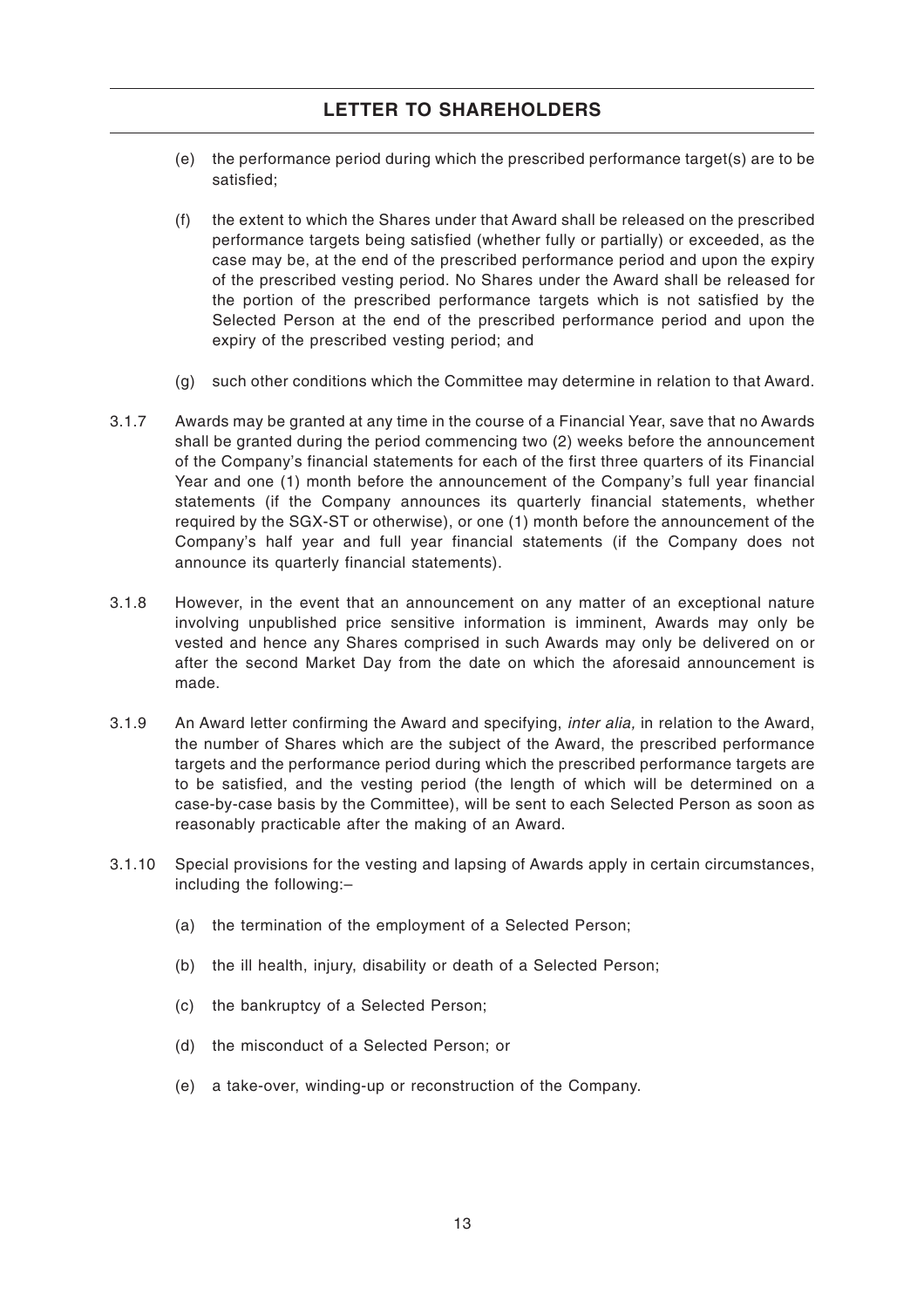(e) the performance period during which the prescribed performance target(s) are to be satisfied;

(f) the extent to which the Shares under that Award shall be released on the prescribed performance targets being satisfied (whether fully or partially) or exceeded, as the case may be, at the end of the prescribed performance period and upon the expiry of the prescribed vesting period. No Shares under the Award shall be released for the portion of the prescribed performance targets which is not satisfied by the Selected Person at the end of the prescribed performance period and upon the expiry of the prescribed vesting period; and

(g) such other conditions which the Committee may determine in relation to that Award.

3.1.7 Awards may be granted at any time in the course of a Financial Year, save that no Awards shall be granted during the period commencing two (2) weeks before the announcement of the Company's financial statements for each of the first three quarters of its Financial Year and one (1) month before the announcement of the Company's full year financial statements (if the Company announces its quarterly financial statements, whether required by the SGX-ST or otherwise), or one (1) month before the announcement of the Company's half year and full year financial statements (if the Company does not announce its quarterly financial statements).

3.1.8 However, in the event that an announcement on any matter of an exceptional nature involving unpublished price sensitive information is imminent, Awards may only be vested and hence any Shares comprised in such Awards may only be delivered on or after the second Market Day from the date on which the aforesaid announcement is made.

3.1.9 An Award letter confirming the Award and specifying, *inter alia,* in relation to the Award, the number of Shares which are the subject of the Award, the prescribed performance targets and the performance period during which the prescribed performance targets are to be satisfied, and the vesting period (the length of which will be determined on a case-by-case basis by the Committee), will be sent to each Selected Person as soon as reasonably practicable after the making of an Award.

3.1.10 Special provisions for the vesting and lapsing of Awards apply in certain circumstances, including the following:–

(a) the termination of the employment of a Selected Person;

(b) the ill health, injury, disability or death of a Selected Person;

(c) the bankruptcy of a Selected Person;

(d) the misconduct of a Selected Person; or

(e) a take-over, winding-up or reconstruction of the Company.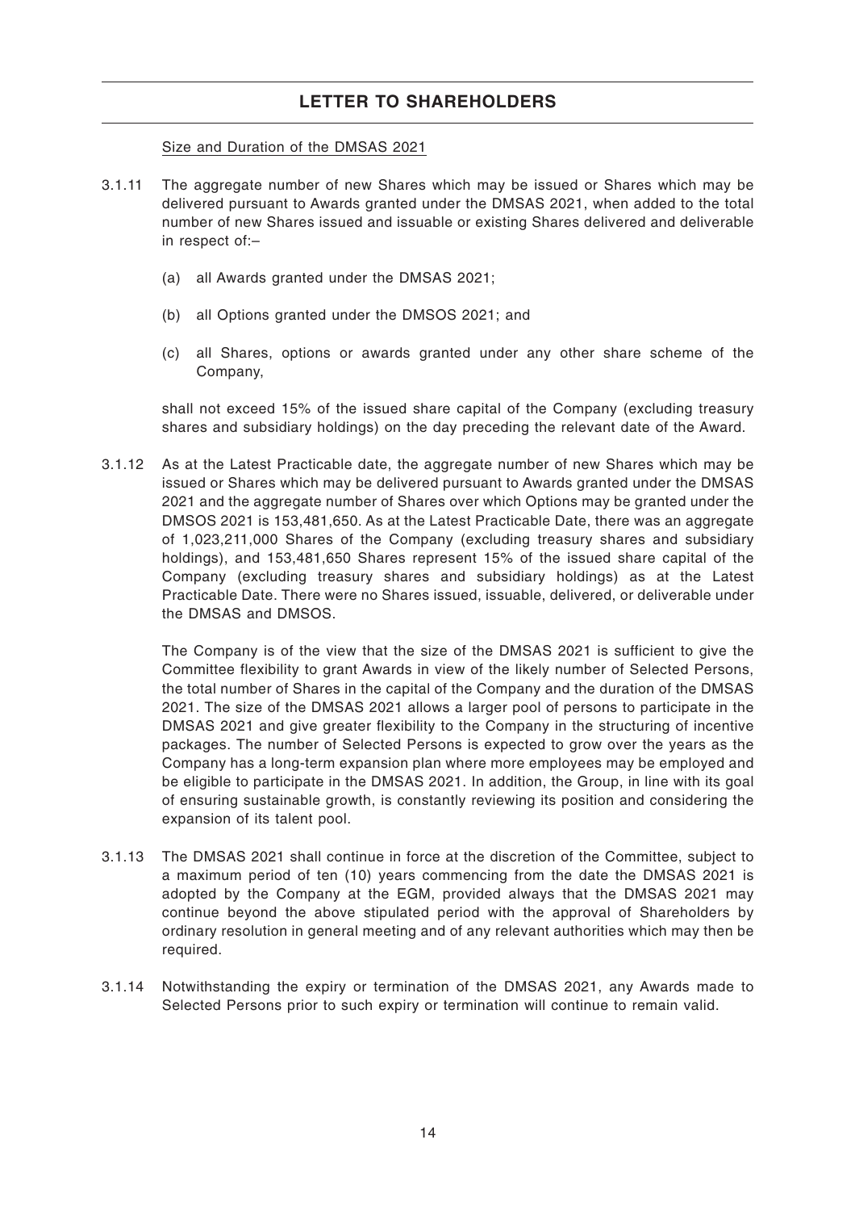Size and Duration of the DMSAS 2021

3.1.11 The aggregate number of new Shares which may be issued or Shares which may be delivered pursuant to Awards granted under the DMSAS 2021, when added to the total number of new Shares issued and issuable or existing Shares delivered and deliverable in respect of:–

(a) all Awards granted under the DMSAS 2021;

(b) all Options granted under the DMSOS 2021; and

(c) all Shares, options or awards granted under any other share scheme of the Company,

shall not exceed 15% of the issued share capital of the Company (excluding treasury shares and subsidiary holdings) on the day preceding the relevant date of the Award.

3.1.12 As at the Latest Practicable date, the aggregate number of new Shares which may be issued or Shares which may be delivered pursuant to Awards granted under the DMSAS 2021 and the aggregate number of Shares over which Options may be granted under the DMSOS 2021 is 153,481,650. As at the Latest Practicable Date, there was an aggregate of 1,023,211,000 Shares of the Company (excluding treasury shares and subsidiary holdings), and 153,481,650 Shares represent 15% of the issued share capital of the Company (excluding treasury shares and subsidiary holdings) as at the Latest Practicable Date. There were no Shares issued, issuable, delivered, or deliverable under the DMSAS and DMSOS.

The Company is of the view that the size of the DMSAS 2021 is sufficient to give the Committee flexibility to grant Awards in view of the likely number of Selected Persons, the total number of Shares in the capital of the Company and the duration of the DMSAS 2021. The size of the DMSAS 2021 allows a larger pool of persons to participate in the DMSAS 2021 and give greater flexibility to the Company in the structuring of incentive packages. The number of Selected Persons is expected to grow over the years as the Company has a long-term expansion plan where more employees may be employed and be eligible to participate in the DMSAS 2021. In addition, the Group, in line with its goal of ensuring sustainable growth, is constantly reviewing its position and considering the expansion of its talent pool.

3.1.13 The DMSAS 2021 shall continue in force at the discretion of the Committee, subject to a maximum period of ten (10) years commencing from the date the DMSAS 2021 is adopted by the Company at the EGM, provided always that the DMSAS 2021 may continue beyond the above stipulated period with the approval of Shareholders by ordinary resolution in general meeting and of any relevant authorities which may then be required.

3.1.14 Notwithstanding the expiry or termination of the DMSAS 2021, any Awards made to Selected Persons prior to such expiry or termination will continue to remain valid.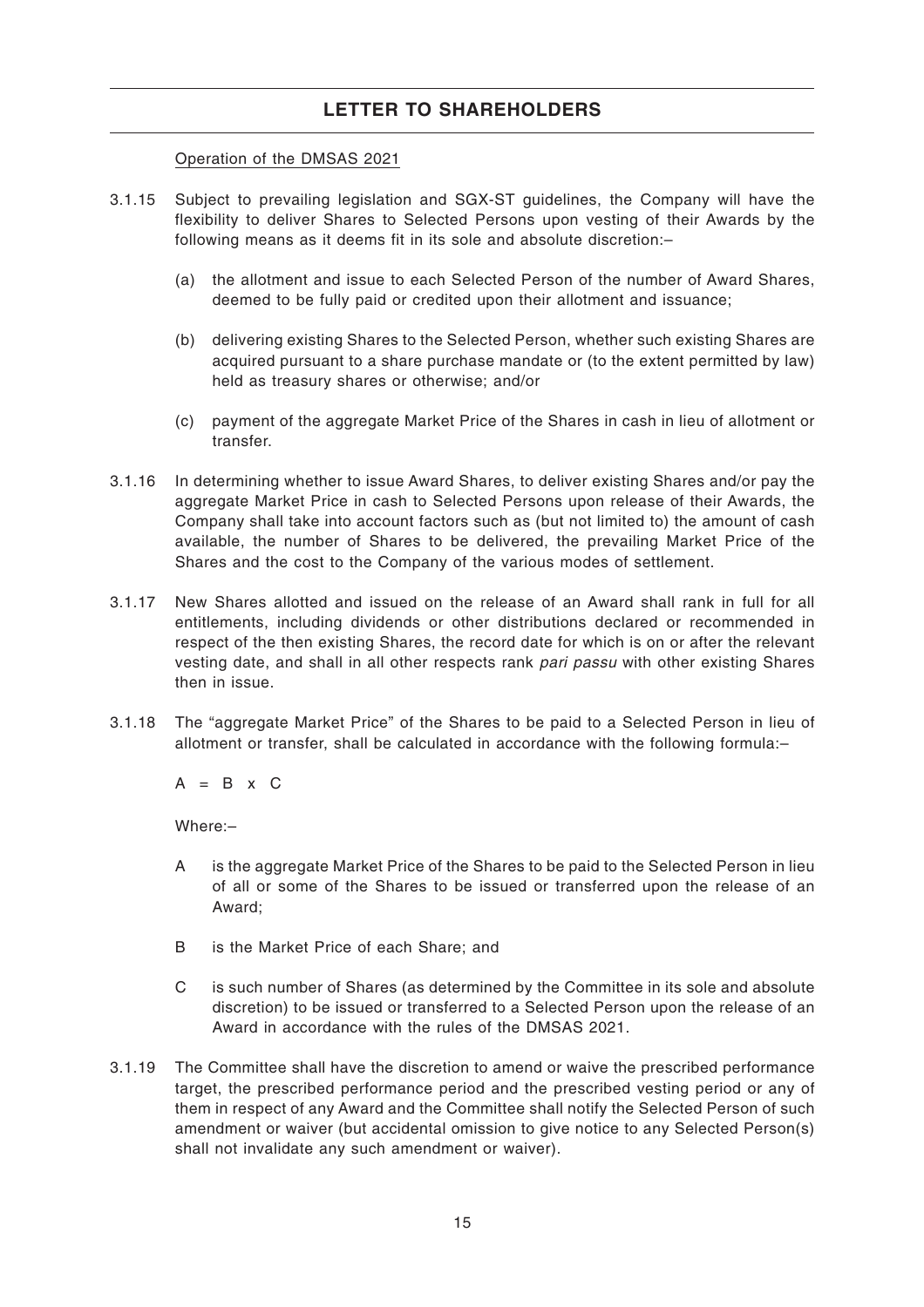Operation of the DMSAS 2021

3.1.15 Subject to prevailing legislation and SGX-ST guidelines, the Company will have the flexibility to deliver Shares to Selected Persons upon vesting of their Awards by the following means as it deems fit in its sole and absolute discretion:–

(a) the allotment and issue to each Selected Person of the number of Award Shares, deemed to be fully paid or credited upon their allotment and issuance;

(b) delivering existing Shares to the Selected Person, whether such existing Shares are acquired pursuant to a share purchase mandate or (to the extent permitted by law) held as treasury shares or otherwise; and/or

(c) payment of the aggregate Market Price of the Shares in cash in lieu of allotment or transfer.

3.1.16 In determining whether to issue Award Shares, to deliver existing Shares and/or pay the aggregate Market Price in cash to Selected Persons upon release of their Awards, the Company shall take into account factors such as (but not limited to) the amount of cash available, the number of Shares to be delivered, the prevailing Market Price of the Shares and the cost to the Company of the various modes of settlement.

3.1.17 New Shares allotted and issued on the release of an Award shall rank in full for all entitlements, including dividends or other distributions declared or recommended in respect of the then existing Shares, the record date for which is on or after the relevant vesting date, and shall in all other respects rank *pari passu* with other existing Shares then in issue.

3.1.18 The "aggregate Market Price" of the Shares to be paid to a Selected Person in lieu of allotment or transfer, shall be calculated in accordance with the following formula:–

$$A = B \times C$$

Where:–

A is the aggregate Market Price of the Shares to be paid to the Selected Person in lieu of all or some of the Shares to be issued or transferred upon the release of an Award;

B is the Market Price of each Share; and

C is such number of Shares (as determined by the Committee in its sole and absolute discretion) to be issued or transferred to a Selected Person upon the release of an Award in accordance with the rules of the DMSAS 2021.

3.1.19 The Committee shall have the discretion to amend or waive the prescribed performance target, the prescribed performance period and the prescribed vesting period or any of them in respect of any Award and the Committee shall notify the Selected Person of such amendment or waiver (but accidental omission to give notice to any Selected Person(s) shall not invalidate any such amendment or waiver).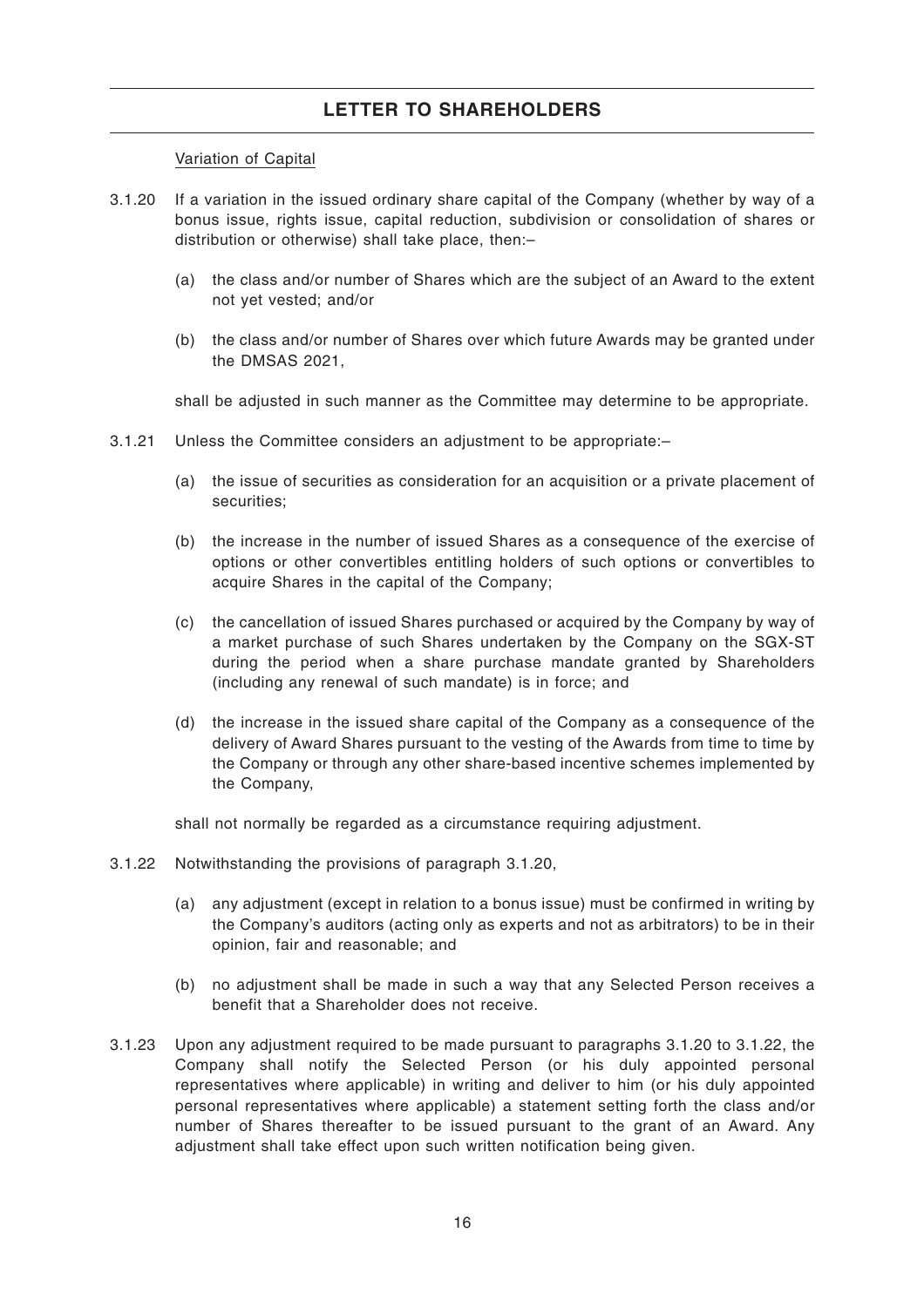Variation of Capital

3.1.20 If a variation in the issued ordinary share capital of the Company (whether by way of a bonus issue, rights issue, capital reduction, subdivision or consolidation of shares or distribution or otherwise) shall take place, then:–

(a) the class and/or number of Shares which are the subject of an Award to the extent not yet vested; and/or

(b) the class and/or number of Shares over which future Awards may be granted under the DMSAS 2021,

shall be adjusted in such manner as the Committee may determine to be appropriate.

3.1.21 Unless the Committee considers an adjustment to be appropriate:–

(a) the issue of securities as consideration for an acquisition or a private placement of securities;

(b) the increase in the number of issued Shares as a consequence of the exercise of options or other convertibles entitling holders of such options or convertibles to acquire Shares in the capital of the Company;

(c) the cancellation of issued Shares purchased or acquired by the Company by way of a market purchase of such Shares undertaken by the Company on the SGX-ST during the period when a share purchase mandate granted by Shareholders (including any renewal of such mandate) is in force; and

(d) the increase in the issued share capital of the Company as a consequence of the delivery of Award Shares pursuant to the vesting of the Awards from time to time by the Company or through any other share-based incentive schemes implemented by the Company,

shall not normally be regarded as a circumstance requiring adjustment.

3.1.22 Notwithstanding the provisions of paragraph 3.1.20,

(a) any adjustment (except in relation to a bonus issue) must be confirmed in writing by the Company's auditors (acting only as experts and not as arbitrators) to be in their opinion, fair and reasonable; and

(b) no adjustment shall be made in such a way that any Selected Person receives a benefit that a Shareholder does not receive.

3.1.23 Upon any adjustment required to be made pursuant to paragraphs 3.1.20 to 3.1.22, the Company shall notify the Selected Person (or his duly appointed personal representatives where applicable) in writing and deliver to him (or his duly appointed personal representatives where applicable) a statement setting forth the class and/or number of Shares thereafter to be issued pursuant to the grant of an Award. Any adjustment shall take effect upon such written notification being given.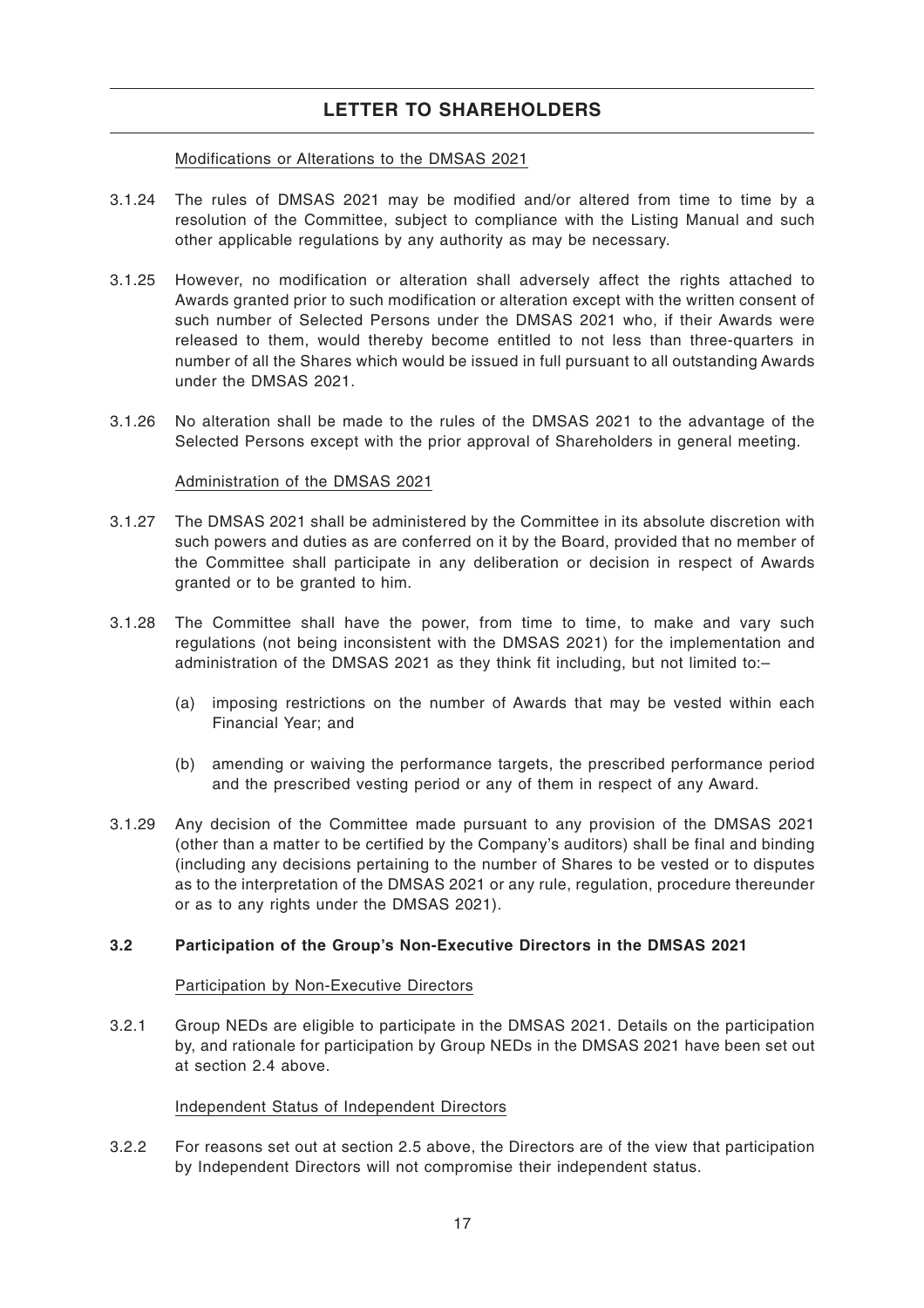Modifications or Alterations to the DMSAS 2021

3.1.24 The rules of DMSAS 2021 may be modified and/or altered from time to time by a resolution of the Committee, subject to compliance with the Listing Manual and such other applicable regulations by any authority as may be necessary.

3.1.25 However, no modification or alteration shall adversely affect the rights attached to Awards granted prior to such modification or alteration except with the written consent of such number of Selected Persons under the DMSAS 2021 who, if their Awards were released to them, would thereby become entitled to not less than three-quarters in number of all the Shares which would be issued in full pursuant to all outstanding Awards under the DMSAS 2021.

3.1.26 No alteration shall be made to the rules of the DMSAS 2021 to the advantage of the Selected Persons except with the prior approval of Shareholders in general meeting.

Administration of the DMSAS 2021

3.1.27 The DMSAS 2021 shall be administered by the Committee in its absolute discretion with such powers and duties as are conferred on it by the Board, provided that no member of the Committee shall participate in any deliberation or decision in respect of Awards granted or to be granted to him.

3.1.28 The Committee shall have the power, from time to time, to make and vary such regulations (not being inconsistent with the DMSAS 2021) for the implementation and administration of the DMSAS 2021 as they think fit including, but not limited to:–

(a) imposing restrictions on the number of Awards that may be vested within each Financial Year; and

(b) amending or waiving the performance targets, the prescribed performance period and the prescribed vesting period or any of them in respect of any Award.

3.1.29 Any decision of the Committee made pursuant to any provision of the DMSAS 2021 (other than a matter to be certified by the Company's auditors) shall be final and binding (including any decisions pertaining to the number of Shares to be vested or to disputes as to the interpretation of the DMSAS 2021 or any rule, regulation, procedure thereunder or as to any rights under the DMSAS 2021).

**3.2 Participation of the Group's Non-Executive Directors in the DMSAS 2021**

Participation by Non-Executive Directors

3.2.1 Group NEDs are eligible to participate in the DMSAS 2021. Details on the participation by, and rationale for participation by Group NEDs in the DMSAS 2021 have been set out at section 2.4 above.

Independent Status of Independent Directors

3.2.2 For reasons set out at section 2.5 above, the Directors are of the view that participation by Independent Directors will not compromise their independent status.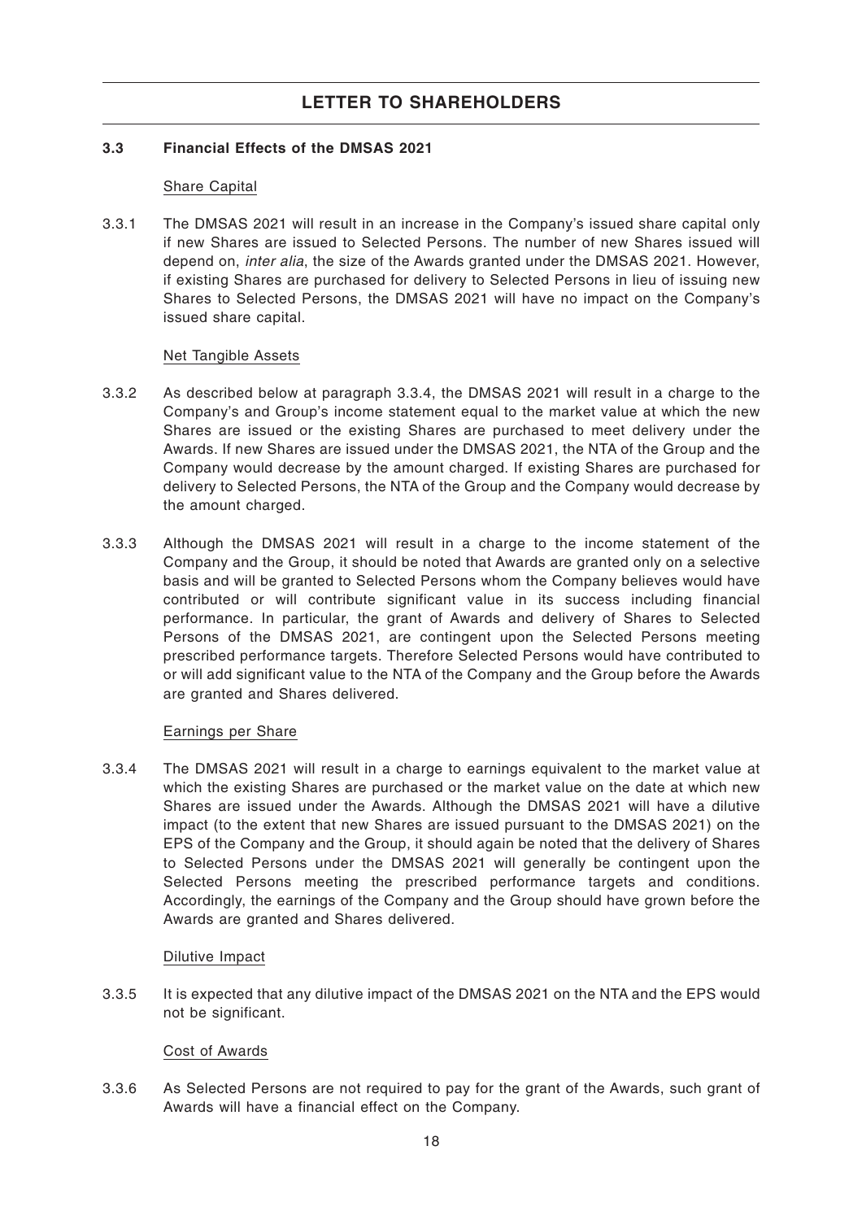### 3.3 Financial Effects of the DMSAS 2021

Share Capital

3.3.1 The DMSAS 2021 will result in an increase in the Company's issued share capital only if new Shares are issued to Selected Persons. The number of new Shares issued will depend on, *inter alia*, the size of the Awards granted under the DMSAS 2021. However, if existing Shares are purchased for delivery to Selected Persons in lieu of issuing new Shares to Selected Persons, the DMSAS 2021 will have no impact on the Company's issued share capital.

Net Tangible Assets

3.3.2 As described below at paragraph 3.3.4, the DMSAS 2021 will result in a charge to the Company's and Group's income statement equal to the market value at which the new Shares are issued or the existing Shares are purchased to meet delivery under the Awards. If new Shares are issued under the DMSAS 2021, the NTA of the Group and the Company would decrease by the amount charged. If existing Shares are purchased for delivery to Selected Persons, the NTA of the Group and the Company would decrease by the amount charged.

3.3.3 Although the DMSAS 2021 will result in a charge to the income statement of the Company and the Group, it should be noted that Awards are granted only on a selective basis and will be granted to Selected Persons whom the Company believes would have contributed or will contribute significant value in its success including financial performance. In particular, the grant of Awards and delivery of Shares to Selected Persons of the DMSAS 2021, are contingent upon the Selected Persons meeting prescribed performance targets. Therefore Selected Persons would have contributed to or will add significant value to the NTA of the Company and the Group before the Awards are granted and Shares delivered.

Earnings per Share

3.3.4 The DMSAS 2021 will result in a charge to earnings equivalent to the market value at which the existing Shares are purchased or the market value on the date at which new Shares are issued under the Awards. Although the DMSAS 2021 will have a dilutive impact (to the extent that new Shares are issued pursuant to the DMSAS 2021) on the EPS of the Company and the Group, it should again be noted that the delivery of Shares to Selected Persons under the DMSAS 2021 will generally be contingent upon the Selected Persons meeting the prescribed performance targets and conditions. Accordingly, the earnings of the Company and the Group should have grown before the Awards are granted and Shares delivered.

Dilutive Impact

3.3.5 It is expected that any dilutive impact of the DMSAS 2021 on the NTA and the EPS would not be significant.

Cost of Awards

3.3.6 As Selected Persons are not required to pay for the grant of the Awards, such grant of Awards will have a financial effect on the Company.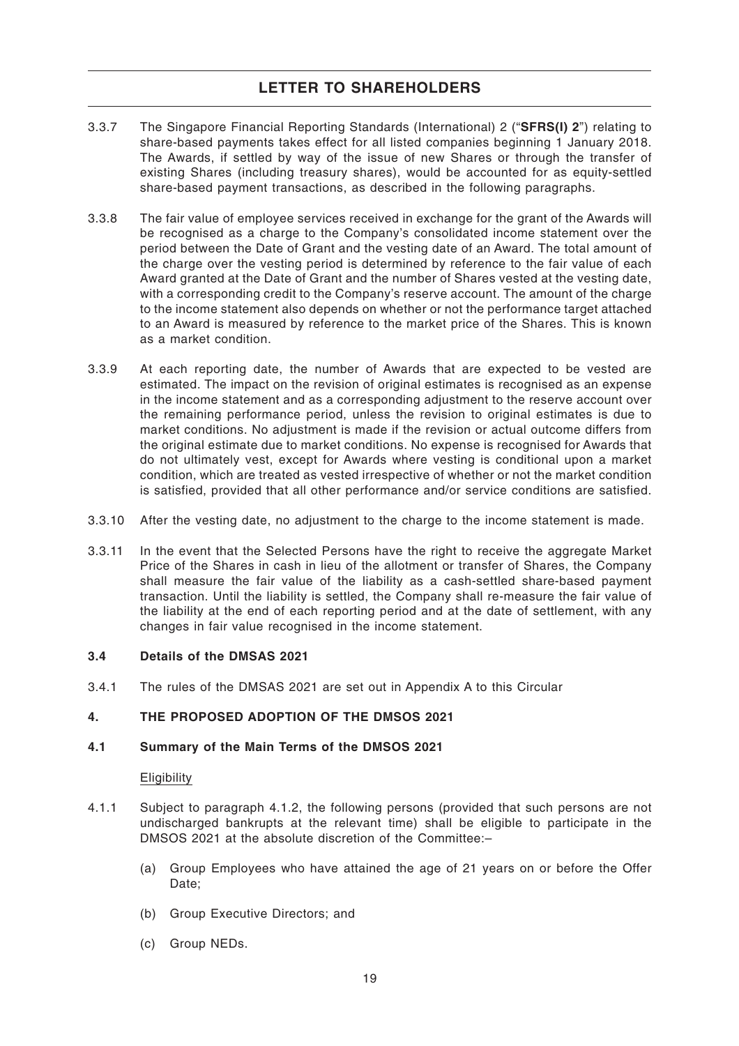3.3.7 The Singapore Financial Reporting Standards (International) 2 ("**SFRS(I) 2**") relating to share-based payments takes effect for all listed companies beginning 1 January 2018. The Awards, if settled by way of the issue of new Shares or through the transfer of existing Shares (including treasury shares), would be accounted for as equity-settled share-based payment transactions, as described in the following paragraphs.

3.3.8 The fair value of employee services received in exchange for the grant of the Awards will be recognised as a charge to the Company's consolidated income statement over the period between the Date of Grant and the vesting date of an Award. The total amount of the charge over the vesting period is determined by reference to the fair value of each Award granted at the Date of Grant and the number of Shares vested at the vesting date, with a corresponding credit to the Company's reserve account. The amount of the charge to the income statement also depends on whether or not the performance target attached to an Award is measured by reference to the market price of the Shares. This is known as a market condition.

3.3.9 At each reporting date, the number of Awards that are expected to be vested are estimated. The impact on the revision of original estimates is recognised as an expense in the income statement and as a corresponding adjustment to the reserve account over the remaining performance period, unless the revision to original estimates is due to market conditions. No adjustment is made if the revision or actual outcome differs from the original estimate due to market conditions. No expense is recognised for Awards that do not ultimately vest, except for Awards where vesting is conditional upon a market condition, which are treated as vested irrespective of whether or not the market condition is satisfied, provided that all other performance and/or service conditions are satisfied.

3.3.10 After the vesting date, no adjustment to the charge to the income statement is made.

3.3.11 In the event that the Selected Persons have the right to receive the aggregate Market Price of the Shares in cash in lieu of the allotment or transfer of Shares, the Company shall measure the fair value of the liability as a cash-settled share-based payment transaction. Until the liability is settled, the Company shall re-measure the fair value of the liability at the end of each reporting period and at the date of settlement, with any changes in fair value recognised in the income statement.

### 3.4 Details of the DMSAS 2021

3.4.1 The rules of the DMSAS 2021 are set out in Appendix A to this Circular

## 4. THE PROPOSED ADOPTION OF THE DMSOS 2021

### 4.1 Summary of the Main Terms of the DMSOS 2021

Eligibility

4.1.1 Subject to paragraph 4.1.2, the following persons (provided that such persons are not undischarged bankrupts at the relevant time) shall be eligible to participate in the DMSOS 2021 at the absolute discretion of the Committee:–

(a) Group Employees who have attained the age of 21 years on or before the Offer Date;

(b) Group Executive Directors; and

(c) Group NEDs.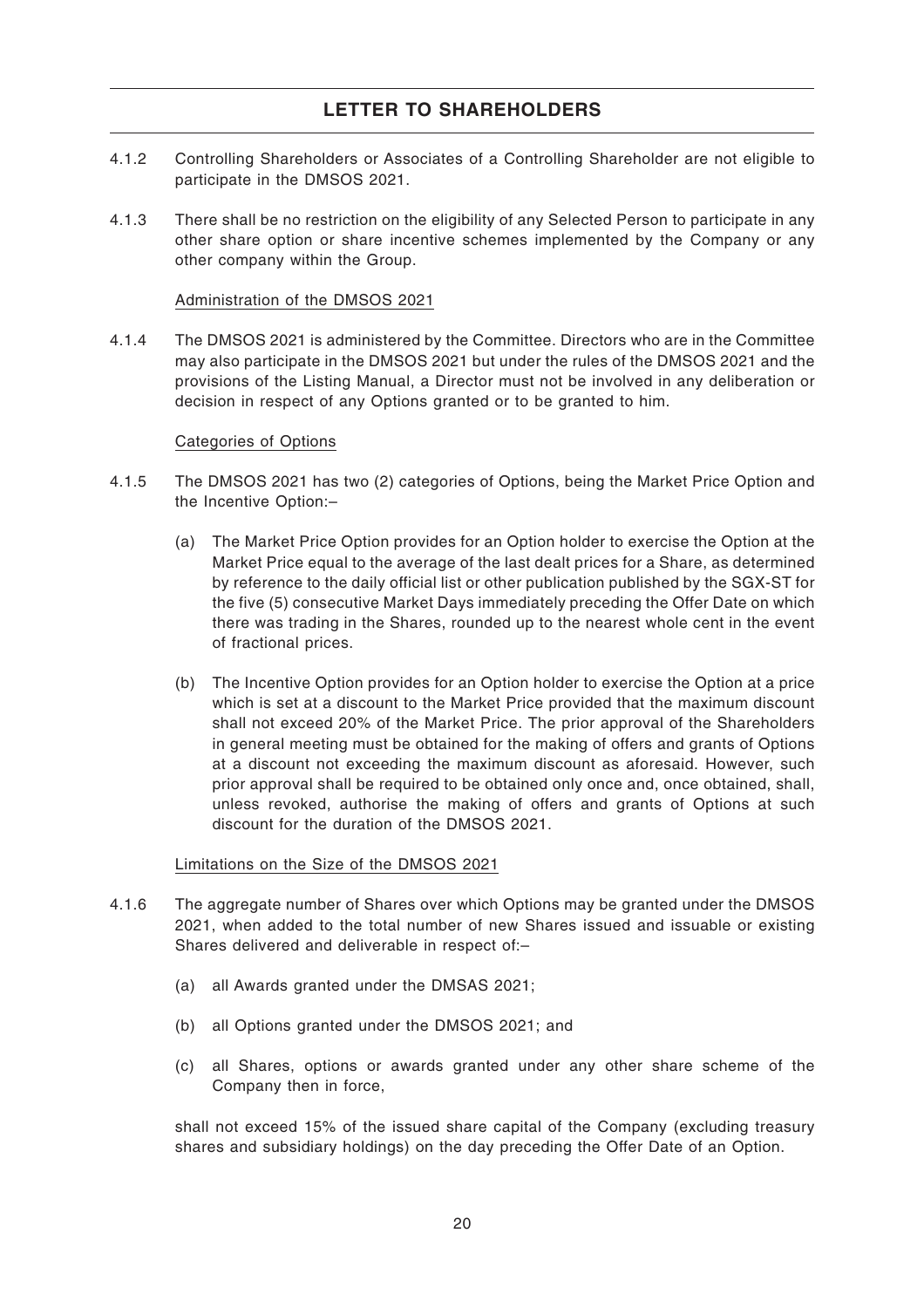4.1.2 Controlling Shareholders or Associates of a Controlling Shareholder are not eligible to participate in the DMSOS 2021.

4.1.3 There shall be no restriction on the eligibility of any Selected Person to participate in any other share option or share incentive schemes implemented by the Company or any other company within the Group.

Administration of the DMSOS 2021

4.1.4 The DMSOS 2021 is administered by the Committee. Directors who are in the Committee may also participate in the DMSOS 2021 but under the rules of the DMSOS 2021 and the provisions of the Listing Manual, a Director must not be involved in any deliberation or decision in respect of any Options granted or to be granted to him.

Categories of Options

4.1.5 The DMSOS 2021 has two (2) categories of Options, being the Market Price Option and the Incentive Option:–

(a) The Market Price Option provides for an Option holder to exercise the Option at the Market Price equal to the average of the last dealt prices for a Share, as determined by reference to the daily official list or other publication published by the SGX-ST for the five (5) consecutive Market Days immediately preceding the Offer Date on which there was trading in the Shares, rounded up to the nearest whole cent in the event of fractional prices.

(b) The Incentive Option provides for an Option holder to exercise the Option at a price which is set at a discount to the Market Price provided that the maximum discount shall not exceed 20% of the Market Price. The prior approval of the Shareholders in general meeting must be obtained for the making of offers and grants of Options at a discount not exceeding the maximum discount as aforesaid. However, such prior approval shall be required to be obtained only once and, once obtained, shall, unless revoked, authorise the making of offers and grants of Options at such discount for the duration of the DMSOS 2021.

Limitations on the Size of the DMSOS 2021

4.1.6 The aggregate number of Shares over which Options may be granted under the DMSOS 2021, when added to the total number of new Shares issued and issuable or existing Shares delivered and deliverable in respect of:–

(a) all Awards granted under the DMSAS 2021;

(b) all Options granted under the DMSOS 2021; and

(c) all Shares, options or awards granted under any other share scheme of the Company then in force,

shall not exceed 15% of the issued share capital of the Company (excluding treasury shares and subsidiary holdings) on the day preceding the Offer Date of an Option.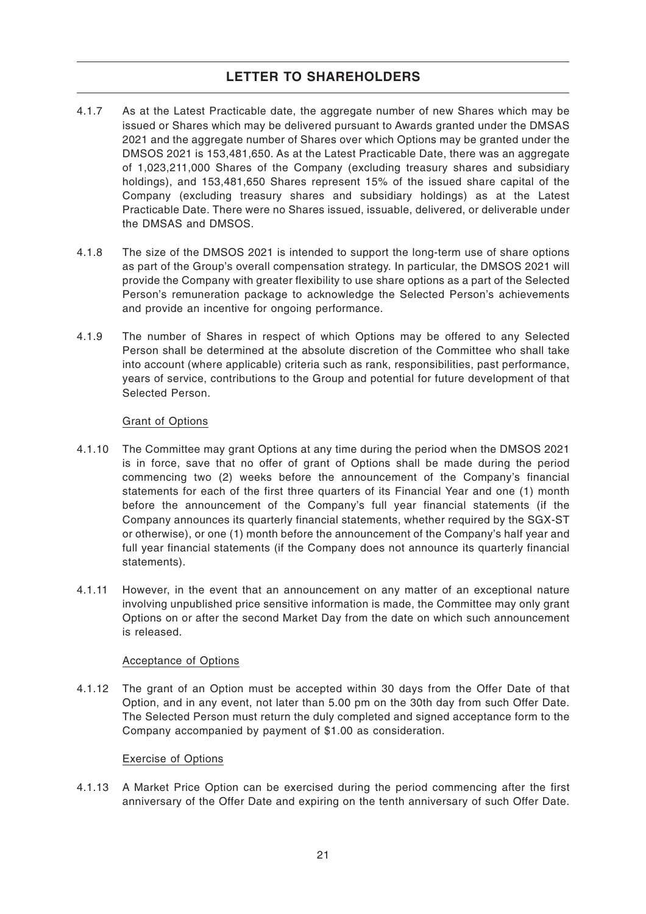4.1.7 As at the Latest Practicable date, the aggregate number of new Shares which may be issued or Shares which may be delivered pursuant to Awards granted under the DMSAS 2021 and the aggregate number of Shares over which Options may be granted under the DMSOS 2021 is 153,481,650. As at the Latest Practicable Date, there was an aggregate of 1,023,211,000 Shares of the Company (excluding treasury shares and subsidiary holdings), and 153,481,650 Shares represent 15% of the issued share capital of the Company (excluding treasury shares and subsidiary holdings) as at the Latest Practicable Date. There were no Shares issued, issuable, delivered, or deliverable under the DMSAS and DMSOS.

4.1.8 The size of the DMSOS 2021 is intended to support the long-term use of share options as part of the Group's overall compensation strategy. In particular, the DMSOS 2021 will provide the Company with greater flexibility to use share options as a part of the Selected Person's remuneration package to acknowledge the Selected Person's achievements and provide an incentive for ongoing performance.

4.1.9 The number of Shares in respect of which Options may be offered to any Selected Person shall be determined at the absolute discretion of the Committee who shall take into account (where applicable) criteria such as rank, responsibilities, past performance, years of service, contributions to the Group and potential for future development of that Selected Person.

Grant of Options

4.1.10 The Committee may grant Options at any time during the period when the DMSOS 2021 is in force, save that no offer of grant of Options shall be made during the period commencing two (2) weeks before the announcement of the Company's financial statements for each of the first three quarters of its Financial Year and one (1) month before the announcement of the Company's full year financial statements (if the Company announces its quarterly financial statements, whether required by the SGX-ST or otherwise), or one (1) month before the announcement of the Company's half year and full year financial statements (if the Company does not announce its quarterly financial statements).

4.1.11 However, in the event that an announcement on any matter of an exceptional nature involving unpublished price sensitive information is made, the Committee may only grant Options on or after the second Market Day from the date on which such announcement is released.

Acceptance of Options

4.1.12 The grant of an Option must be accepted within 30 days from the Offer Date of that Option, and in any event, not later than 5.00 pm on the 30th day from such Offer Date. The Selected Person must return the duly completed and signed acceptance form to the Company accompanied by payment of $1.00 as consideration.

Exercise of Options

4.1.13 A Market Price Option can be exercised during the period commencing after the first anniversary of the Offer Date and expiring on the tenth anniversary of such Offer Date.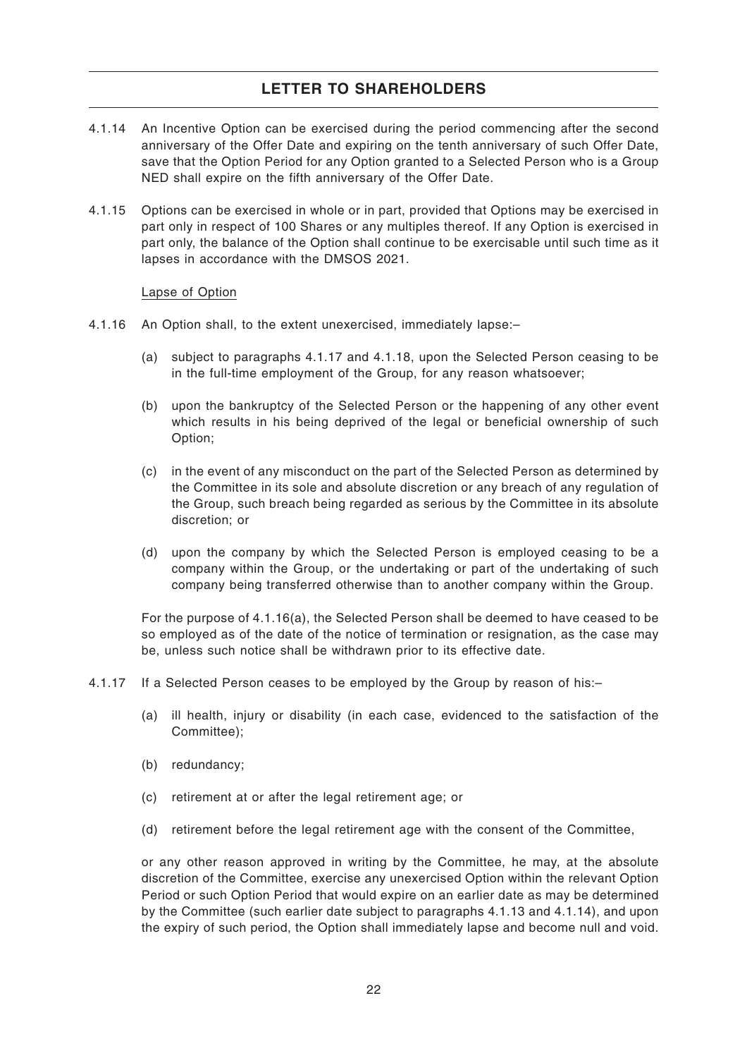4.1.14 An Incentive Option can be exercised during the period commencing after the second anniversary of the Offer Date and expiring on the tenth anniversary of such Offer Date, save that the Option Period for any Option granted to a Selected Person who is a Group NED shall expire on the fifth anniversary of the Offer Date.

4.1.15 Options can be exercised in whole or in part, provided that Options may be exercised in part only in respect of 100 Shares or any multiples thereof. If any Option is exercised in part only, the balance of the Option shall continue to be exercisable until such time as it lapses in accordance with the DMSOS 2021.

Lapse of Option

4.1.16 An Option shall, to the extent unexercised, immediately lapse:–

(a) subject to paragraphs 4.1.17 and 4.1.18, upon the Selected Person ceasing to be in the full-time employment of the Group, for any reason whatsoever;

(b) upon the bankruptcy of the Selected Person or the happening of any other event which results in his being deprived of the legal or beneficial ownership of such Option;

(c) in the event of any misconduct on the part of the Selected Person as determined by the Committee in its sole and absolute discretion or any breach of any regulation of the Group, such breach being regarded as serious by the Committee in its absolute discretion; or

(d) upon the company by which the Selected Person is employed ceasing to be a company within the Group, or the undertaking or part of the undertaking of such company being transferred otherwise than to another company within the Group.

For the purpose of 4.1.16(a), the Selected Person shall be deemed to have ceased to be so employed as of the date of the notice of termination or resignation, as the case may be, unless such notice shall be withdrawn prior to its effective date.

4.1.17 If a Selected Person ceases to be employed by the Group by reason of his:–

(a) ill health, injury or disability (in each case, evidenced to the satisfaction of the Committee);

(b) redundancy;

(c) retirement at or after the legal retirement age; or

(d) retirement before the legal retirement age with the consent of the Committee,

or any other reason approved in writing by the Committee, he may, at the absolute discretion of the Committee, exercise any unexercised Option within the relevant Option Period or such Option Period that would expire on an earlier date as may be determined by the Committee (such earlier date subject to paragraphs 4.1.13 and 4.1.14), and upon the expiry of such period, the Option shall immediately lapse and become null and void.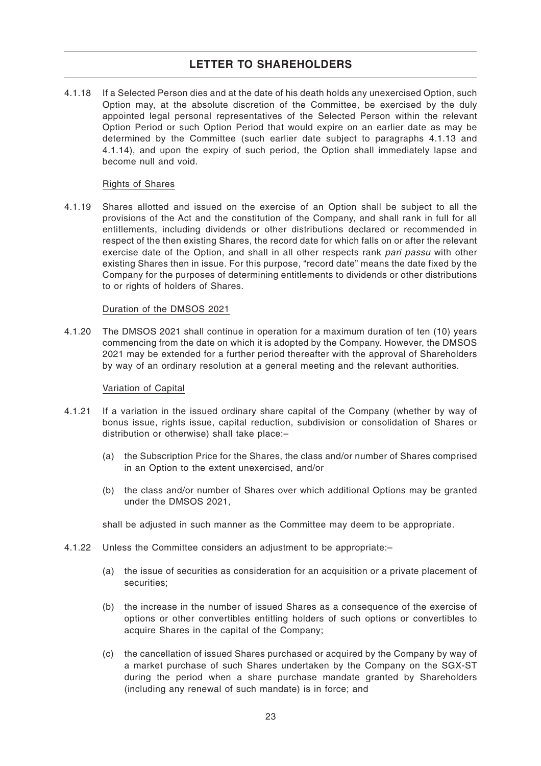4.1.18 If a Selected Person dies and at the date of his death holds any unexercised Option, such Option may, at the absolute discretion of the Committee, be exercised by the duly appointed legal personal representatives of the Selected Person within the relevant Option Period or such Option Period that would expire on an earlier date as may be determined by the Committee (such earlier date subject to paragraphs 4.1.13 and 4.1.14), and upon the expiry of such period, the Option shall immediately lapse and become null and void.

Rights of Shares

4.1.19 Shares allotted and issued on the exercise of an Option shall be subject to all the provisions of the Act and the constitution of the Company, and shall rank in full for all entitlements, including dividends or other distributions declared or recommended in respect of the then existing Shares, the record date for which falls on or after the relevant exercise date of the Option, and shall in all other respects rank *pari passu* with other existing Shares then in issue. For this purpose, "record date" means the date fixed by the Company for the purposes of determining entitlements to dividends or other distributions to or rights of holders of Shares.

Duration of the DMSOS 2021

4.1.20 The DMSOS 2021 shall continue in operation for a maximum duration of ten (10) years commencing from the date on which it is adopted by the Company. However, the DMSOS 2021 may be extended for a further period thereafter with the approval of Shareholders by way of an ordinary resolution at a general meeting and the relevant authorities.

Variation of Capital

4.1.21 If a variation in the issued ordinary share capital of the Company (whether by way of bonus issue, rights issue, capital reduction, subdivision or consolidation of Shares or distribution or otherwise) shall take place:–

(a) the Subscription Price for the Shares, the class and/or number of Shares comprised in an Option to the extent unexercised, and/or

(b) the class and/or number of Shares over which additional Options may be granted under the DMSOS 2021,

shall be adjusted in such manner as the Committee may deem to be appropriate.

4.1.22 Unless the Committee considers an adjustment to be appropriate:–

(a) the issue of securities as consideration for an acquisition or a private placement of securities;

(b) the increase in the number of issued Shares as a consequence of the exercise of options or other convertibles entitling holders of such options or convertibles to acquire Shares in the capital of the Company;

(c) the cancellation of issued Shares purchased or acquired by the Company by way of a market purchase of such Shares undertaken by the Company on the SGX-ST during the period when a share purchase mandate granted by Shareholders (including any renewal of such mandate) is in force; and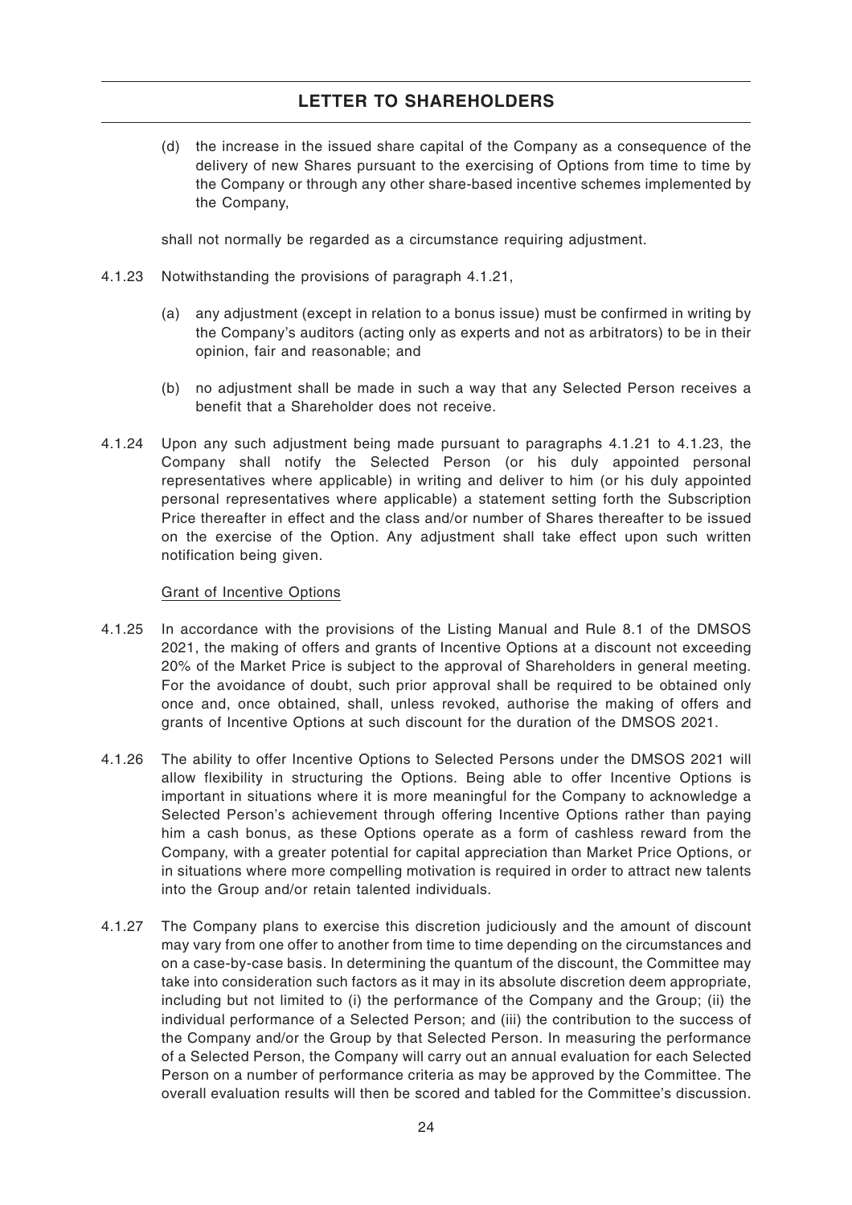(d) the increase in the issued share capital of the Company as a consequence of the delivery of new Shares pursuant to the exercising of Options from time to time by the Company or through any other share-based incentive schemes implemented by the Company,

shall not normally be regarded as a circumstance requiring adjustment.

4.1.23 Notwithstanding the provisions of paragraph 4.1.21,

(a) any adjustment (except in relation to a bonus issue) must be confirmed in writing by the Company's auditors (acting only as experts and not as arbitrators) to be in their opinion, fair and reasonable; and

(b) no adjustment shall be made in such a way that any Selected Person receives a benefit that a Shareholder does not receive.

4.1.24 Upon any such adjustment being made pursuant to paragraphs 4.1.21 to 4.1.23, the Company shall notify the Selected Person (or his duly appointed personal representatives where applicable) in writing and deliver to him (or his duly appointed personal representatives where applicable) a statement setting forth the Subscription Price thereafter in effect and the class and/or number of Shares thereafter to be issued on the exercise of the Option. Any adjustment shall take effect upon such written notification being given.

Grant of Incentive Options

4.1.25 In accordance with the provisions of the Listing Manual and Rule 8.1 of the DMSOS 2021, the making of offers and grants of Incentive Options at a discount not exceeding 20% of the Market Price is subject to the approval of Shareholders in general meeting. For the avoidance of doubt, such prior approval shall be required to be obtained only once and, once obtained, shall, unless revoked, authorise the making of offers and grants of Incentive Options at such discount for the duration of the DMSOS 2021.

4.1.26 The ability to offer Incentive Options to Selected Persons under the DMSOS 2021 will allow flexibility in structuring the Options. Being able to offer Incentive Options is important in situations where it is more meaningful for the Company to acknowledge a Selected Person's achievement through offering Incentive Options rather than paying him a cash bonus, as these Options operate as a form of cashless reward from the Company, with a greater potential for capital appreciation than Market Price Options, or in situations where more compelling motivation is required in order to attract new talents into the Group and/or retain talented individuals.

4.1.27 The Company plans to exercise this discretion judiciously and the amount of discount may vary from one offer to another from time to time depending on the circumstances and on a case-by-case basis. In determining the quantum of the discount, the Committee may take into consideration such factors as it may in its absolute discretion deem appropriate, including but not limited to (i) the performance of the Company and the Group; (ii) the individual performance of a Selected Person; and (iii) the contribution to the success of the Company and/or the Group by that Selected Person. In measuring the performance of a Selected Person, the Company will carry out an annual evaluation for each Selected Person on a number of performance criteria as may be approved by the Committee. The overall evaluation results will then be scored and tabled for the Committee's discussion.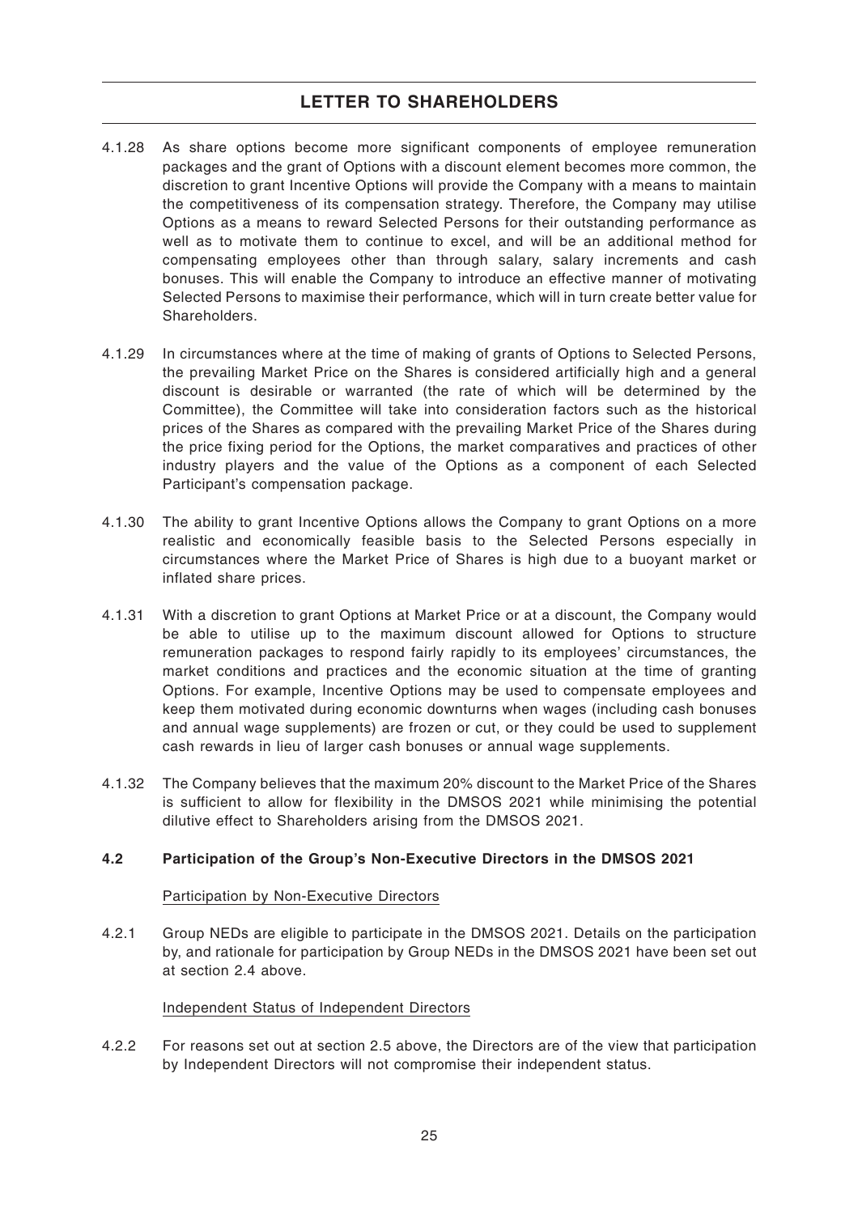4.1.28 As share options become more significant components of employee remuneration packages and the grant of Options with a discount element becomes more common, the discretion to grant Incentive Options will provide the Company with a means to maintain the competitiveness of its compensation strategy. Therefore, the Company may utilise Options as a means to reward Selected Persons for their outstanding performance as well as to motivate them to continue to excel, and will be an additional method for compensating employees other than through salary, salary increments and cash bonuses. This will enable the Company to introduce an effective manner of motivating Selected Persons to maximise their performance, which will in turn create better value for Shareholders.

4.1.29 In circumstances where at the time of making of grants of Options to Selected Persons, the prevailing Market Price on the Shares is considered artificially high and a general discount is desirable or warranted (the rate of which will be determined by the Committee), the Committee will take into consideration factors such as the historical prices of the Shares as compared with the prevailing Market Price of the Shares during the price fixing period for the Options, the market comparatives and practices of other industry players and the value of the Options as a component of each Selected Participant's compensation package.

4.1.30 The ability to grant Incentive Options allows the Company to grant Options on a more realistic and economically feasible basis to the Selected Persons especially in circumstances where the Market Price of Shares is high due to a buoyant market or inflated share prices.

4.1.31 With a discretion to grant Options at Market Price or at a discount, the Company would be able to utilise up to the maximum discount allowed for Options to structure remuneration packages to respond fairly rapidly to its employees' circumstances, the market conditions and practices and the economic situation at the time of granting Options. For example, Incentive Options may be used to compensate employees and keep them motivated during economic downturns when wages (including cash bonuses and annual wage supplements) are frozen or cut, or they could be used to supplement cash rewards in lieu of larger cash bonuses or annual wage supplements.

4.1.32 The Company believes that the maximum 20% discount to the Market Price of the Shares is sufficient to allow for flexibility in the DMSOS 2021 while minimising the potential dilutive effect to Shareholders arising from the DMSOS 2021.

**4.2 Participation of the Group's Non-Executive Directors in the DMSOS 2021**

Participation by Non-Executive Directors

4.2.1 Group NEDs are eligible to participate in the DMSOS 2021. Details on the participation by, and rationale for participation by Group NEDs in the DMSOS 2021 have been set out at section 2.4 above.

Independent Status of Independent Directors

4.2.2 For reasons set out at section 2.5 above, the Directors are of the view that participation by Independent Directors will not compromise their independent status.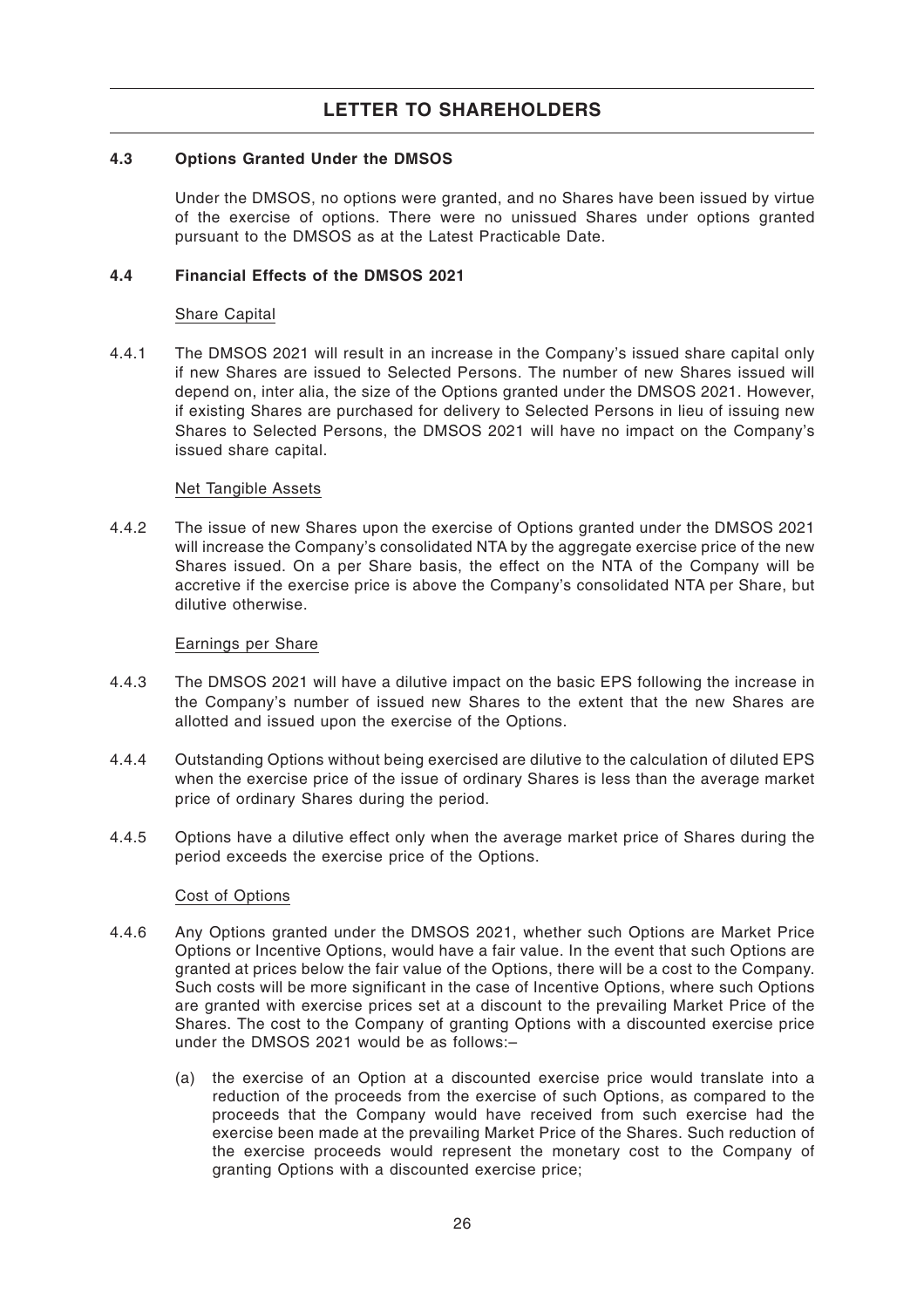### 4.3 Options Granted Under the DMSOS

Under the DMSOS, no options were granted, and no Shares have been issued by virtue of the exercise of options. There were no unissued Shares under options granted pursuant to the DMSOS as at the Latest Practicable Date.

### 4.4 Financial Effects of the DMSOS 2021

Share Capital

4.4.1 The DMSOS 2021 will result in an increase in the Company's issued share capital only if new Shares are issued to Selected Persons. The number of new Shares issued will depend on, inter alia, the size of the Options granted under the DMSOS 2021. However, if existing Shares are purchased for delivery to Selected Persons in lieu of issuing new Shares to Selected Persons, the DMSOS 2021 will have no impact on the Company's issued share capital.

Net Tangible Assets

4.4.2 The issue of new Shares upon the exercise of Options granted under the DMSOS 2021 will increase the Company's consolidated NTA by the aggregate exercise price of the new Shares issued. On a per Share basis, the effect on the NTA of the Company will be accretive if the exercise price is above the Company's consolidated NTA per Share, but dilutive otherwise.

Earnings per Share

4.4.3 The DMSOS 2021 will have a dilutive impact on the basic EPS following the increase in the Company's number of issued new Shares to the extent that the new Shares are allotted and issued upon the exercise of the Options.

4.4.4 Outstanding Options without being exercised are dilutive to the calculation of diluted EPS when the exercise price of the issue of ordinary Shares is less than the average market price of ordinary Shares during the period.

4.4.5 Options have a dilutive effect only when the average market price of Shares during the period exceeds the exercise price of the Options.

Cost of Options

4.4.6 Any Options granted under the DMSOS 2021, whether such Options are Market Price Options or Incentive Options, would have a fair value. In the event that such Options are granted at prices below the fair value of the Options, there will be a cost to the Company. Such costs will be more significant in the case of Incentive Options, where such Options are granted with exercise prices set at a discount to the prevailing Market Price of the Shares. The cost to the Company of granting Options with a discounted exercise price under the DMSOS 2021 would be as follows:–

(a) the exercise of an Option at a discounted exercise price would translate into a reduction of the proceeds from the exercise of such Options, as compared to the proceeds that the Company would have received from such exercise had the exercise been made at the prevailing Market Price of the Shares. Such reduction of the exercise proceeds would represent the monetary cost to the Company of granting Options with a discounted exercise price;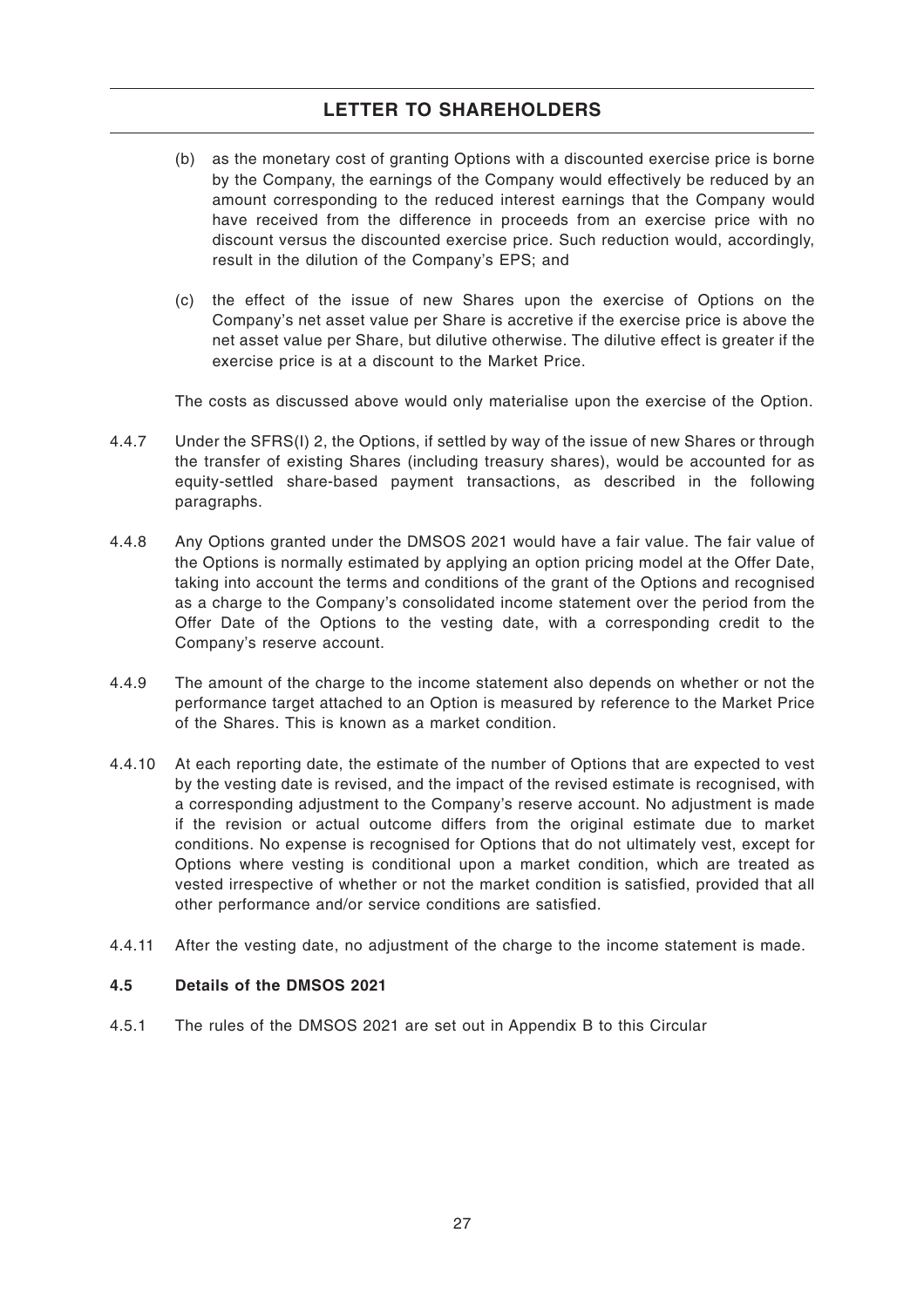(b) as the monetary cost of granting Options with a discounted exercise price is borne by the Company, the earnings of the Company would effectively be reduced by an amount corresponding to the reduced interest earnings that the Company would have received from the difference in proceeds from an exercise price with no discount versus the discounted exercise price. Such reduction would, accordingly, result in the dilution of the Company's EPS; and

(c) the effect of the issue of new Shares upon the exercise of Options on the Company's net asset value per Share is accretive if the exercise price is above the net asset value per Share, but dilutive otherwise. The dilutive effect is greater if the exercise price is at a discount to the Market Price.

The costs as discussed above would only materialise upon the exercise of the Option.

4.4.7 Under the SFRS(I) 2, the Options, if settled by way of the issue of new Shares or through the transfer of existing Shares (including treasury shares), would be accounted for as equity-settled share-based payment transactions, as described in the following paragraphs.

4.4.8 Any Options granted under the DMSOS 2021 would have a fair value. The fair value of the Options is normally estimated by applying an option pricing model at the Offer Date, taking into account the terms and conditions of the grant of the Options and recognised as a charge to the Company's consolidated income statement over the period from the Offer Date of the Options to the vesting date, with a corresponding credit to the Company's reserve account.

4.4.9 The amount of the charge to the income statement also depends on whether or not the performance target attached to an Option is measured by reference to the Market Price of the Shares. This is known as a market condition.

4.4.10 At each reporting date, the estimate of the number of Options that are expected to vest by the vesting date is revised, and the impact of the revised estimate is recognised, with a corresponding adjustment to the Company's reserve account. No adjustment is made if the revision or actual outcome differs from the original estimate due to market conditions. No expense is recognised for Options that do not ultimately vest, except for Options where vesting is conditional upon a market condition, which are treated as vested irrespective of whether or not the market condition is satisfied, provided that all other performance and/or service conditions are satisfied.

4.4.11 After the vesting date, no adjustment of the charge to the income statement is made.

**4.5 Details of the DMSOS 2021**

4.5.1 The rules of the DMSOS 2021 are set out in Appendix B to this Circular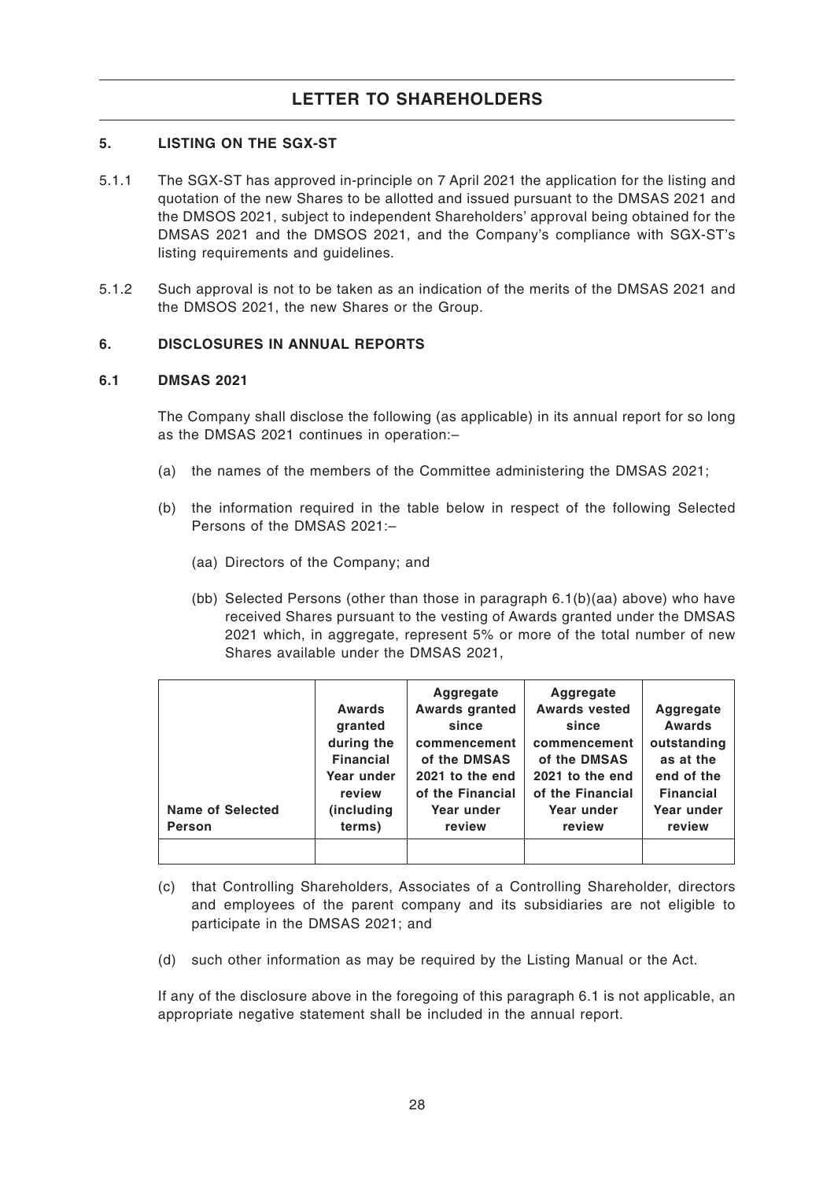## 5. LISTING ON THE SGX-ST

5.1.1 The SGX-ST has approved in-principle on 7 April 2021 the application for the listing and quotation of the new Shares to be allotted and issued pursuant to the DMSAS 2021 and the DMSOS 2021, subject to independent Shareholders' approval being obtained for the DMSAS 2021 and the DMSOS 2021, and the Company's compliance with SGX-ST's listing requirements and guidelines.

5.1.2 Such approval is not to be taken as an indication of the merits of the DMSAS 2021 and the DMSOS 2021, the new Shares or the Group.

## 6. DISCLOSURES IN ANNUAL REPORTS

### 6.1 DMSAS 2021

The Company shall disclose the following (as applicable) in its annual report for so long as the DMSAS 2021 continues in operation:–

(a) the names of the members of the Committee administering the DMSAS 2021;

(b) the information required in the table below in respect of the following Selected Persons of the DMSAS 2021:–

(aa) Directors of the Company; and

(bb) Selected Persons (other than those in paragraph 6.1(b)(aa) above) who have received Shares pursuant to the vesting of Awards granted under the DMSAS 2021 which, in aggregate, represent 5% or more of the total number of new Shares available under the DMSAS 2021,

| Name of Selected Person | Awards granted during the Financial Year under review (including terms) | Aggregate Awards granted since commencement of the DMSAS 2021 to the end of the Financial Year under review | Aggregate Awards vested since commencement of the DMSAS 2021 to the end of the Financial Year under review | Aggregate Awards outstanding as at the end of the Financial Year under review |
|---|---|---|---|---|
| | | | | |

(c) that Controlling Shareholders, Associates of a Controlling Shareholder, directors and employees of the parent company and its subsidiaries are not eligible to participate in the DMSAS 2021; and

(d) such other information as may be required by the Listing Manual or the Act.

If any of the disclosure above in the foregoing of this paragraph 6.1 is not applicable, an appropriate negative statement shall be included in the annual report.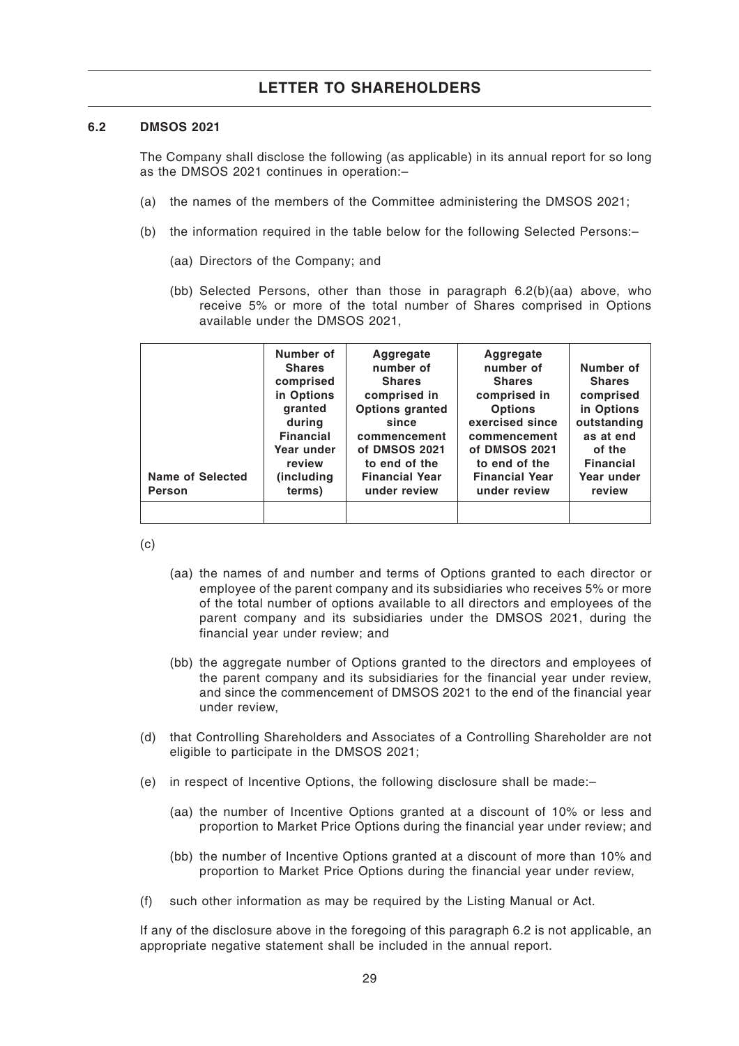### 6.2 DMSOS 2021

The Company shall disclose the following (as applicable) in its annual report for so long as the DMSOS 2021 continues in operation:–

(a) the names of the members of the Committee administering the DMSOS 2021;

(b) the information required in the table below for the following Selected Persons:–

  (aa) Directors of the Company; and

  (bb) Selected Persons, other than those in paragraph 6.2(b)(aa) above, who receive 5% or more of the total number of Shares comprised in Options available under the DMSOS 2021,

| Name of Selected Person | Number of Shares comprised in Options granted during Financial Year under review (including terms) | Aggregate number of Shares comprised in Options granted since commencement of DMSOS 2021 to end of the Financial Year under review | Aggregate number of Shares comprised in Options exercised since commencement of DMSOS 2021 to end of the Financial Year under review | Number of Shares comprised in Options outstanding as at end of the Financial Year under review |
|---|---|---|---|---|
| | | | | |

(c)

  (aa) the names of and number and terms of Options granted to each director or employee of the parent company and its subsidiaries who receives 5% or more of the total number of options available to all directors and employees of the parent company and its subsidiaries under the DMSOS 2021, during the financial year under review; and

  (bb) the aggregate number of Options granted to the directors and employees of the parent company and its subsidiaries for the financial year under review, and since the commencement of DMSOS 2021 to the end of the financial year under review,

(d) that Controlling Shareholders and Associates of a Controlling Shareholder are not eligible to participate in the DMSOS 2021;

(e) in respect of Incentive Options, the following disclosure shall be made:–

  (aa) the number of Incentive Options granted at a discount of 10% or less and proportion to Market Price Options during the financial year under review; and

  (bb) the number of Incentive Options granted at a discount of more than 10% and proportion to Market Price Options during the financial year under review,

(f) such other information as may be required by the Listing Manual or Act.

If any of the disclosure above in the foregoing of this paragraph 6.2 is not applicable, an appropriate negative statement shall be included in the annual report.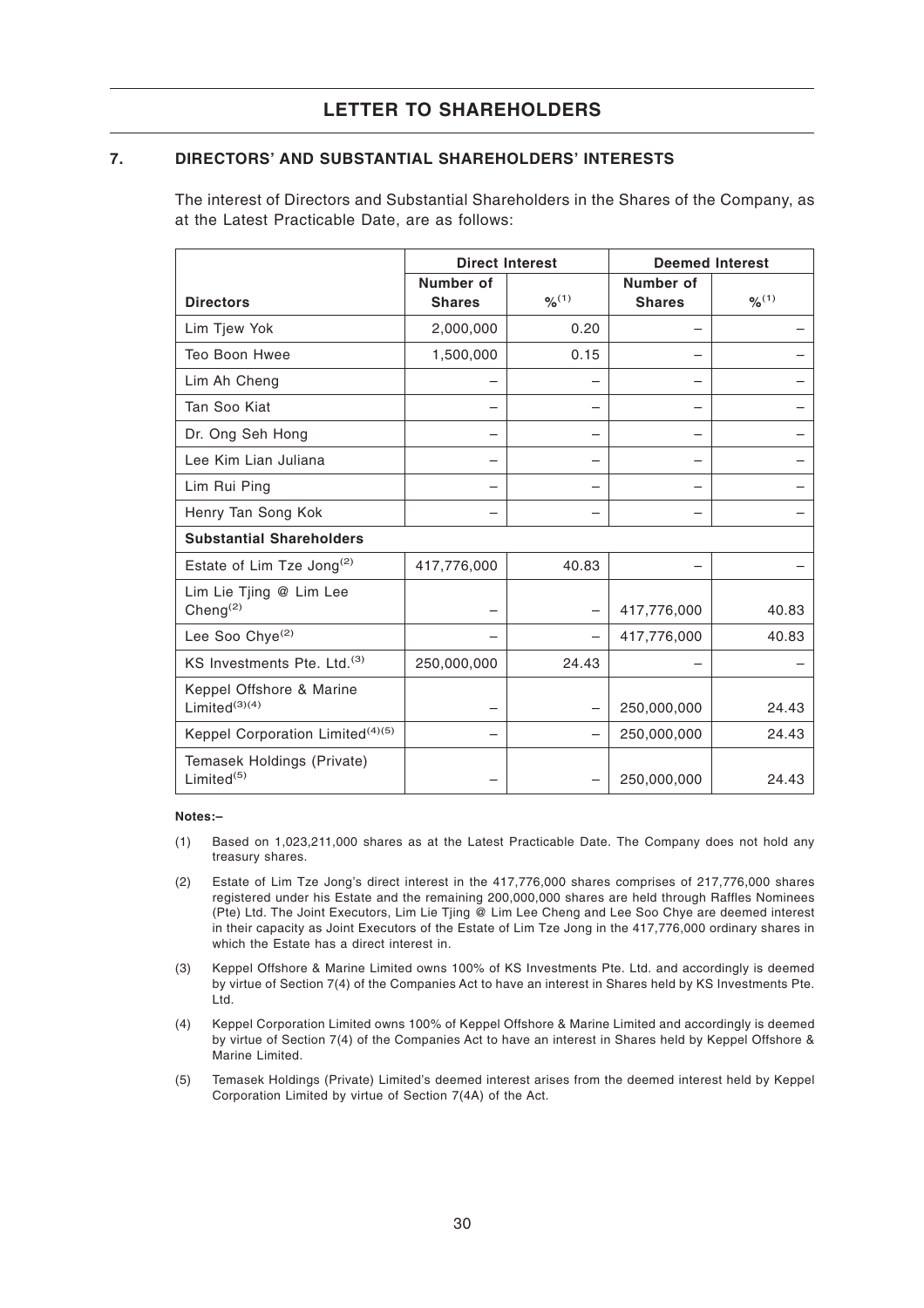# LETTER TO SHAREHOLDERS

## 7. DIRECTORS' AND SUBSTANTIAL SHAREHOLDERS' INTERESTS

The interest of Directors and Substantial Shareholders in the Shares of the Company, as at the Latest Practicable Date, are as follows:

| | Direct Interest | | Deemed Interest | |
|---|---|---|---|---|
| **Directors** | **Number of Shares** | **%[1]** | **Number of Shares** | **%[1]** |
| Lim Tjew Yok | 2,000,000 | 0.20 | – | – |
| Teo Boon Hwee | 1,500,000 | 0.15 | – | – |
| Lim Ah Cheng | – | – | – | – |
| Tan Soo Kiat | – | – | – | – |
| Dr. Ong Seh Hong | – | – | – | – |
| Lee Kim Lian Juliana | – | – | – | – |
| Lim Rui Ping | – | – | – | – |
| Henry Tan Song Kok | – | – | – | – |
| **Substantial Shareholders** | | | | |
| Estate of Lim Tze Jong[2] | 417,776,000 | 40.83 | – | – |
| Lim Lie Tjing @ Lim Lee Cheng[2] | – | – | 417,776,000 | 40.83 |
| Lee Soo Chye[2] | – | – | 417,776,000 | 40.83 |
| KS Investments Pte. Ltd.[3] | 250,000,000 | 24.43 | – | – |
| Keppel Offshore & Marine Limited[3][4] | – | – | 250,000,000 | 24.43 |
| Keppel Corporation Limited[4][5] | – | – | 250,000,000 | 24.43 |
| Temasek Holdings (Private) Limited[5] | – | – | 250,000,000 | 24.43 |

**Notes:–**

(1) Based on 1,023,211,000 shares as at the Latest Practicable Date. The Company does not hold any treasury shares.

(2) Estate of Lim Tze Jong's direct interest in the 417,776,000 shares comprises of 217,776,000 shares registered under his Estate and the remaining 200,000,000 shares are held through Raffles Nominees (Pte) Ltd. The Joint Executors, Lim Lie Tjing @ Lim Lee Cheng and Lee Soo Chye are deemed interest in their capacity as Joint Executors of the Estate of Lim Tze Jong in the 417,776,000 ordinary shares in which the Estate has a direct interest in.

(3) Keppel Offshore & Marine Limited owns 100% of KS Investments Pte. Ltd. and accordingly is deemed by virtue of Section 7(4) of the Companies Act to have an interest in Shares held by KS Investments Pte. Ltd.

(4) Keppel Corporation Limited owns 100% of Keppel Offshore & Marine Limited and accordingly is deemed by virtue of Section 7(4) of the Companies Act to have an interest in Shares held by Keppel Offshore & Marine Limited.

(5) Temasek Holdings (Private) Limited's deemed interest arises from the deemed interest held by Keppel Corporation Limited by virtue of Section 7(4A) of the Act.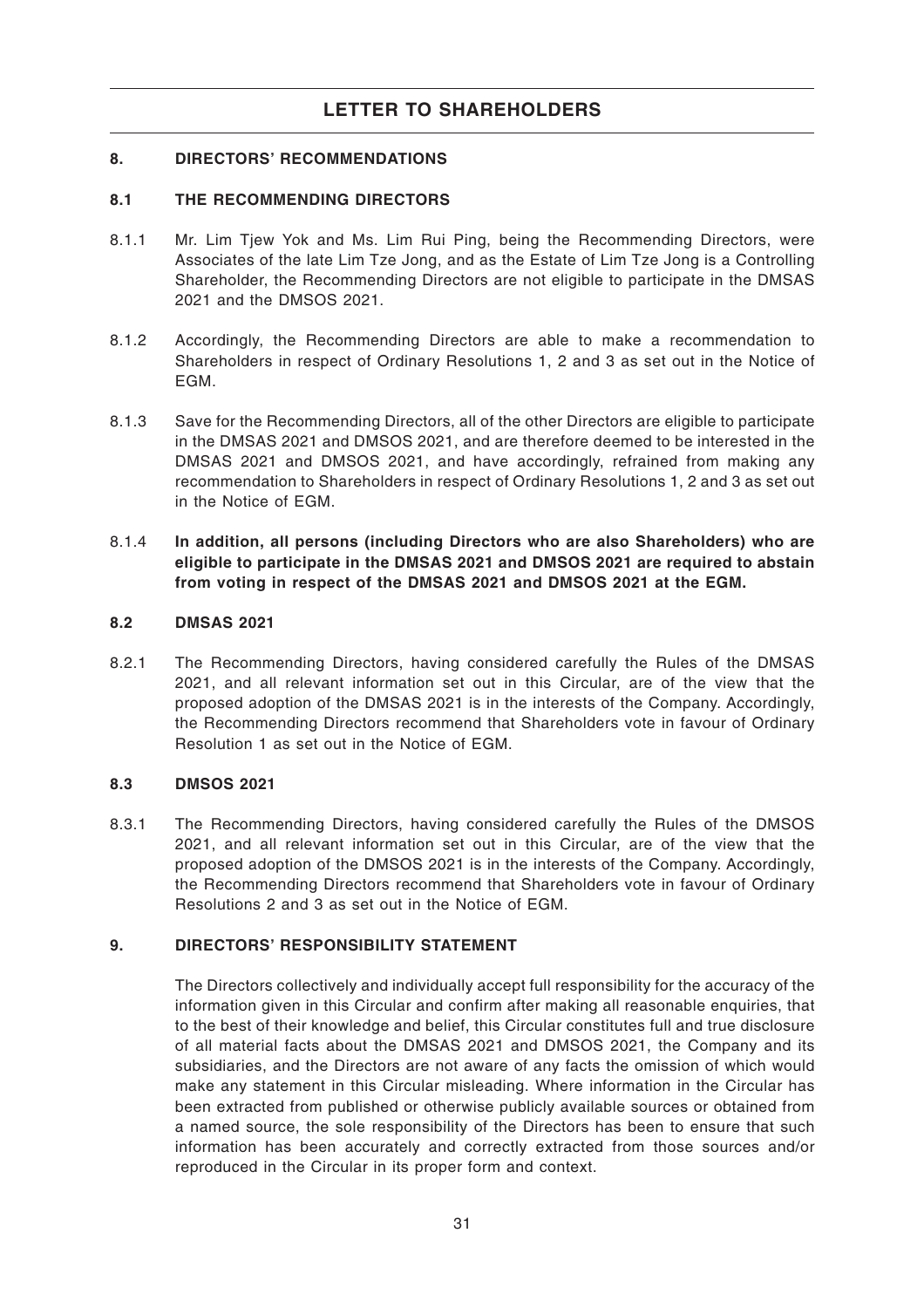## 8. DIRECTORS' RECOMMENDATIONS

### 8.1 THE RECOMMENDING DIRECTORS

8.1.1 Mr. Lim Tjew Yok and Ms. Lim Rui Ping, being the Recommending Directors, were Associates of the late Lim Tze Jong, and as the Estate of Lim Tze Jong is a Controlling Shareholder, the Recommending Directors are not eligible to participate in the DMSAS 2021 and the DMSOS 2021.

8.1.2 Accordingly, the Recommending Directors are able to make a recommendation to Shareholders in respect of Ordinary Resolutions 1, 2 and 3 as set out in the Notice of EGM.

8.1.3 Save for the Recommending Directors, all of the other Directors are eligible to participate in the DMSAS 2021 and DMSOS 2021, and are therefore deemed to be interested in the DMSAS 2021 and DMSOS 2021, and have accordingly, refrained from making any recommendation to Shareholders in respect of Ordinary Resolutions 1, 2 and 3 as set out in the Notice of EGM.

8.1.4 **In addition, all persons (including Directors who are also Shareholders) who are eligible to participate in the DMSAS 2021 and DMSOS 2021 are required to abstain from voting in respect of the DMSAS 2021 and DMSOS 2021 at the EGM.**

### 8.2 DMSAS 2021

8.2.1 The Recommending Directors, having considered carefully the Rules of the DMSAS 2021, and all relevant information set out in this Circular, are of the view that the proposed adoption of the DMSAS 2021 is in the interests of the Company. Accordingly, the Recommending Directors recommend that Shareholders vote in favour of Ordinary Resolution 1 as set out in the Notice of EGM.

### 8.3 DMSOS 2021

8.3.1 The Recommending Directors, having considered carefully the Rules of the DMSOS 2021, and all relevant information set out in this Circular, are of the view that the proposed adoption of the DMSOS 2021 is in the interests of the Company. Accordingly, the Recommending Directors recommend that Shareholders vote in favour of Ordinary Resolutions 2 and 3 as set out in the Notice of EGM.

## 9. DIRECTORS' RESPONSIBILITY STATEMENT

The Directors collectively and individually accept full responsibility for the accuracy of the information given in this Circular and confirm after making all reasonable enquiries, that to the best of their knowledge and belief, this Circular constitutes full and true disclosure of all material facts about the DMSAS 2021 and DMSOS 2021, the Company and its subsidiaries, and the Directors are not aware of any facts the omission of which would make any statement in this Circular misleading. Where information in the Circular has been extracted from published or otherwise publicly available sources or obtained from a named source, the sole responsibility of the Directors has been to ensure that such information has been accurately and correctly extracted from those sources and/or reproduced in the Circular in its proper form and context.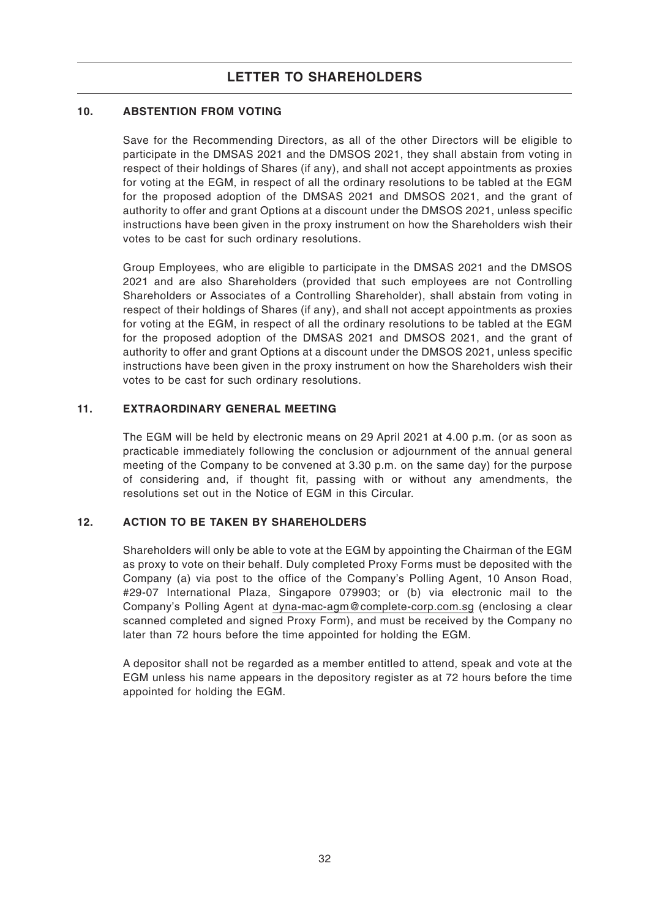## 10. ABSTENTION FROM VOTING

Save for the Recommending Directors, as all of the other Directors will be eligible to participate in the DMSAS 2021 and the DMSOS 2021, they shall abstain from voting in respect of their holdings of Shares (if any), and shall not accept appointments as proxies for voting at the EGM, in respect of all the ordinary resolutions to be tabled at the EGM for the proposed adoption of the DMSAS 2021 and DMSOS 2021, and the grant of authority to offer and grant Options at a discount under the DMSOS 2021, unless specific instructions have been given in the proxy instrument on how the Shareholders wish their votes to be cast for such ordinary resolutions.

Group Employees, who are eligible to participate in the DMSAS 2021 and the DMSOS 2021 and are also Shareholders (provided that such employees are not Controlling Shareholders or Associates of a Controlling Shareholder), shall abstain from voting in respect of their holdings of Shares (if any), and shall not accept appointments as proxies for voting at the EGM, in respect of all the ordinary resolutions to be tabled at the EGM for the proposed adoption of the DMSAS 2021 and DMSOS 2021, and the grant of authority to offer and grant Options at a discount under the DMSOS 2021, unless specific instructions have been given in the proxy instrument on how the Shareholders wish their votes to be cast for such ordinary resolutions.

## 11. EXTRAORDINARY GENERAL MEETING

The EGM will be held by electronic means on 29 April 2021 at 4.00 p.m. (or as soon as practicable immediately following the conclusion or adjournment of the annual general meeting of the Company to be convened at 3.30 p.m. on the same day) for the purpose of considering and, if thought fit, passing with or without any amendments, the resolutions set out in the Notice of EGM in this Circular.

## 12. ACTION TO BE TAKEN BY SHAREHOLDERS

Shareholders will only be able to vote at the EGM by appointing the Chairman of the EGM as proxy to vote on their behalf. Duly completed Proxy Forms must be deposited with the Company (a) via post to the office of the Company's Polling Agent, 10 Anson Road, #29-07 International Plaza, Singapore 079903; or (b) via electronic mail to the Company's Polling Agent at dyna-mac-agm@complete-corp.com.sg (enclosing a clear scanned completed and signed Proxy Form), and must be received by the Company no later than 72 hours before the time appointed for holding the EGM.

A depositor shall not be regarded as a member entitled to attend, speak and vote at the EGM unless his name appears in the depository register as at 72 hours before the time appointed for holding the EGM.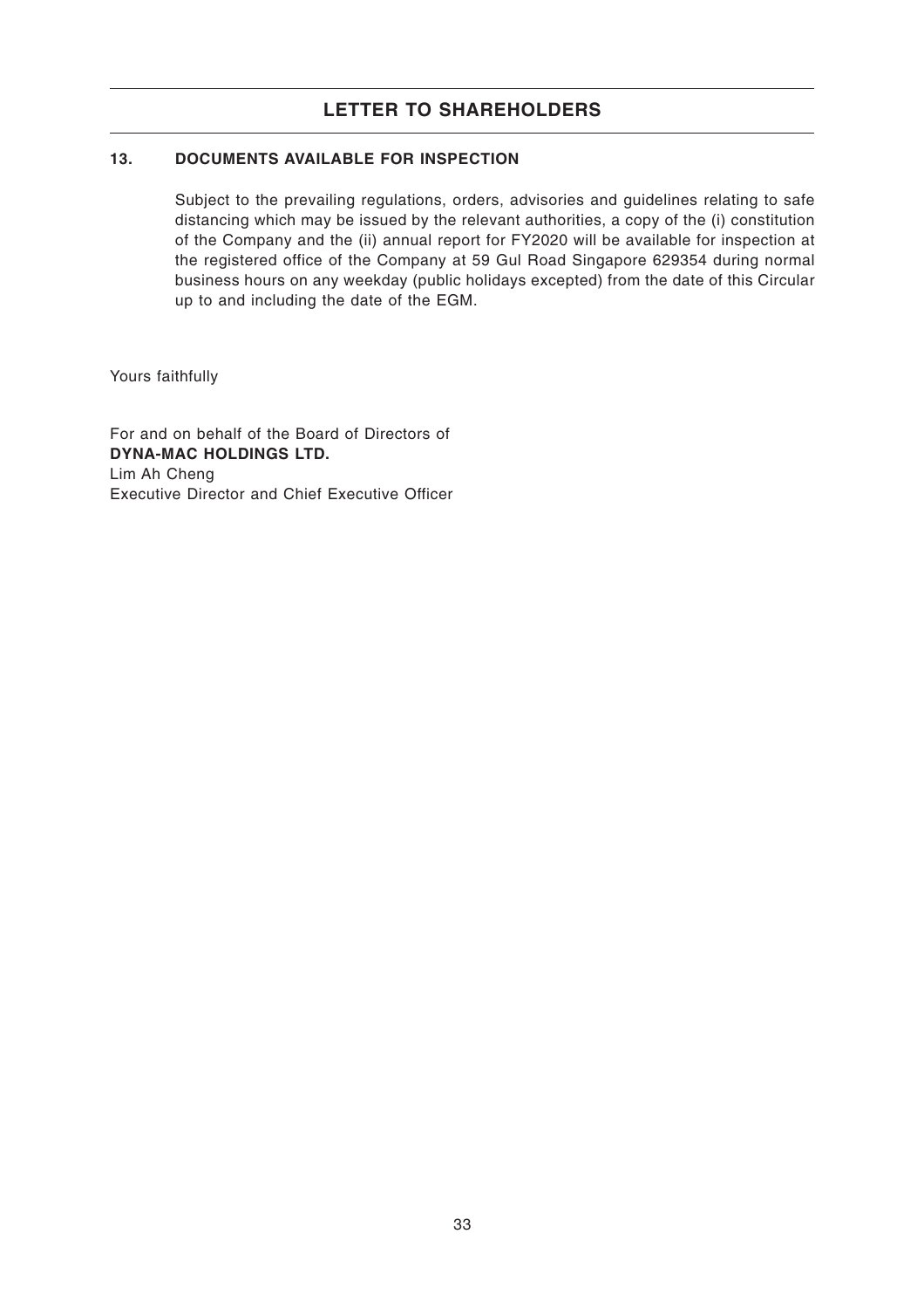## 13. DOCUMENTS AVAILABLE FOR INSPECTION

Subject to the prevailing regulations, orders, advisories and guidelines relating to safe distancing which may be issued by the relevant authorities, a copy of the (i) constitution of the Company and the (ii) annual report for FY2020 will be available for inspection at the registered office of the Company at 59 Gul Road Singapore 629354 during normal business hours on any weekday (public holidays excepted) from the date of this Circular up to and including the date of the EGM.

Yours faithfully

For and on behalf of the Board of Directors of
**DYNA-MAC HOLDINGS LTD.**
Lim Ah Cheng
Executive Director and Chief Executive Officer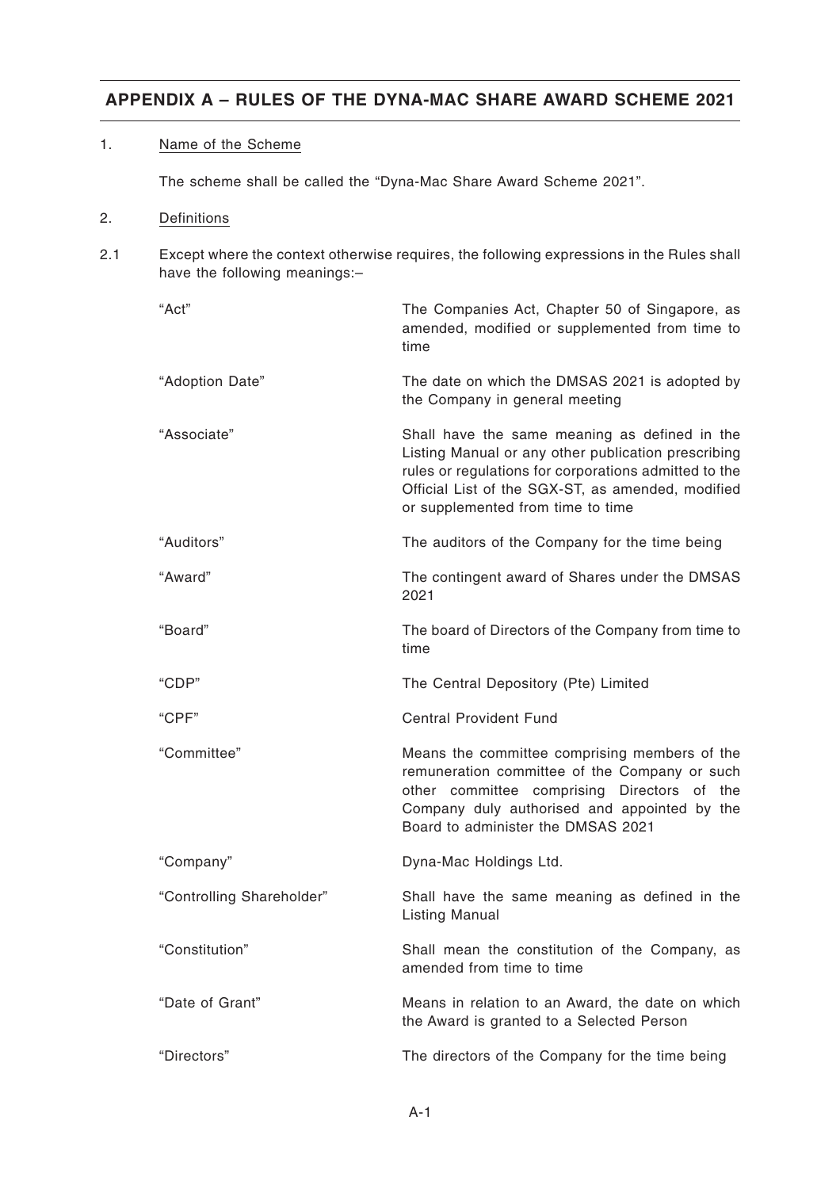## APPENDIX A – RULES OF THE DYNA-MAC SHARE AWARD SCHEME 2021

1. Name of the Scheme

   The scheme shall be called the "Dyna-Mac Share Award Scheme 2021".

2. Definitions

2.1 Except where the context otherwise requires, the following expressions in the Rules shall have the following meanings:–

| | |
|---|---|
| "Act" | The Companies Act, Chapter 50 of Singapore, as amended, modified or supplemented from time to time |
| "Adoption Date" | The date on which the DMSAS 2021 is adopted by the Company in general meeting |
| "Associate" | Shall have the same meaning as defined in the Listing Manual or any other publication prescribing rules or regulations for corporations admitted to the Official List of the SGX-ST, as amended, modified or supplemented from time to time |
| "Auditors" | The auditors of the Company for the time being |
| "Award" | The contingent award of Shares under the DMSAS 2021 |
| "Board" | The board of Directors of the Company from time to time |
| "CDP" | The Central Depository (Pte) Limited |
| "CPF" | Central Provident Fund |
| "Committee" | Means the committee comprising members of the remuneration committee of the Company or such other committee comprising Directors of the Company duly authorised and appointed by the Board to administer the DMSAS 2021 |
| "Company" | Dyna-Mac Holdings Ltd. |
| "Controlling Shareholder" | Shall have the same meaning as defined in the Listing Manual |
| "Constitution" | Shall mean the constitution of the Company, as amended from time to time |
| "Date of Grant" | Means in relation to an Award, the date on which the Award is granted to a Selected Person |
| "Directors" | The directors of the Company for the time being |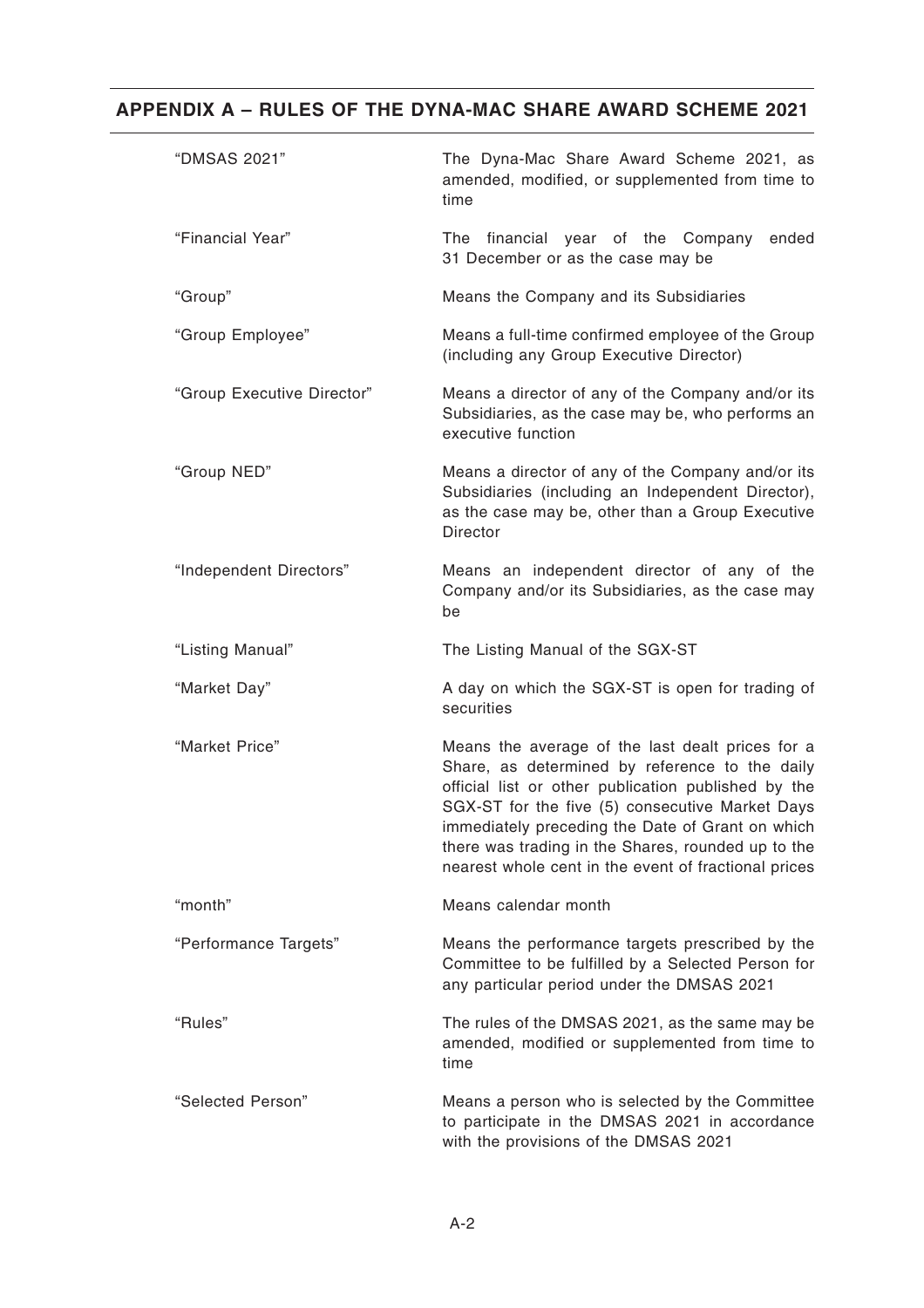## APPENDIX A – RULES OF THE DYNA-MAC SHARE AWARD SCHEME 2021

| | |
|---|---|
| "DMSAS 2021" | The Dyna-Mac Share Award Scheme 2021, as amended, modified, or supplemented from time to time |
| "Financial Year" | The financial year of the Company ended 31 December or as the case may be |
| "Group" | Means the Company and its Subsidiaries |
| "Group Employee" | Means a full-time confirmed employee of the Group (including any Group Executive Director) |
| "Group Executive Director" | Means a director of any of the Company and/or its Subsidiaries, as the case may be, who performs an executive function |
| "Group NED" | Means a director of any of the Company and/or its Subsidiaries (including an Independent Director), as the case may be, other than a Group Executive Director |
| "Independent Directors" | Means an independent director of any of the Company and/or its Subsidiaries, as the case may be |
| "Listing Manual" | The Listing Manual of the SGX-ST |
| "Market Day" | A day on which the SGX-ST is open for trading of securities |
| "Market Price" | Means the average of the last dealt prices for a Share, as determined by reference to the daily official list or other publication published by the SGX-ST for the five (5) consecutive Market Days immediately preceding the Date of Grant on which there was trading in the Shares, rounded up to the nearest whole cent in the event of fractional prices |
| "month" | Means calendar month |
| "Performance Targets" | Means the performance targets prescribed by the Committee to be fulfilled by a Selected Person for any particular period under the DMSAS 2021 |
| "Rules" | The rules of the DMSAS 2021, as the same may be amended, modified or supplemented from time to time |
| "Selected Person" | Means a person who is selected by the Committee to participate in the DMSAS 2021 in accordance with the provisions of the DMSAS 2021 |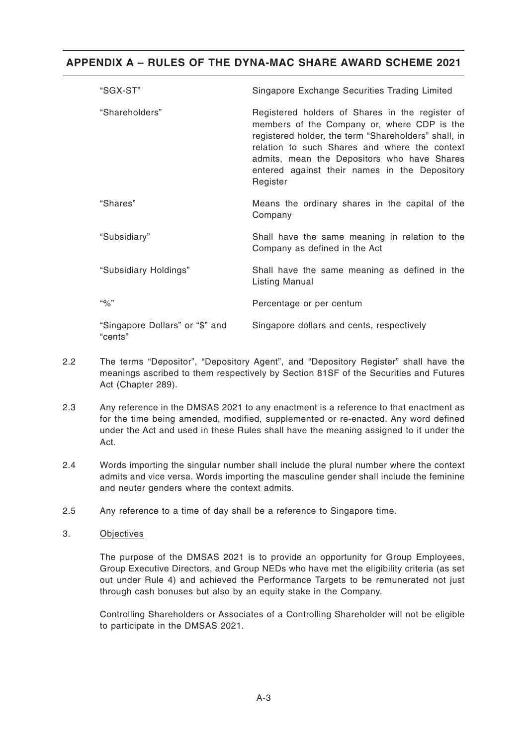| | |
|---|---|
| "SGX-ST" | Singapore Exchange Securities Trading Limited |
| "Shareholders" | Registered holders of Shares in the register of members of the Company or, where CDP is the registered holder, the term "Shareholders" shall, in relation to such Shares and where the context admits, mean the Depositors who have Shares entered against their names in the Depository Register |
| "Shares" | Means the ordinary shares in the capital of the Company |
| "Subsidiary" | Shall have the same meaning in relation to the Company as defined in the Act |
| "Subsidiary Holdings" | Shall have the same meaning as defined in the Listing Manual |
| "%" | Percentage or per centum |
| "Singapore Dollars" or "$" and "cents" | Singapore dollars and cents, respectively |

2.2 The terms "Depositor", "Depository Agent", and "Depository Register" shall have the meanings ascribed to them respectively by Section 81SF of the Securities and Futures Act (Chapter 289).

2.3 Any reference in the DMSAS 2021 to any enactment is a reference to that enactment as for the time being amended, modified, supplemented or re-enacted. Any word defined under the Act and used in these Rules shall have the meaning assigned to it under the Act.

2.4 Words importing the singular number shall include the plural number where the context admits and vice versa. Words importing the masculine gender shall include the feminine and neuter genders where the context admits.

2.5 Any reference to a time of day shall be a reference to Singapore time.

3. Objectives

The purpose of the DMSAS 2021 is to provide an opportunity for Group Employees, Group Executive Directors, and Group NEDs who have met the eligibility criteria (as set out under Rule 4) and achieved the Performance Targets to be remunerated not just through cash bonuses but also by an equity stake in the Company.

Controlling Shareholders or Associates of a Controlling Shareholder will not be eligible to participate in the DMSAS 2021.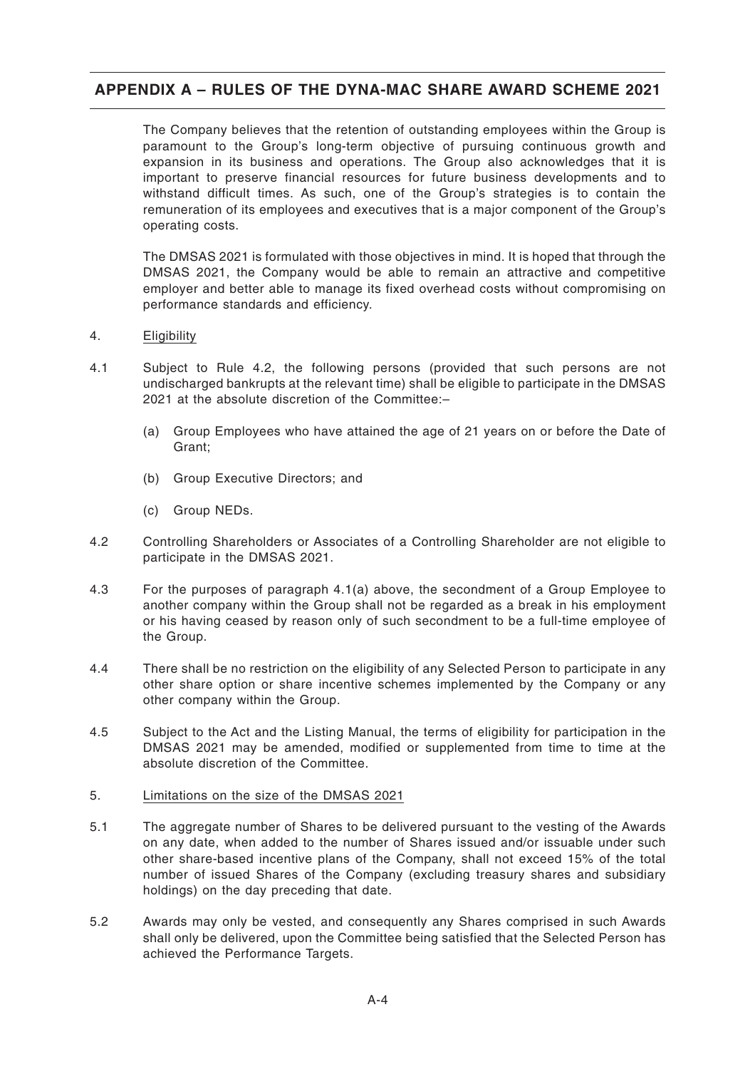The Company believes that the retention of outstanding employees within the Group is paramount to the Group's long-term objective of pursuing continuous growth and expansion in its business and operations. The Group also acknowledges that it is important to preserve financial resources for future business developments and to withstand difficult times. As such, one of the Group's strategies is to contain the remuneration of its employees and executives that is a major component of the Group's operating costs.

The DMSAS 2021 is formulated with those objectives in mind. It is hoped that through the DMSAS 2021, the Company would be able to remain an attractive and competitive employer and better able to manage its fixed overhead costs without compromising on performance standards and efficiency.

4. Eligibility

4.1 Subject to Rule 4.2, the following persons (provided that such persons are not undischarged bankrupts at the relevant time) shall be eligible to participate in the DMSAS 2021 at the absolute discretion of the Committee:–

(a) Group Employees who have attained the age of 21 years on or before the Date of Grant;

(b) Group Executive Directors; and

(c) Group NEDs.

4.2 Controlling Shareholders or Associates of a Controlling Shareholder are not eligible to participate in the DMSAS 2021.

4.3 For the purposes of paragraph 4.1(a) above, the secondment of a Group Employee to another company within the Group shall not be regarded as a break in his employment or his having ceased by reason only of such secondment to be a full-time employee of the Group.

4.4 There shall be no restriction on the eligibility of any Selected Person to participate in any other share option or share incentive schemes implemented by the Company or any other company within the Group.

4.5 Subject to the Act and the Listing Manual, the terms of eligibility for participation in the DMSAS 2021 may be amended, modified or supplemented from time to time at the absolute discretion of the Committee.

5. Limitations on the size of the DMSAS 2021

5.1 The aggregate number of Shares to be delivered pursuant to the vesting of the Awards on any date, when added to the number of Shares issued and/or issuable under such other share-based incentive plans of the Company, shall not exceed 15% of the total number of issued Shares of the Company (excluding treasury shares and subsidiary holdings) on the day preceding that date.

5.2 Awards may only be vested, and consequently any Shares comprised in such Awards shall only be delivered, upon the Committee being satisfied that the Selected Person has achieved the Performance Targets.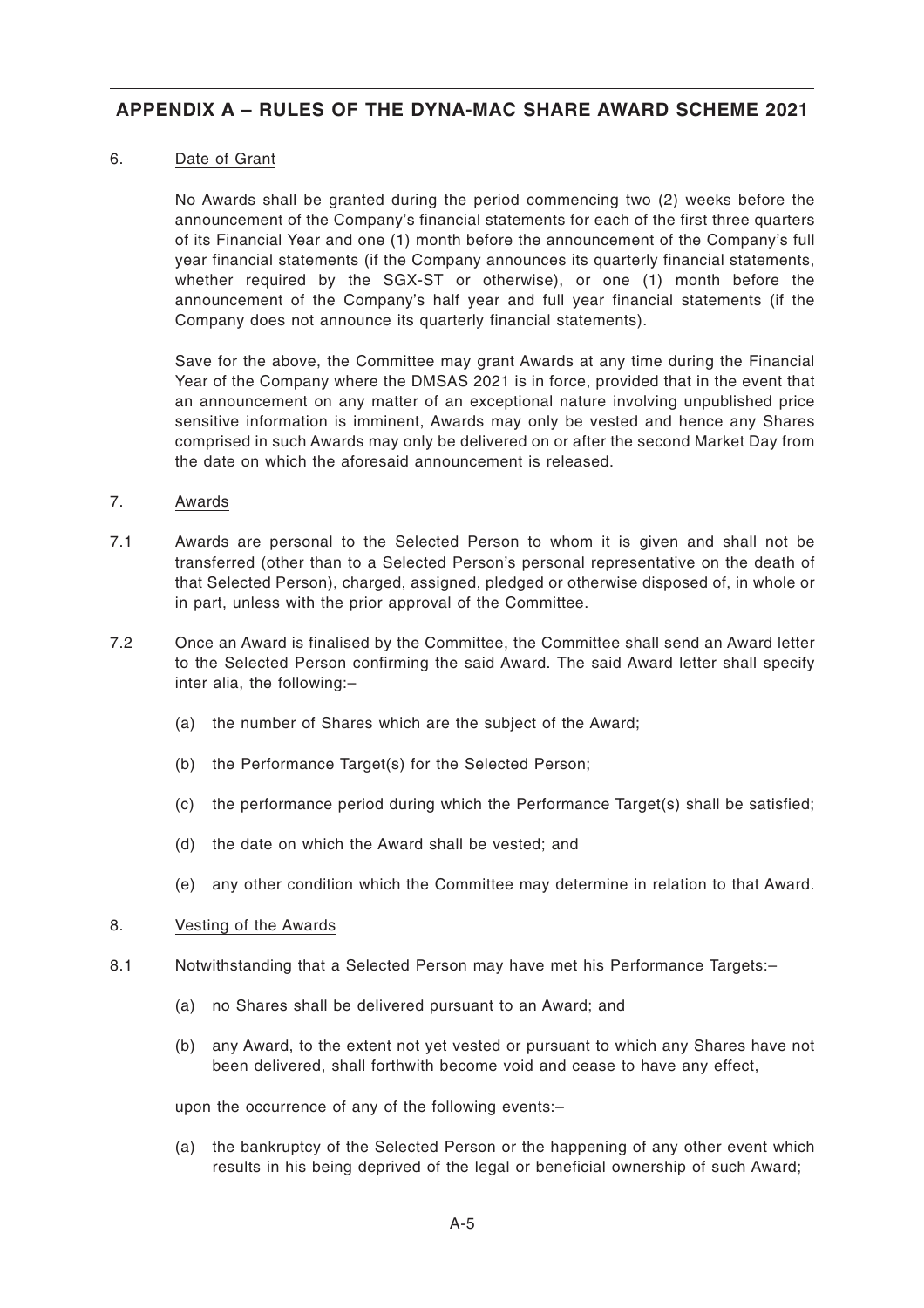6. Date of Grant

No Awards shall be granted during the period commencing two (2) weeks before the announcement of the Company's financial statements for each of the first three quarters of its Financial Year and one (1) month before the announcement of the Company's full year financial statements (if the Company announces its quarterly financial statements, whether required by the SGX-ST or otherwise), or one (1) month before the announcement of the Company's half year and full year financial statements (if the Company does not announce its quarterly financial statements).

Save for the above, the Committee may grant Awards at any time during the Financial Year of the Company where the DMSAS 2021 is in force, provided that in the event that an announcement on any matter of an exceptional nature involving unpublished price sensitive information is imminent, Awards may only be vested and hence any Shares comprised in such Awards may only be delivered on or after the second Market Day from the date on which the aforesaid announcement is released.

7. Awards

7.1 Awards are personal to the Selected Person to whom it is given and shall not be transferred (other than to a Selected Person's personal representative on the death of that Selected Person), charged, assigned, pledged or otherwise disposed of, in whole or in part, unless with the prior approval of the Committee.

7.2 Once an Award is finalised by the Committee, the Committee shall send an Award letter to the Selected Person confirming the said Award. The said Award letter shall specify inter alia, the following:–

(a) the number of Shares which are the subject of the Award;

(b) the Performance Target(s) for the Selected Person;

(c) the performance period during which the Performance Target(s) shall be satisfied;

(d) the date on which the Award shall be vested; and

(e) any other condition which the Committee may determine in relation to that Award.

8. Vesting of the Awards

8.1 Notwithstanding that a Selected Person may have met his Performance Targets:–

(a) no Shares shall be delivered pursuant to an Award; and

(b) any Award, to the extent not yet vested or pursuant to which any Shares have not been delivered, shall forthwith become void and cease to have any effect,

upon the occurrence of any of the following events:–

(a) the bankruptcy of the Selected Person or the happening of any other event which results in his being deprived of the legal or beneficial ownership of such Award;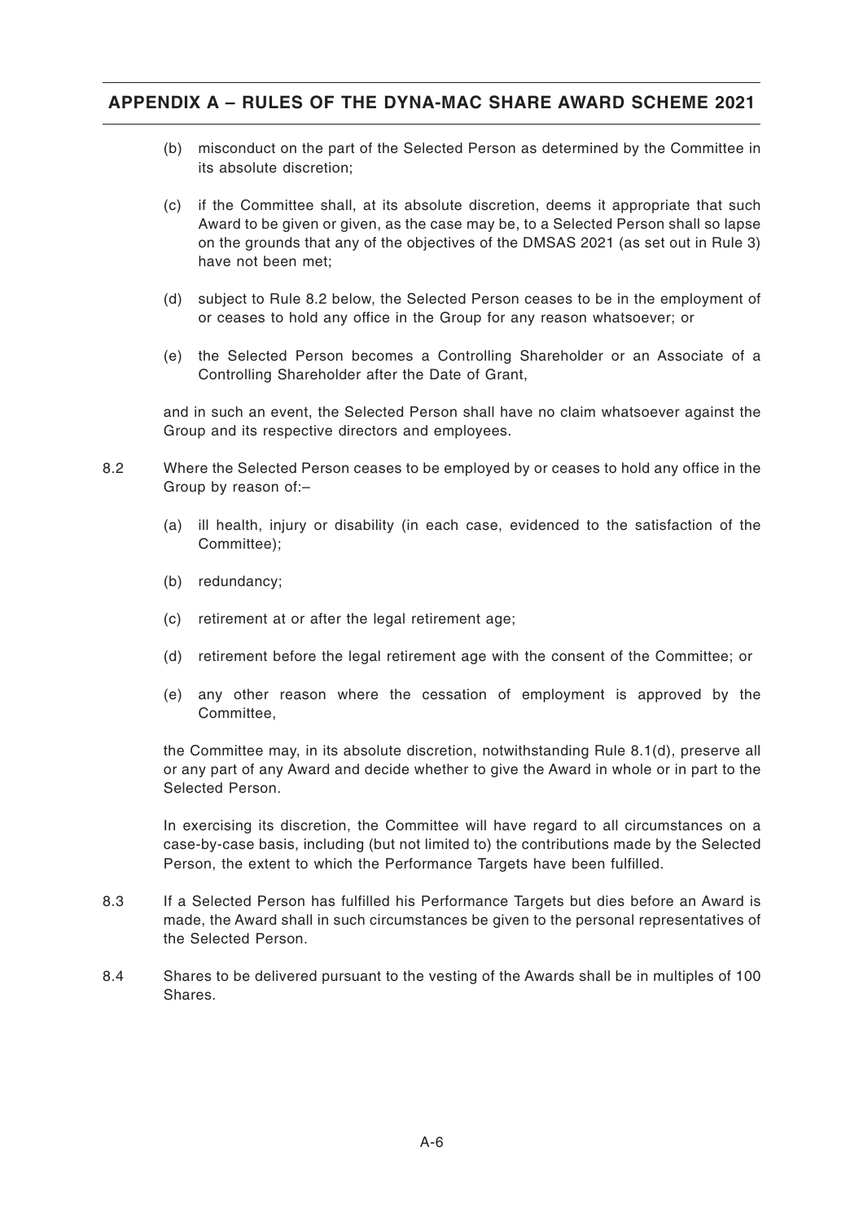(b) misconduct on the part of the Selected Person as determined by the Committee in its absolute discretion;

(c) if the Committee shall, at its absolute discretion, deems it appropriate that such Award to be given or given, as the case may be, to a Selected Person shall so lapse on the grounds that any of the objectives of the DMSAS 2021 (as set out in Rule 3) have not been met;

(d) subject to Rule 8.2 below, the Selected Person ceases to be in the employment of or ceases to hold any office in the Group for any reason whatsoever; or

(e) the Selected Person becomes a Controlling Shareholder or an Associate of a Controlling Shareholder after the Date of Grant,

and in such an event, the Selected Person shall have no claim whatsoever against the Group and its respective directors and employees.

8.2 Where the Selected Person ceases to be employed by or ceases to hold any office in the Group by reason of:–

(a) ill health, injury or disability (in each case, evidenced to the satisfaction of the Committee);

(b) redundancy;

(c) retirement at or after the legal retirement age;

(d) retirement before the legal retirement age with the consent of the Committee; or

(e) any other reason where the cessation of employment is approved by the Committee,

the Committee may, in its absolute discretion, notwithstanding Rule 8.1(d), preserve all or any part of any Award and decide whether to give the Award in whole or in part to the Selected Person.

In exercising its discretion, the Committee will have regard to all circumstances on a case-by-case basis, including (but not limited to) the contributions made by the Selected Person, the extent to which the Performance Targets have been fulfilled.

8.3 If a Selected Person has fulfilled his Performance Targets but dies before an Award is made, the Award shall in such circumstances be given to the personal representatives of the Selected Person.

8.4 Shares to be delivered pursuant to the vesting of the Awards shall be in multiples of 100 Shares.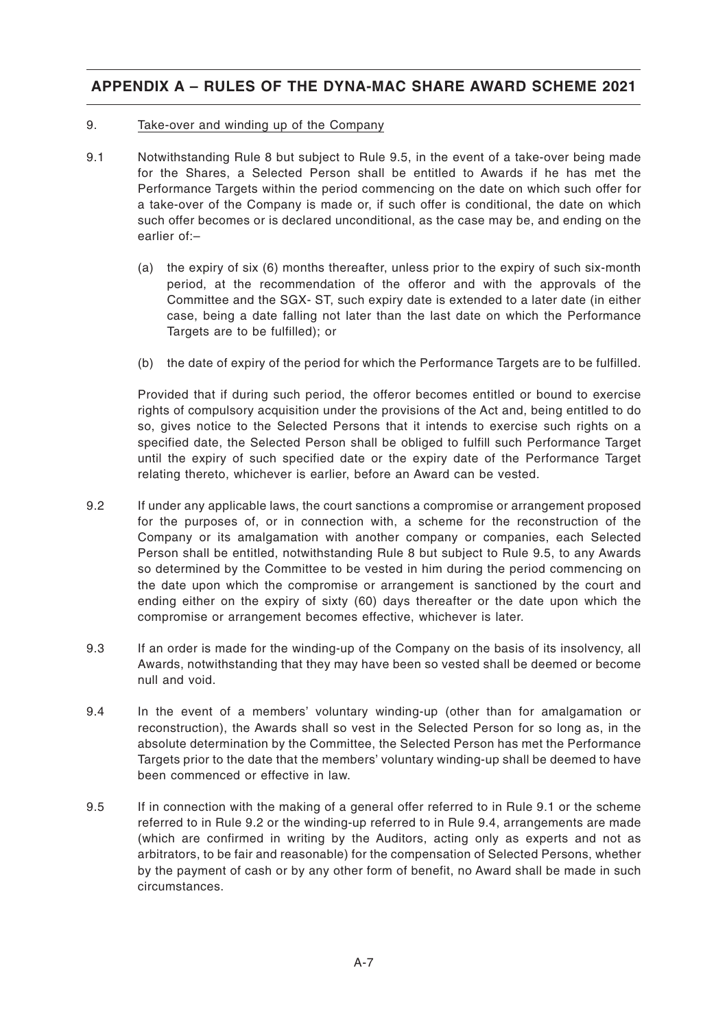9. Take-over and winding up of the Company

9.1 Notwithstanding Rule 8 but subject to Rule 9.5, in the event of a take-over being made for the Shares, a Selected Person shall be entitled to Awards if he has met the Performance Targets within the period commencing on the date on which such offer for a take-over of the Company is made or, if such offer is conditional, the date on which such offer becomes or is declared unconditional, as the case may be, and ending on the earlier of:–

(a) the expiry of six (6) months thereafter, unless prior to the expiry of such six-month period, at the recommendation of the offeror and with the approvals of the Committee and the SGX- ST, such expiry date is extended to a later date (in either case, being a date falling not later than the last date on which the Performance Targets are to be fulfilled); or

(b) the date of expiry of the period for which the Performance Targets are to be fulfilled.

Provided that if during such period, the offeror becomes entitled or bound to exercise rights of compulsory acquisition under the provisions of the Act and, being entitled to do so, gives notice to the Selected Persons that it intends to exercise such rights on a specified date, the Selected Person shall be obliged to fulfill such Performance Target until the expiry of such specified date or the expiry date of the Performance Target relating thereto, whichever is earlier, before an Award can be vested.

9.2 If under any applicable laws, the court sanctions a compromise or arrangement proposed for the purposes of, or in connection with, a scheme for the reconstruction of the Company or its amalgamation with another company or companies, each Selected Person shall be entitled, notwithstanding Rule 8 but subject to Rule 9.5, to any Awards so determined by the Committee to be vested in him during the period commencing on the date upon which the compromise or arrangement is sanctioned by the court and ending either on the expiry of sixty (60) days thereafter or the date upon which the compromise or arrangement becomes effective, whichever is later.

9.3 If an order is made for the winding-up of the Company on the basis of its insolvency, all Awards, notwithstanding that they may have been so vested shall be deemed or become null and void.

9.4 In the event of a members' voluntary winding-up (other than for amalgamation or reconstruction), the Awards shall so vest in the Selected Person for so long as, in the absolute determination by the Committee, the Selected Person has met the Performance Targets prior to the date that the members' voluntary winding-up shall be deemed to have been commenced or effective in law.

9.5 If in connection with the making of a general offer referred to in Rule 9.1 or the scheme referred to in Rule 9.2 or the winding-up referred to in Rule 9.4, arrangements are made (which are confirmed in writing by the Auditors, acting only as experts and not as arbitrators, to be fair and reasonable) for the compensation of Selected Persons, whether by the payment of cash or by any other form of benefit, no Award shall be made in such circumstances.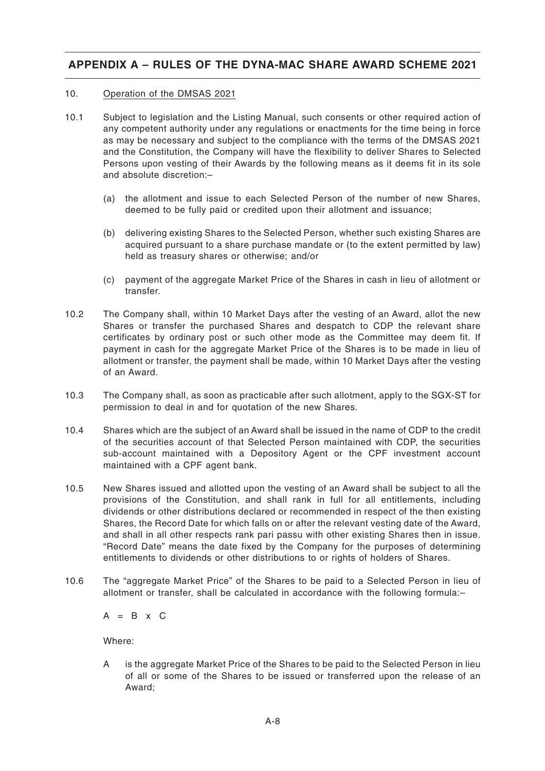## APPENDIX A – RULES OF THE DYNA-MAC SHARE AWARD SCHEME 2021

10. Operation of the DMSAS 2021

10.1 Subject to legislation and the Listing Manual, such consents or other required action of any competent authority under any regulations or enactments for the time being in force as may be necessary and subject to the compliance with the terms of the DMSAS 2021 and the Constitution, the Company will have the flexibility to deliver Shares to Selected Persons upon vesting of their Awards by the following means as it deems fit in its sole and absolute discretion:–

   (a) the allotment and issue to each Selected Person of the number of new Shares, deemed to be fully paid or credited upon their allotment and issuance;

   (b) delivering existing Shares to the Selected Person, whether such existing Shares are acquired pursuant to a share purchase mandate or (to the extent permitted by law) held as treasury shares or otherwise; and/or

   (c) payment of the aggregate Market Price of the Shares in cash in lieu of allotment or transfer.

10.2 The Company shall, within 10 Market Days after the vesting of an Award, allot the new Shares or transfer the purchased Shares and despatch to CDP the relevant share certificates by ordinary post or such other mode as the Committee may deem fit. If payment in cash for the aggregate Market Price of the Shares is to be made in lieu of allotment or transfer, the payment shall be made, within 10 Market Days after the vesting of an Award.

10.3 The Company shall, as soon as practicable after such allotment, apply to the SGX-ST for permission to deal in and for quotation of the new Shares.

10.4 Shares which are the subject of an Award shall be issued in the name of CDP to the credit of the securities account of that Selected Person maintained with CDP, the securities sub-account maintained with a Depository Agent or the CPF investment account maintained with a CPF agent bank.

10.5 New Shares issued and allotted upon the vesting of an Award shall be subject to all the provisions of the Constitution, and shall rank in full for all entitlements, including dividends or other distributions declared or recommended in respect of the then existing Shares, the Record Date for which falls on or after the relevant vesting date of the Award, and shall in all other respects rank pari passu with other existing Shares then in issue. "Record Date" means the date fixed by the Company for the purposes of determining entitlements to dividends or other distributions to or rights of holders of Shares.

10.6 The "aggregate Market Price" of the Shares to be paid to a Selected Person in lieu of allotment or transfer, shall be calculated in accordance with the following formula:–

$$A = B \times C$$

Where:

A is the aggregate Market Price of the Shares to be paid to the Selected Person in lieu of all or some of the Shares to be issued or transferred upon the release of an Award;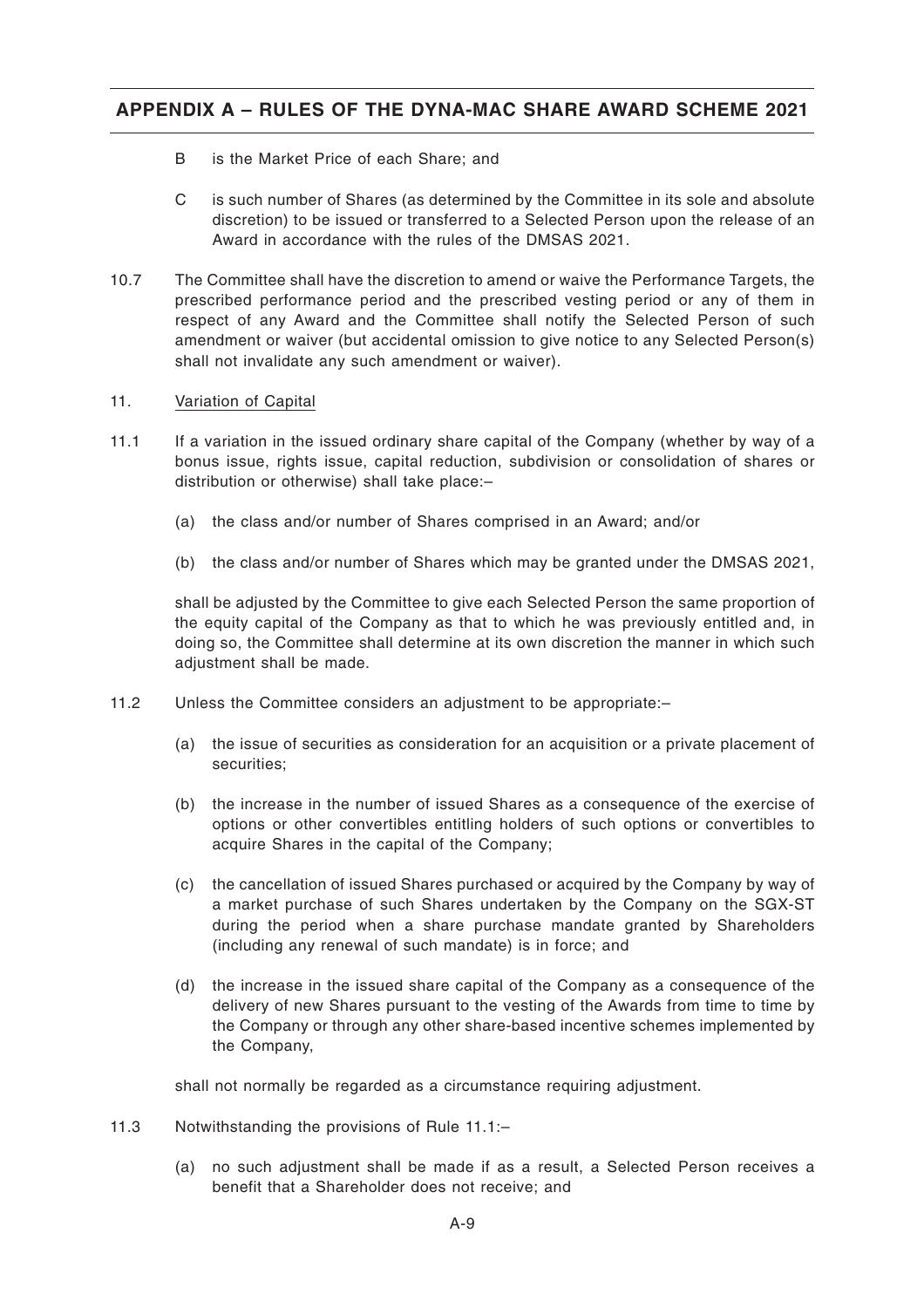B is the Market Price of each Share; and

C is such number of Shares (as determined by the Committee in its sole and absolute discretion) to be issued or transferred to a Selected Person upon the release of an Award in accordance with the rules of the DMSAS 2021.

10.7 The Committee shall have the discretion to amend or waive the Performance Targets, the prescribed performance period and the prescribed vesting period or any of them in respect of any Award and the Committee shall notify the Selected Person of such amendment or waiver (but accidental omission to give notice to any Selected Person(s) shall not invalidate any such amendment or waiver).

11. Variation of Capital

11.1 If a variation in the issued ordinary share capital of the Company (whether by way of a bonus issue, rights issue, capital reduction, subdivision or consolidation of shares or distribution or otherwise) shall take place:–

(a) the class and/or number of Shares comprised in an Award; and/or

(b) the class and/or number of Shares which may be granted under the DMSAS 2021,

shall be adjusted by the Committee to give each Selected Person the same proportion of the equity capital of the Company as that to which he was previously entitled and, in doing so, the Committee shall determine at its own discretion the manner in which such adjustment shall be made.

11.2 Unless the Committee considers an adjustment to be appropriate:–

(a) the issue of securities as consideration for an acquisition or a private placement of securities;

(b) the increase in the number of issued Shares as a consequence of the exercise of options or other convertibles entitling holders of such options or convertibles to acquire Shares in the capital of the Company;

(c) the cancellation of issued Shares purchased or acquired by the Company by way of a market purchase of such Shares undertaken by the Company on the SGX-ST during the period when a share purchase mandate granted by Shareholders (including any renewal of such mandate) is in force; and

(d) the increase in the issued share capital of the Company as a consequence of the delivery of new Shares pursuant to the vesting of the Awards from time to time by the Company or through any other share-based incentive schemes implemented by the Company,

shall not normally be regarded as a circumstance requiring adjustment.

11.3 Notwithstanding the provisions of Rule 11.1:–

(a) no such adjustment shall be made if as a result, a Selected Person receives a benefit that a Shareholder does not receive; and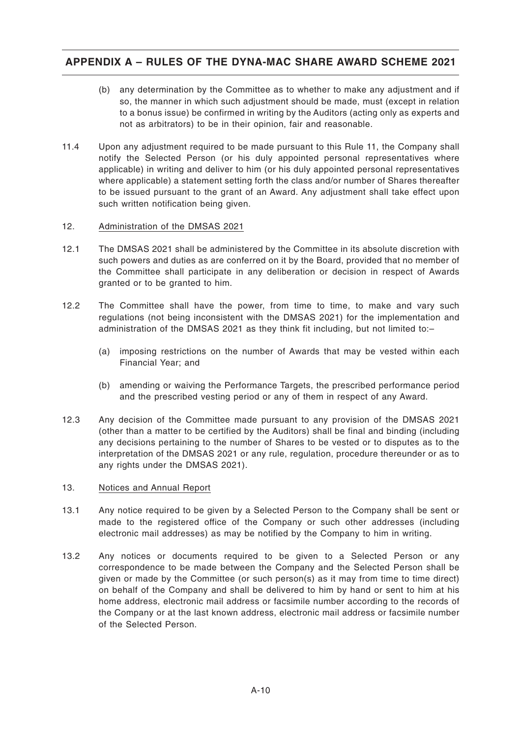(b) any determination by the Committee as to whether to make any adjustment and if so, the manner in which such adjustment should be made, must (except in relation to a bonus issue) be confirmed in writing by the Auditors (acting only as experts and not as arbitrators) to be in their opinion, fair and reasonable.

11.4 Upon any adjustment required to be made pursuant to this Rule 11, the Company shall notify the Selected Person (or his duly appointed personal representatives where applicable) in writing and deliver to him (or his duly appointed personal representatives where applicable) a statement setting forth the class and/or number of Shares thereafter to be issued pursuant to the grant of an Award. Any adjustment shall take effect upon such written notification being given.

12. Administration of the DMSAS 2021

12.1 The DMSAS 2021 shall be administered by the Committee in its absolute discretion with such powers and duties as are conferred on it by the Board, provided that no member of the Committee shall participate in any deliberation or decision in respect of Awards granted or to be granted to him.

12.2 The Committee shall have the power, from time to time, to make and vary such regulations (not being inconsistent with the DMSAS 2021) for the implementation and administration of the DMSAS 2021 as they think fit including, but not limited to:–

(a) imposing restrictions on the number of Awards that may be vested within each Financial Year; and

(b) amending or waiving the Performance Targets, the prescribed performance period and the prescribed vesting period or any of them in respect of any Award.

12.3 Any decision of the Committee made pursuant to any provision of the DMSAS 2021 (other than a matter to be certified by the Auditors) shall be final and binding (including any decisions pertaining to the number of Shares to be vested or to disputes as to the interpretation of the DMSAS 2021 or any rule, regulation, procedure thereunder or as to any rights under the DMSAS 2021).

13. Notices and Annual Report

13.1 Any notice required to be given by a Selected Person to the Company shall be sent or made to the registered office of the Company or such other addresses (including electronic mail addresses) as may be notified by the Company to him in writing.

13.2 Any notices or documents required to be given to a Selected Person or any correspondence to be made between the Company and the Selected Person shall be given or made by the Committee (or such person(s) as it may from time to time direct) on behalf of the Company and shall be delivered to him by hand or sent to him at his home address, electronic mail address or facsimile number according to the records of the Company or at the last known address, electronic mail address or facsimile number of the Selected Person.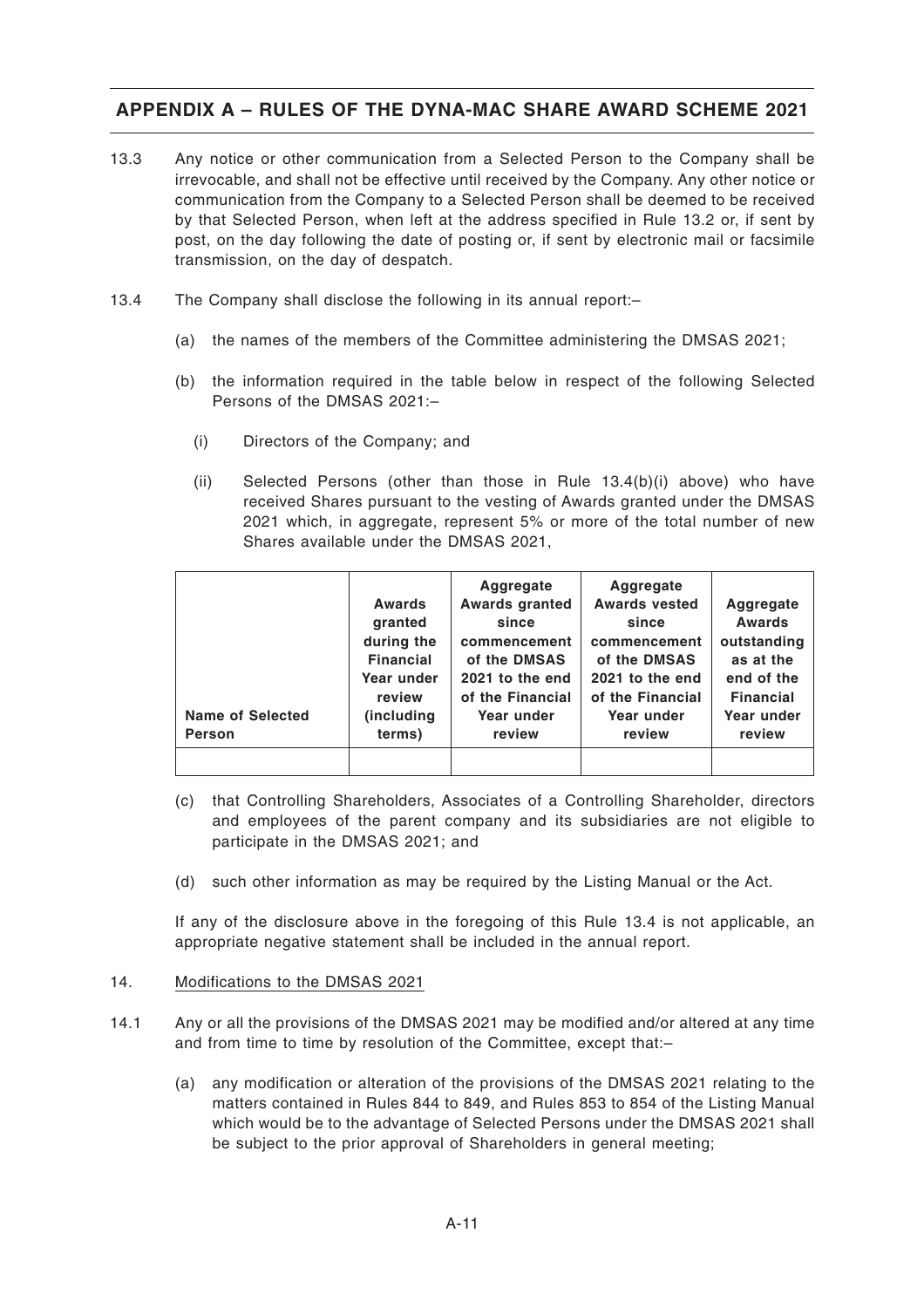13.3 Any notice or other communication from a Selected Person to the Company shall be irrevocable, and shall not be effective until received by the Company. Any other notice or communication from the Company to a Selected Person shall be deemed to be received by that Selected Person, when left at the address specified in Rule 13.2 or, if sent by post, on the day following the date of posting or, if sent by electronic mail or facsimile transmission, on the day of despatch.

13.4 The Company shall disclose the following in its annual report:–

(a) the names of the members of the Committee administering the DMSAS 2021;

(b) the information required in the table below in respect of the following Selected Persons of the DMSAS 2021:–

(i) Directors of the Company; and

(ii) Selected Persons (other than those in Rule 13.4(b)(i) above) who have received Shares pursuant to the vesting of Awards granted under the DMSAS 2021 which, in aggregate, represent 5% or more of the total number of new Shares available under the DMSAS 2021,

| Name of Selected Person | Awards granted during the Financial Year under review (including terms) | Aggregate Awards granted since commencement of the DMSAS 2021 to the end of the Financial Year under review | Aggregate Awards vested since commencement of the DMSAS 2021 to the end of the Financial Year under review | Aggregate Awards outstanding as at the end of the Financial Year under review |
|---|---|---|---|---|
| | | | | |

(c) that Controlling Shareholders, Associates of a Controlling Shareholder, directors and employees of the parent company and its subsidiaries are not eligible to participate in the DMSAS 2021; and

(d) such other information as may be required by the Listing Manual or the Act.

If any of the disclosure above in the foregoing of this Rule 13.4 is not applicable, an appropriate negative statement shall be included in the annual report.

14. Modifications to the DMSAS 2021

14.1 Any or all the provisions of the DMSAS 2021 may be modified and/or altered at any time and from time to time by resolution of the Committee, except that:–

(a) any modification or alteration of the provisions of the DMSAS 2021 relating to the matters contained in Rules 844 to 849, and Rules 853 to 854 of the Listing Manual which would be to the advantage of Selected Persons under the DMSAS 2021 shall be subject to the prior approval of Shareholders in general meeting;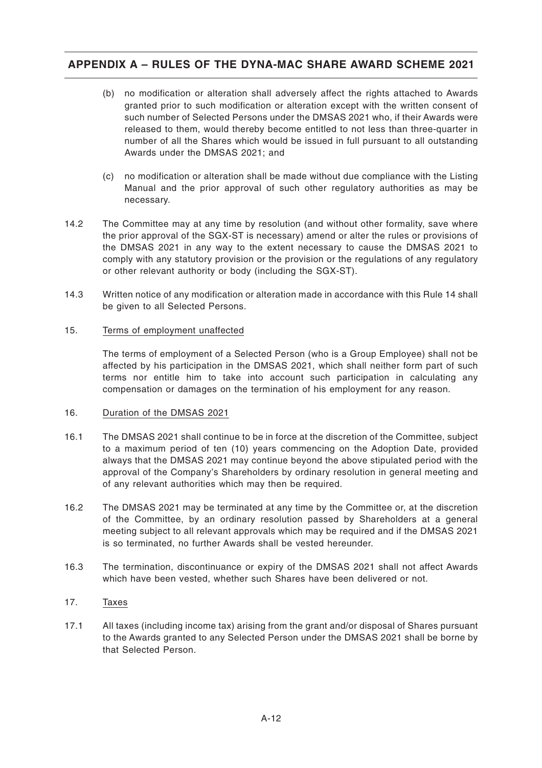(b) no modification or alteration shall adversely affect the rights attached to Awards granted prior to such modification or alteration except with the written consent of such number of Selected Persons under the DMSAS 2021 who, if their Awards were released to them, would thereby become entitled to not less than three-quarter in number of all the Shares which would be issued in full pursuant to all outstanding Awards under the DMSAS 2021; and

(c) no modification or alteration shall be made without due compliance with the Listing Manual and the prior approval of such other regulatory authorities as may be necessary.

14.2 The Committee may at any time by resolution (and without other formality, save where the prior approval of the SGX-ST is necessary) amend or alter the rules or provisions of the DMSAS 2021 in any way to the extent necessary to cause the DMSAS 2021 to comply with any statutory provision or the provision or the regulations of any regulatory or other relevant authority or body (including the SGX-ST).

14.3 Written notice of any modification or alteration made in accordance with this Rule 14 shall be given to all Selected Persons.

15. Terms of employment unaffected

The terms of employment of a Selected Person (who is a Group Employee) shall not be affected by his participation in the DMSAS 2021, which shall neither form part of such terms nor entitle him to take into account such participation in calculating any compensation or damages on the termination of his employment for any reason.

16. Duration of the DMSAS 2021

16.1 The DMSAS 2021 shall continue to be in force at the discretion of the Committee, subject to a maximum period of ten (10) years commencing on the Adoption Date, provided always that the DMSAS 2021 may continue beyond the above stipulated period with the approval of the Company's Shareholders by ordinary resolution in general meeting and of any relevant authorities which may then be required.

16.2 The DMSAS 2021 may be terminated at any time by the Committee or, at the discretion of the Committee, by an ordinary resolution passed by Shareholders at a general meeting subject to all relevant approvals which may be required and if the DMSAS 2021 is so terminated, no further Awards shall be vested hereunder.

16.3 The termination, discontinuance or expiry of the DMSAS 2021 shall not affect Awards which have been vested, whether such Shares have been delivered or not.

17. Taxes

17.1 All taxes (including income tax) arising from the grant and/or disposal of Shares pursuant to the Awards granted to any Selected Person under the DMSAS 2021 shall be borne by that Selected Person.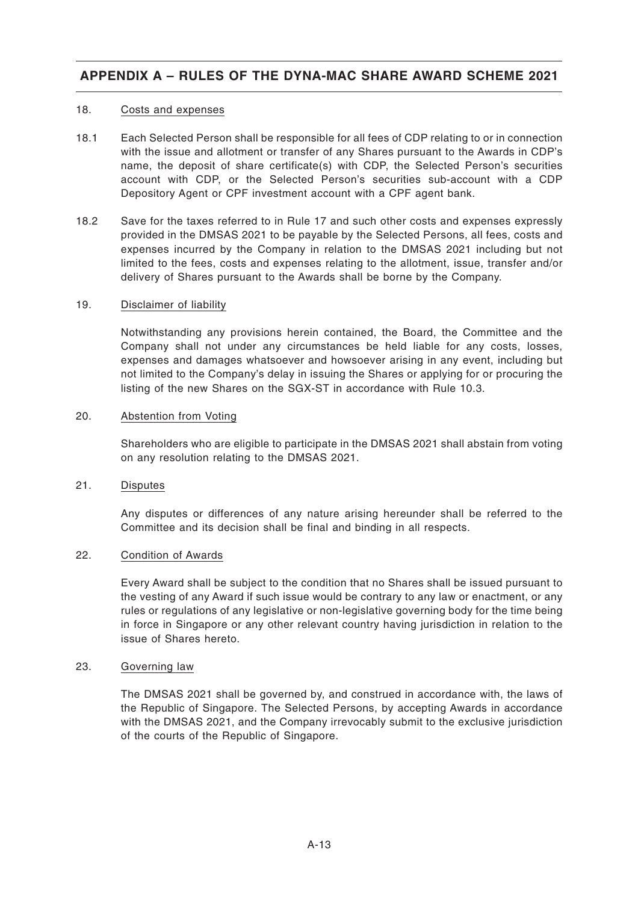18. Costs and expenses

18.1 Each Selected Person shall be responsible for all fees of CDP relating to or in connection with the issue and allotment or transfer of any Shares pursuant to the Awards in CDP's name, the deposit of share certificate(s) with CDP, the Selected Person's securities account with CDP, or the Selected Person's securities sub-account with a CDP Depository Agent or CPF investment account with a CPF agent bank.

18.2 Save for the taxes referred to in Rule 17 and such other costs and expenses expressly provided in the DMSAS 2021 to be payable by the Selected Persons, all fees, costs and expenses incurred by the Company in relation to the DMSAS 2021 including but not limited to the fees, costs and expenses relating to the allotment, issue, transfer and/or delivery of Shares pursuant to the Awards shall be borne by the Company.

19. Disclaimer of liability

Notwithstanding any provisions herein contained, the Board, the Committee and the Company shall not under any circumstances be held liable for any costs, losses, expenses and damages whatsoever and howsoever arising in any event, including but not limited to the Company's delay in issuing the Shares or applying for or procuring the listing of the new Shares on the SGX-ST in accordance with Rule 10.3.

20. Abstention from Voting

Shareholders who are eligible to participate in the DMSAS 2021 shall abstain from voting on any resolution relating to the DMSAS 2021.

21. Disputes

Any disputes or differences of any nature arising hereunder shall be referred to the Committee and its decision shall be final and binding in all respects.

22. Condition of Awards

Every Award shall be subject to the condition that no Shares shall be issued pursuant to the vesting of any Award if such issue would be contrary to any law or enactment, or any rules or regulations of any legislative or non-legislative governing body for the time being in force in Singapore or any other relevant country having jurisdiction in relation to the issue of Shares hereto.

23. Governing law

The DMSAS 2021 shall be governed by, and construed in accordance with, the laws of the Republic of Singapore. The Selected Persons, by accepting Awards in accordance with the DMSAS 2021, and the Company irrevocably submit to the exclusive jurisdiction of the courts of the Republic of Singapore.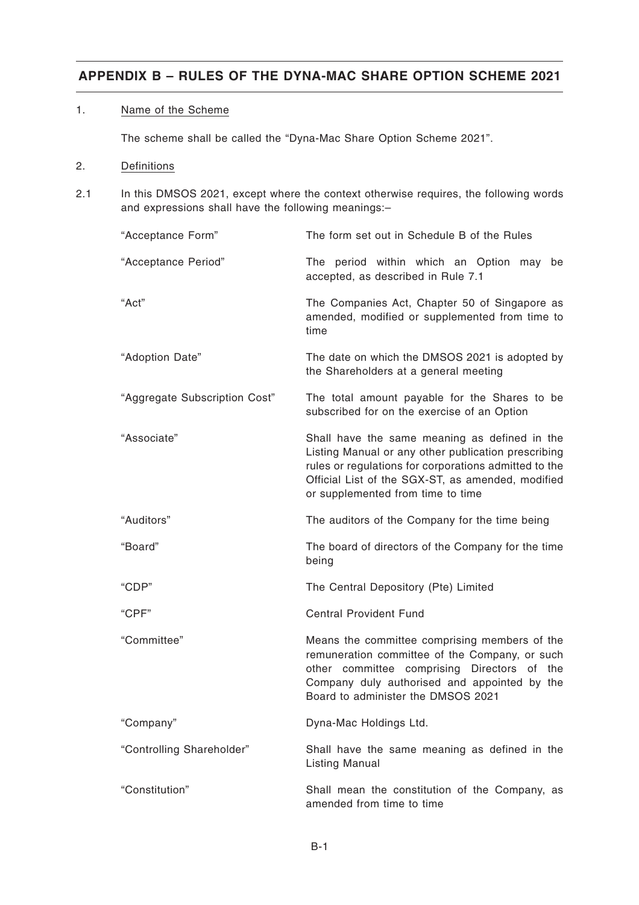## APPENDIX B – RULES OF THE DYNA-MAC SHARE OPTION SCHEME 2021

1. Name of the Scheme

The scheme shall be called the "Dyna-Mac Share Option Scheme 2021".

2. Definitions

2.1 In this DMSOS 2021, except where the context otherwise requires, the following words and expressions shall have the following meanings:–

| | |
|---|---|
| "Acceptance Form" | The form set out in Schedule B of the Rules |
| "Acceptance Period" | The period within which an Option may be accepted, as described in Rule 7.1 |
| "Act" | The Companies Act, Chapter 50 of Singapore as amended, modified or supplemented from time to time |
| "Adoption Date" | The date on which the DMSOS 2021 is adopted by the Shareholders at a general meeting |
| "Aggregate Subscription Cost" | The total amount payable for the Shares to be subscribed for on the exercise of an Option |
| "Associate" | Shall have the same meaning as defined in the Listing Manual or any other publication prescribing rules or regulations for corporations admitted to the Official List of the SGX-ST, as amended, modified or supplemented from time to time |
| "Auditors" | The auditors of the Company for the time being |
| "Board" | The board of directors of the Company for the time being |
| "CDP" | The Central Depository (Pte) Limited |
| "CPF" | Central Provident Fund |
| "Committee" | Means the committee comprising members of the remuneration committee of the Company, or such other committee comprising Directors of the Company duly authorised and appointed by the Board to administer the DMSOS 2021 |
| "Company" | Dyna-Mac Holdings Ltd. |
| "Controlling Shareholder" | Shall have the same meaning as defined in the Listing Manual |
| "Constitution" | Shall mean the constitution of the Company, as amended from time to time |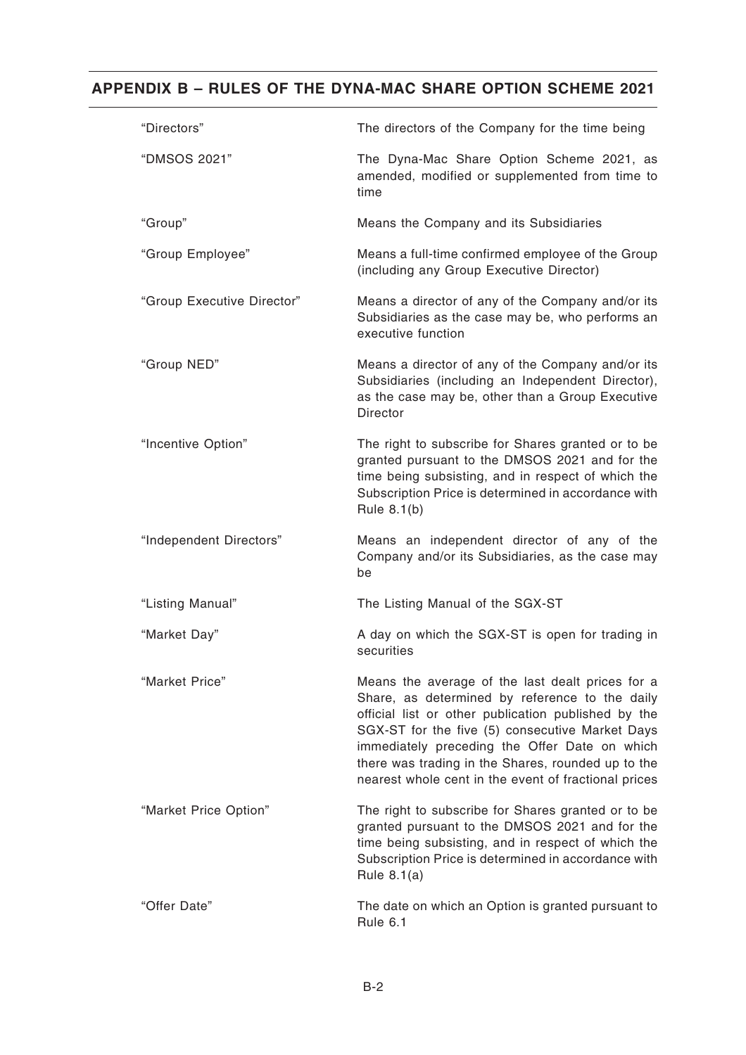| | |
|---|---|
| "Directors" | The directors of the Company for the time being |
| "DMSOS 2021" | The Dyna-Mac Share Option Scheme 2021, as amended, modified or supplemented from time to time |
| "Group" | Means the Company and its Subsidiaries |
| "Group Employee" | Means a full-time confirmed employee of the Group (including any Group Executive Director) |
| "Group Executive Director" | Means a director of any of the Company and/or its Subsidiaries as the case may be, who performs an executive function |
| "Group NED" | Means a director of any of the Company and/or its Subsidiaries (including an Independent Director), as the case may be, other than a Group Executive Director |
| "Incentive Option" | The right to subscribe for Shares granted or to be granted pursuant to the DMSOS 2021 and for the time being subsisting, and in respect of which the Subscription Price is determined in accordance with Rule 8.1(b) |
| "Independent Directors" | Means an independent director of any of the Company and/or its Subsidiaries, as the case may be |
| "Listing Manual" | The Listing Manual of the SGX-ST |
| "Market Day" | A day on which the SGX-ST is open for trading in securities |
| "Market Price" | Means the average of the last dealt prices for a Share, as determined by reference to the daily official list or other publication published by the SGX-ST for the five (5) consecutive Market Days immediately preceding the Offer Date on which there was trading in the Shares, rounded up to the nearest whole cent in the event of fractional prices |
| "Market Price Option" | The right to subscribe for Shares granted or to be granted pursuant to the DMSOS 2021 and for the time being subsisting, and in respect of which the Subscription Price is determined in accordance with Rule 8.1(a) |
| "Offer Date" | The date on which an Option is granted pursuant to Rule 6.1 |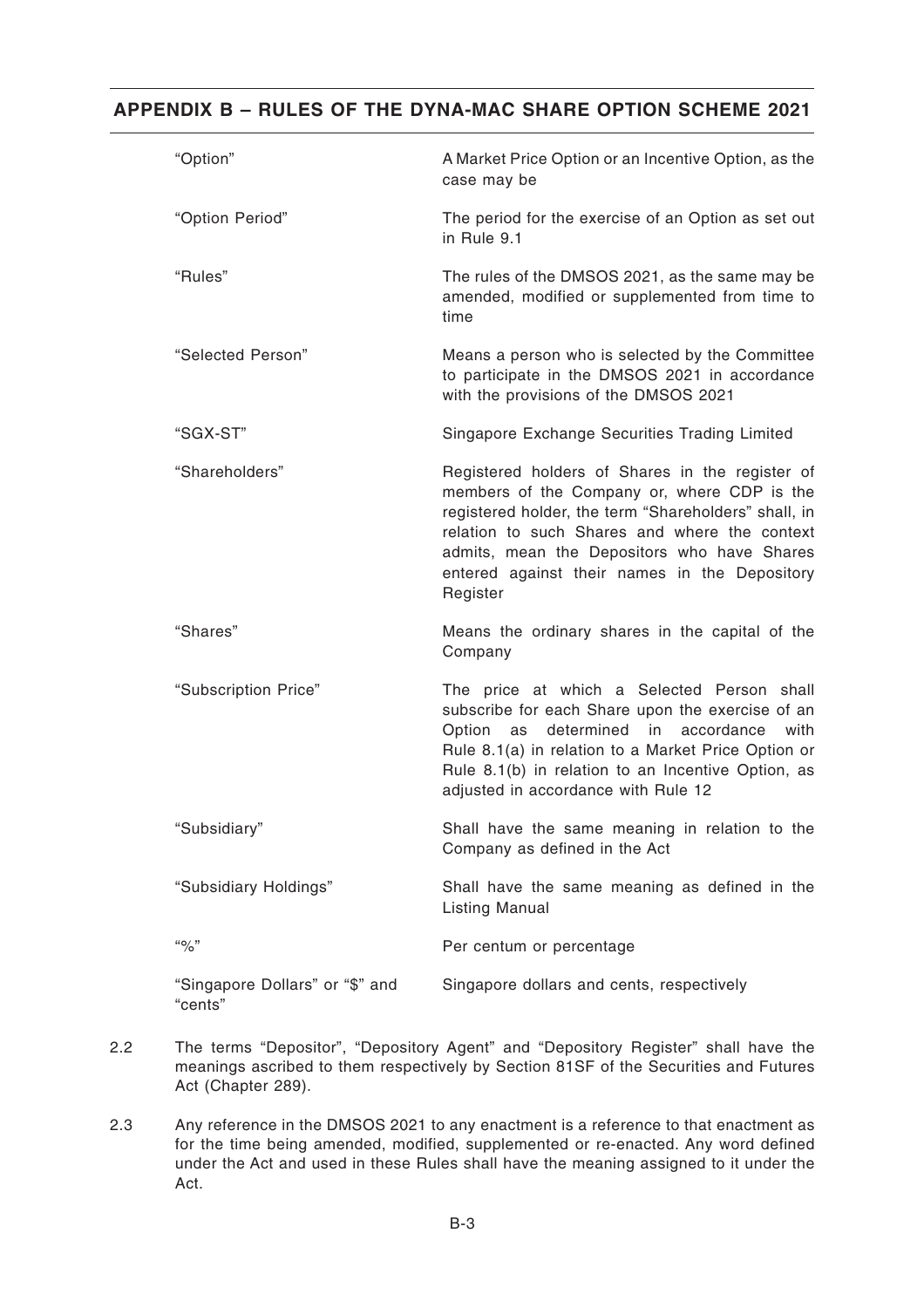| | |
|---|---|
| "Option" | A Market Price Option or an Incentive Option, as the case may be |
| "Option Period" | The period for the exercise of an Option as set out in Rule 9.1 |
| "Rules" | The rules of the DMSOS 2021, as the same may be amended, modified or supplemented from time to time |
| "Selected Person" | Means a person who is selected by the Committee to participate in the DMSOS 2021 in accordance with the provisions of the DMSOS 2021 |
| "SGX-ST" | Singapore Exchange Securities Trading Limited |
| "Shareholders" | Registered holders of Shares in the register of members of the Company or, where CDP is the registered holder, the term "Shareholders" shall, in relation to such Shares and where the context admits, mean the Depositors who have Shares entered against their names in the Depository Register |
| "Shares" | Means the ordinary shares in the capital of the Company |
| "Subscription Price" | The price at which a Selected Person shall subscribe for each Share upon the exercise of an Option as determined in accordance with Rule 8.1(a) in relation to a Market Price Option or Rule 8.1(b) in relation to an Incentive Option, as adjusted in accordance with Rule 12 |
| "Subsidiary" | Shall have the same meaning in relation to the Company as defined in the Act |
| "Subsidiary Holdings" | Shall have the same meaning as defined in the Listing Manual |
| "%" | Per centum or percentage |
| "Singapore Dollars" or "$" and "cents" | Singapore dollars and cents, respectively |

2.2 The terms "Depositor", "Depository Agent" and "Depository Register" shall have the meanings ascribed to them respectively by Section 81SF of the Securities and Futures Act (Chapter 289).

2.3 Any reference in the DMSOS 2021 to any enactment is a reference to that enactment as for the time being amended, modified, supplemented or re-enacted. Any word defined under the Act and used in these Rules shall have the meaning assigned to it under the Act.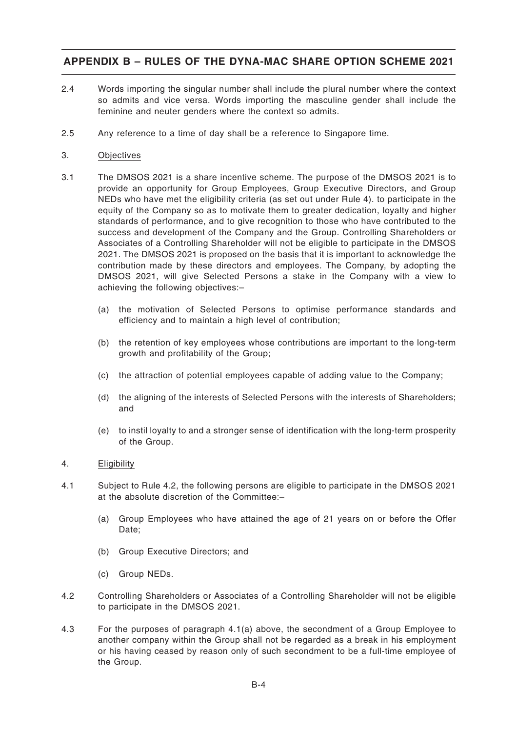2.4 Words importing the singular number shall include the plural number where the context so admits and vice versa. Words importing the masculine gender shall include the feminine and neuter genders where the context so admits.

2.5 Any reference to a time of day shall be a reference to Singapore time.

3. Objectives

3.1 The DMSOS 2021 is a share incentive scheme. The purpose of the DMSOS 2021 is to provide an opportunity for Group Employees, Group Executive Directors, and Group NEDs who have met the eligibility criteria (as set out under Rule 4). to participate in the equity of the Company so as to motivate them to greater dedication, loyalty and higher standards of performance, and to give recognition to those who have contributed to the success and development of the Company and the Group. Controlling Shareholders or Associates of a Controlling Shareholder will not be eligible to participate in the DMSOS 2021. The DMSOS 2021 is proposed on the basis that it is important to acknowledge the contribution made by these directors and employees. The Company, by adopting the DMSOS 2021, will give Selected Persons a stake in the Company with a view to achieving the following objectives:–

(a) the motivation of Selected Persons to optimise performance standards and efficiency and to maintain a high level of contribution;

(b) the retention of key employees whose contributions are important to the long-term growth and profitability of the Group;

(c) the attraction of potential employees capable of adding value to the Company;

(d) the aligning of the interests of Selected Persons with the interests of Shareholders; and

(e) to instil loyalty to and a stronger sense of identification with the long-term prosperity of the Group.

4. Eligibility

4.1 Subject to Rule 4.2, the following persons are eligible to participate in the DMSOS 2021 at the absolute discretion of the Committee:–

(a) Group Employees who have attained the age of 21 years on or before the Offer Date;

(b) Group Executive Directors; and

(c) Group NEDs.

4.2 Controlling Shareholders or Associates of a Controlling Shareholder will not be eligible to participate in the DMSOS 2021.

4.3 For the purposes of paragraph 4.1(a) above, the secondment of a Group Employee to another company within the Group shall not be regarded as a break in his employment or his having ceased by reason only of such secondment to be a full-time employee of the Group.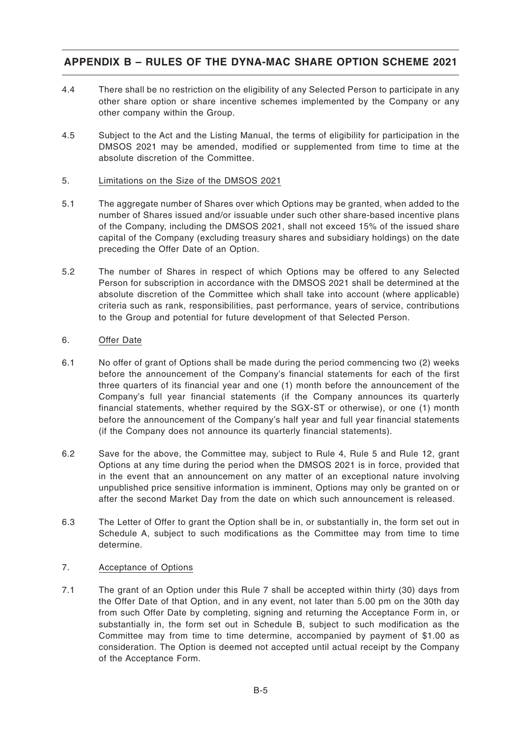4.4 There shall be no restriction on the eligibility of any Selected Person to participate in any other share option or share incentive schemes implemented by the Company or any other company within the Group.

4.5 Subject to the Act and the Listing Manual, the terms of eligibility for participation in the DMSOS 2021 may be amended, modified or supplemented from time to time at the absolute discretion of the Committee.

5. Limitations on the Size of the DMSOS 2021

5.1 The aggregate number of Shares over which Options may be granted, when added to the number of Shares issued and/or issuable under such other share-based incentive plans of the Company, including the DMSOS 2021, shall not exceed 15% of the issued share capital of the Company (excluding treasury shares and subsidiary holdings) on the date preceding the Offer Date of an Option.

5.2 The number of Shares in respect of which Options may be offered to any Selected Person for subscription in accordance with the DMSOS 2021 shall be determined at the absolute discretion of the Committee which shall take into account (where applicable) criteria such as rank, responsibilities, past performance, years of service, contributions to the Group and potential for future development of that Selected Person.

6. Offer Date

6.1 No offer of grant of Options shall be made during the period commencing two (2) weeks before the announcement of the Company's financial statements for each of the first three quarters of its financial year and one (1) month before the announcement of the Company's full year financial statements (if the Company announces its quarterly financial statements, whether required by the SGX-ST or otherwise), or one (1) month before the announcement of the Company's half year and full year financial statements (if the Company does not announce its quarterly financial statements).

6.2 Save for the above, the Committee may, subject to Rule 4, Rule 5 and Rule 12, grant Options at any time during the period when the DMSOS 2021 is in force, provided that in the event that an announcement on any matter of an exceptional nature involving unpublished price sensitive information is imminent, Options may only be granted on or after the second Market Day from the date on which such announcement is released.

6.3 The Letter of Offer to grant the Option shall be in, or substantially in, the form set out in Schedule A, subject to such modifications as the Committee may from time to time determine.

7. Acceptance of Options

7.1 The grant of an Option under this Rule 7 shall be accepted within thirty (30) days from the Offer Date of that Option, and in any event, not later than 5.00 pm on the 30th day from such Offer Date by completing, signing and returning the Acceptance Form in, or substantially in, the form set out in Schedule B, subject to such modification as the Committee may from time to time determine, accompanied by payment of $1.00 as consideration. The Option is deemed not accepted until actual receipt by the Company of the Acceptance Form.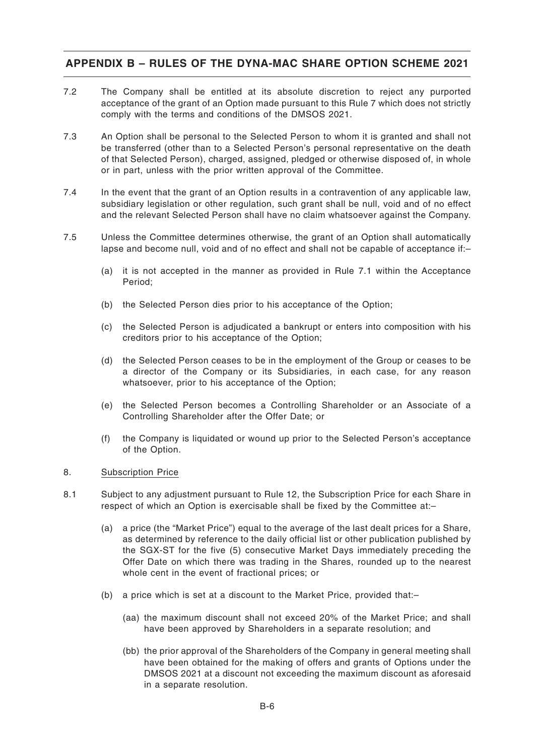7.2 The Company shall be entitled at its absolute discretion to reject any purported acceptance of the grant of an Option made pursuant to this Rule 7 which does not strictly comply with the terms and conditions of the DMSOS 2021.

7.3 An Option shall be personal to the Selected Person to whom it is granted and shall not be transferred (other than to a Selected Person's personal representative on the death of that Selected Person), charged, assigned, pledged or otherwise disposed of, in whole or in part, unless with the prior written approval of the Committee.

7.4 In the event that the grant of an Option results in a contravention of any applicable law, subsidiary legislation or other regulation, such grant shall be null, void and of no effect and the relevant Selected Person shall have no claim whatsoever against the Company.

7.5 Unless the Committee determines otherwise, the grant of an Option shall automatically lapse and become null, void and of no effect and shall not be capable of acceptance if:–

(a) it is not accepted in the manner as provided in Rule 7.1 within the Acceptance Period;

(b) the Selected Person dies prior to his acceptance of the Option;

(c) the Selected Person is adjudicated a bankrupt or enters into composition with his creditors prior to his acceptance of the Option;

(d) the Selected Person ceases to be in the employment of the Group or ceases to be a director of the Company or its Subsidiaries, in each case, for any reason whatsoever, prior to his acceptance of the Option;

(e) the Selected Person becomes a Controlling Shareholder or an Associate of a Controlling Shareholder after the Offer Date; or

(f) the Company is liquidated or wound up prior to the Selected Person's acceptance of the Option.

8. Subscription Price

8.1 Subject to any adjustment pursuant to Rule 12, the Subscription Price for each Share in respect of which an Option is exercisable shall be fixed by the Committee at:–

(a) a price (the "Market Price") equal to the average of the last dealt prices for a Share, as determined by reference to the daily official list or other publication published by the SGX-ST for the five (5) consecutive Market Days immediately preceding the Offer Date on which there was trading in the Shares, rounded up to the nearest whole cent in the event of fractional prices; or

(b) a price which is set at a discount to the Market Price, provided that:–

(aa) the maximum discount shall not exceed 20% of the Market Price; and shall have been approved by Shareholders in a separate resolution; and

(bb) the prior approval of the Shareholders of the Company in general meeting shall have been obtained for the making of offers and grants of Options under the DMSOS 2021 at a discount not exceeding the maximum discount as aforesaid in a separate resolution.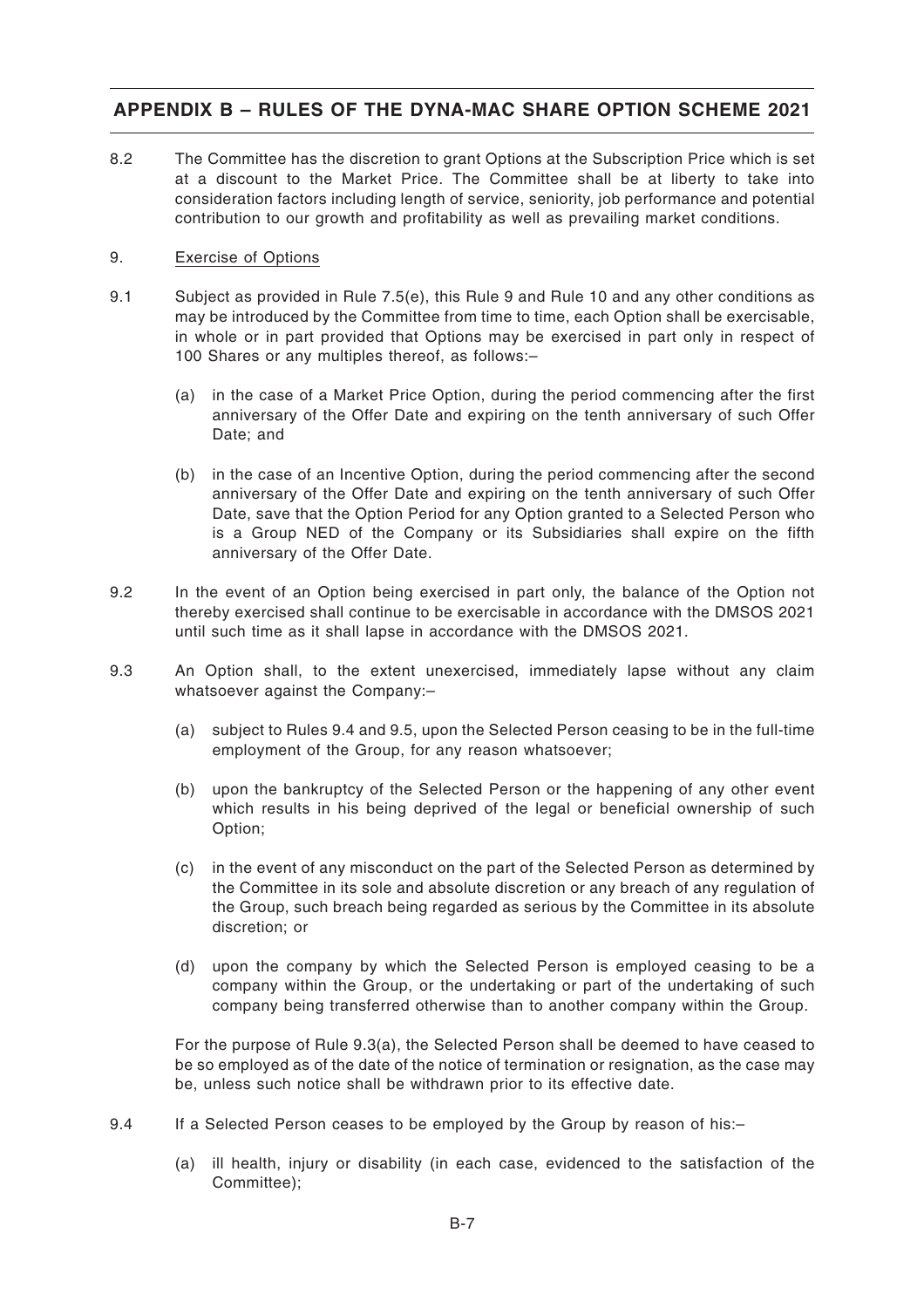8.2 The Committee has the discretion to grant Options at the Subscription Price which is set at a discount to the Market Price. The Committee shall be at liberty to take into consideration factors including length of service, seniority, job performance and potential contribution to our growth and profitability as well as prevailing market conditions.

9. Exercise of Options

9.1 Subject as provided in Rule 7.5(e), this Rule 9 and Rule 10 and any other conditions as may be introduced by the Committee from time to time, each Option shall be exercisable, in whole or in part provided that Options may be exercised in part only in respect of 100 Shares or any multiples thereof, as follows:–

(a) in the case of a Market Price Option, during the period commencing after the first anniversary of the Offer Date and expiring on the tenth anniversary of such Offer Date; and

(b) in the case of an Incentive Option, during the period commencing after the second anniversary of the Offer Date and expiring on the tenth anniversary of such Offer Date, save that the Option Period for any Option granted to a Selected Person who is a Group NED of the Company or its Subsidiaries shall expire on the fifth anniversary of the Offer Date.

9.2 In the event of an Option being exercised in part only, the balance of the Option not thereby exercised shall continue to be exercisable in accordance with the DMSOS 2021 until such time as it shall lapse in accordance with the DMSOS 2021.

9.3 An Option shall, to the extent unexercised, immediately lapse without any claim whatsoever against the Company:–

(a) subject to Rules 9.4 and 9.5, upon the Selected Person ceasing to be in the full-time employment of the Group, for any reason whatsoever;

(b) upon the bankruptcy of the Selected Person or the happening of any other event which results in his being deprived of the legal or beneficial ownership of such Option;

(c) in the event of any misconduct on the part of the Selected Person as determined by the Committee in its sole and absolute discretion or any breach of any regulation of the Group, such breach being regarded as serious by the Committee in its absolute discretion; or

(d) upon the company by which the Selected Person is employed ceasing to be a company within the Group, or the undertaking or part of the undertaking of such company being transferred otherwise than to another company within the Group.

For the purpose of Rule 9.3(a), the Selected Person shall be deemed to have ceased to be so employed as of the date of the notice of termination or resignation, as the case may be, unless such notice shall be withdrawn prior to its effective date.

9.4 If a Selected Person ceases to be employed by the Group by reason of his:–

(a) ill health, injury or disability (in each case, evidenced to the satisfaction of the Committee);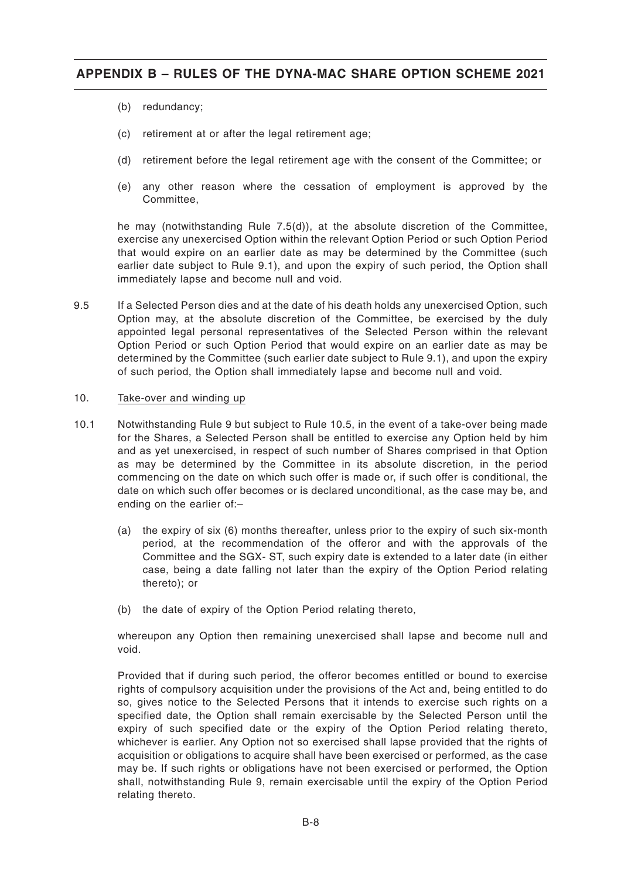(b) redundancy;

(c) retirement at or after the legal retirement age;

(d) retirement before the legal retirement age with the consent of the Committee; or

(e) any other reason where the cessation of employment is approved by the Committee,

he may (notwithstanding Rule 7.5(d)), at the absolute discretion of the Committee, exercise any unexercised Option within the relevant Option Period or such Option Period that would expire on an earlier date as may be determined by the Committee (such earlier date subject to Rule 9.1), and upon the expiry of such period, the Option shall immediately lapse and become null and void.

9.5 If a Selected Person dies and at the date of his death holds any unexercised Option, such Option may, at the absolute discretion of the Committee, be exercised by the duly appointed legal personal representatives of the Selected Person within the relevant Option Period or such Option Period that would expire on an earlier date as may be determined by the Committee (such earlier date subject to Rule 9.1), and upon the expiry of such period, the Option shall immediately lapse and become null and void.

10. Take-over and winding up

10.1 Notwithstanding Rule 9 but subject to Rule 10.5, in the event of a take-over being made for the Shares, a Selected Person shall be entitled to exercise any Option held by him and as yet unexercised, in respect of such number of Shares comprised in that Option as may be determined by the Committee in its absolute discretion, in the period commencing on the date on which such offer is made or, if such offer is conditional, the date on which such offer becomes or is declared unconditional, as the case may be, and ending on the earlier of:–

(a) the expiry of six (6) months thereafter, unless prior to the expiry of such six-month period, at the recommendation of the offeror and with the approvals of the Committee and the SGX- ST, such expiry date is extended to a later date (in either case, being a date falling not later than the expiry of the Option Period relating thereto); or

(b) the date of expiry of the Option Period relating thereto,

whereupon any Option then remaining unexercised shall lapse and become null and void.

Provided that if during such period, the offeror becomes entitled or bound to exercise rights of compulsory acquisition under the provisions of the Act and, being entitled to do so, gives notice to the Selected Persons that it intends to exercise such rights on a specified date, the Option shall remain exercisable by the Selected Person until the expiry of such specified date or the expiry of the Option Period relating thereto, whichever is earlier. Any Option not so exercised shall lapse provided that the rights of acquisition or obligations to acquire shall have been exercised or performed, as the case may be. If such rights or obligations have not been exercised or performed, the Option shall, notwithstanding Rule 9, remain exercisable until the expiry of the Option Period relating thereto.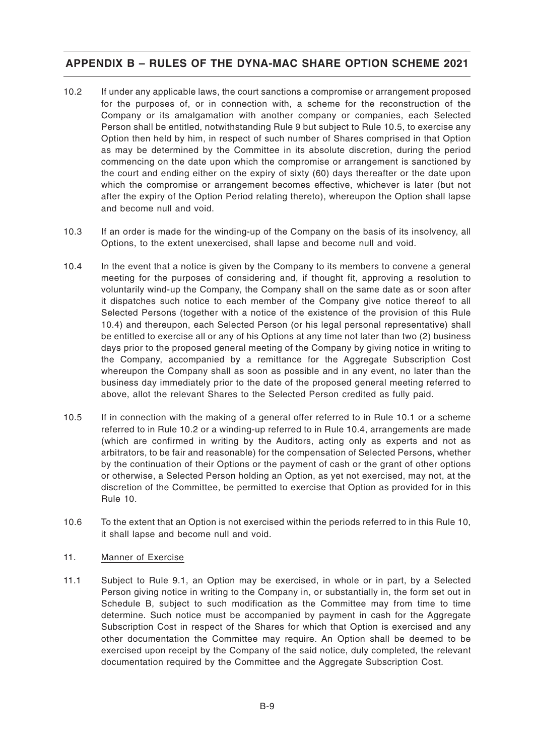10.2 If under any applicable laws, the court sanctions a compromise or arrangement proposed for the purposes of, or in connection with, a scheme for the reconstruction of the Company or its amalgamation with another company or companies, each Selected Person shall be entitled, notwithstanding Rule 9 but subject to Rule 10.5, to exercise any Option then held by him, in respect of such number of Shares comprised in that Option as may be determined by the Committee in its absolute discretion, during the period commencing on the date upon which the compromise or arrangement is sanctioned by the court and ending either on the expiry of sixty (60) days thereafter or the date upon which the compromise or arrangement becomes effective, whichever is later (but not after the expiry of the Option Period relating thereto), whereupon the Option shall lapse and become null and void.

10.3 If an order is made for the winding-up of the Company on the basis of its insolvency, all Options, to the extent unexercised, shall lapse and become null and void.

10.4 In the event that a notice is given by the Company to its members to convene a general meeting for the purposes of considering and, if thought fit, approving a resolution to voluntarily wind-up the Company, the Company shall on the same date as or soon after it dispatches such notice to each member of the Company give notice thereof to all Selected Persons (together with a notice of the existence of the provision of this Rule 10.4) and thereupon, each Selected Person (or his legal personal representative) shall be entitled to exercise all or any of his Options at any time not later than two (2) business days prior to the proposed general meeting of the Company by giving notice in writing to the Company, accompanied by a remittance for the Aggregate Subscription Cost whereupon the Company shall as soon as possible and in any event, no later than the business day immediately prior to the date of the proposed general meeting referred to above, allot the relevant Shares to the Selected Person credited as fully paid.

10.5 If in connection with the making of a general offer referred to in Rule 10.1 or a scheme referred to in Rule 10.2 or a winding-up referred to in Rule 10.4, arrangements are made (which are confirmed in writing by the Auditors, acting only as experts and not as arbitrators, to be fair and reasonable) for the compensation of Selected Persons, whether by the continuation of their Options or the payment of cash or the grant of other options or otherwise, a Selected Person holding an Option, as yet not exercised, may not, at the discretion of the Committee, be permitted to exercise that Option as provided for in this Rule 10.

10.6 To the extent that an Option is not exercised within the periods referred to in this Rule 10, it shall lapse and become null and void.

## 11. Manner of Exercise

11.1 Subject to Rule 9.1, an Option may be exercised, in whole or in part, by a Selected Person giving notice in writing to the Company in, or substantially in, the form set out in Schedule B, subject to such modification as the Committee may from time to time determine. Such notice must be accompanied by payment in cash for the Aggregate Subscription Cost in respect of the Shares for which that Option is exercised and any other documentation the Committee may require. An Option shall be deemed to be exercised upon receipt by the Company of the said notice, duly completed, the relevant documentation required by the Committee and the Aggregate Subscription Cost.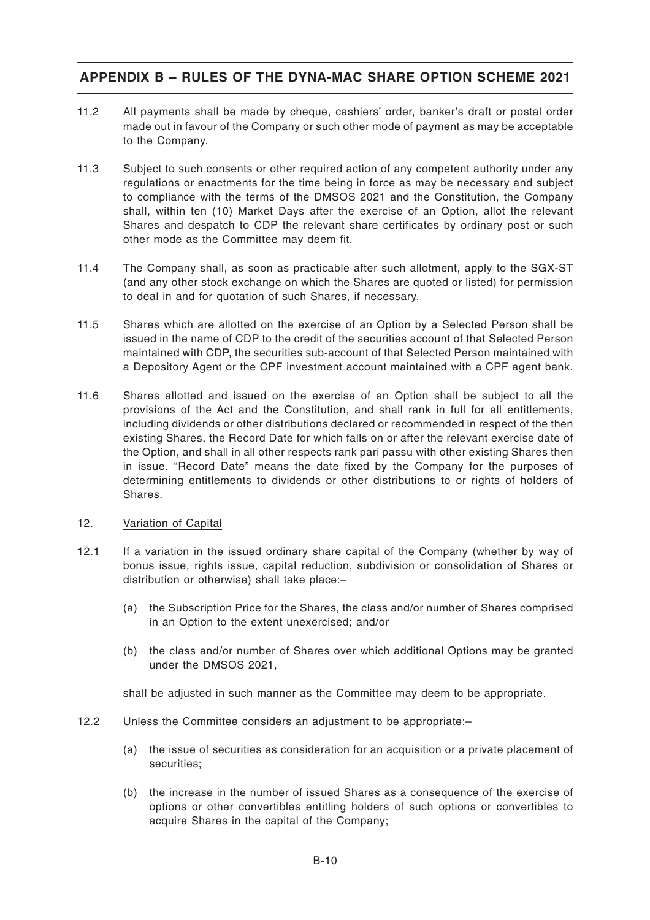11.2 All payments shall be made by cheque, cashiers' order, banker's draft or postal order made out in favour of the Company or such other mode of payment as may be acceptable to the Company.

11.3 Subject to such consents or other required action of any competent authority under any regulations or enactments for the time being in force as may be necessary and subject to compliance with the terms of the DMSOS 2021 and the Constitution, the Company shall, within ten (10) Market Days after the exercise of an Option, allot the relevant Shares and despatch to CDP the relevant share certificates by ordinary post or such other mode as the Committee may deem fit.

11.4 The Company shall, as soon as practicable after such allotment, apply to the SGX-ST (and any other stock exchange on which the Shares are quoted or listed) for permission to deal in and for quotation of such Shares, if necessary.

11.5 Shares which are allotted on the exercise of an Option by a Selected Person shall be issued in the name of CDP to the credit of the securities account of that Selected Person maintained with CDP, the securities sub-account of that Selected Person maintained with a Depository Agent or the CPF investment account maintained with a CPF agent bank.

11.6 Shares allotted and issued on the exercise of an Option shall be subject to all the provisions of the Act and the Constitution, and shall rank in full for all entitlements, including dividends or other distributions declared or recommended in respect of the then existing Shares, the Record Date for which falls on or after the relevant exercise date of the Option, and shall in all other respects rank pari passu with other existing Shares then in issue. "Record Date" means the date fixed by the Company for the purposes of determining entitlements to dividends or other distributions to or rights of holders of Shares.

12. Variation of Capital

12.1 If a variation in the issued ordinary share capital of the Company (whether by way of bonus issue, rights issue, capital reduction, subdivision or consolidation of Shares or distribution or otherwise) shall take place:–

(a) the Subscription Price for the Shares, the class and/or number of Shares comprised in an Option to the extent unexercised; and/or

(b) the class and/or number of Shares over which additional Options may be granted under the DMSOS 2021,

shall be adjusted in such manner as the Committee may deem to be appropriate.

12.2 Unless the Committee considers an adjustment to be appropriate:–

(a) the issue of securities as consideration for an acquisition or a private placement of securities;

(b) the increase in the number of issued Shares as a consequence of the exercise of options or other convertibles entitling holders of such options or convertibles to acquire Shares in the capital of the Company;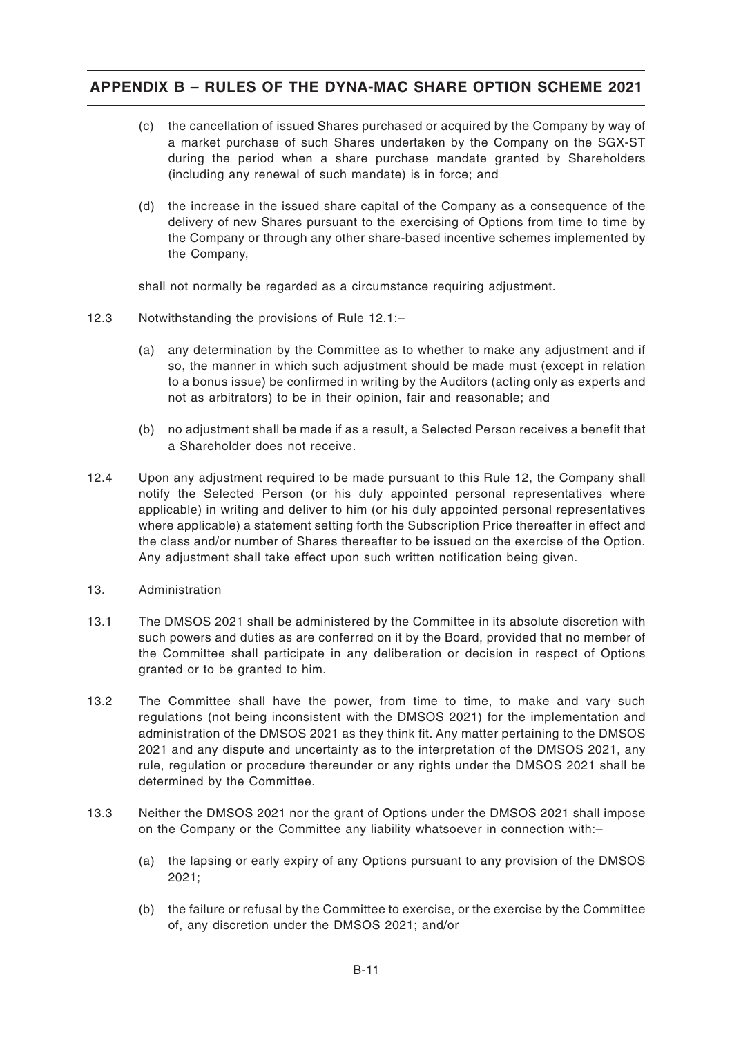(c) the cancellation of issued Shares purchased or acquired by the Company by way of a market purchase of such Shares undertaken by the Company on the SGX-ST during the period when a share purchase mandate granted by Shareholders (including any renewal of such mandate) is in force; and

(d) the increase in the issued share capital of the Company as a consequence of the delivery of new Shares pursuant to the exercising of Options from time to time by the Company or through any other share-based incentive schemes implemented by the Company,

shall not normally be regarded as a circumstance requiring adjustment.

12.3 Notwithstanding the provisions of Rule 12.1:–

(a) any determination by the Committee as to whether to make any adjustment and if so, the manner in which such adjustment should be made must (except in relation to a bonus issue) be confirmed in writing by the Auditors (acting only as experts and not as arbitrators) to be in their opinion, fair and reasonable; and

(b) no adjustment shall be made if as a result, a Selected Person receives a benefit that a Shareholder does not receive.

12.4 Upon any adjustment required to be made pursuant to this Rule 12, the Company shall notify the Selected Person (or his duly appointed personal representatives where applicable) in writing and deliver to him (or his duly appointed personal representatives where applicable) a statement setting forth the Subscription Price thereafter in effect and the class and/or number of Shares thereafter to be issued on the exercise of the Option. Any adjustment shall take effect upon such written notification being given.

13. Administration

13.1 The DMSOS 2021 shall be administered by the Committee in its absolute discretion with such powers and duties as are conferred on it by the Board, provided that no member of the Committee shall participate in any deliberation or decision in respect of Options granted or to be granted to him.

13.2 The Committee shall have the power, from time to time, to make and vary such regulations (not being inconsistent with the DMSOS 2021) for the implementation and administration of the DMSOS 2021 as they think fit. Any matter pertaining to the DMSOS 2021 and any dispute and uncertainty as to the interpretation of the DMSOS 2021, any rule, regulation or procedure thereunder or any rights under the DMSOS 2021 shall be determined by the Committee.

13.3 Neither the DMSOS 2021 nor the grant of Options under the DMSOS 2021 shall impose on the Company or the Committee any liability whatsoever in connection with:–

(a) the lapsing or early expiry of any Options pursuant to any provision of the DMSOS 2021;

(b) the failure or refusal by the Committee to exercise, or the exercise by the Committee of, any discretion under the DMSOS 2021; and/or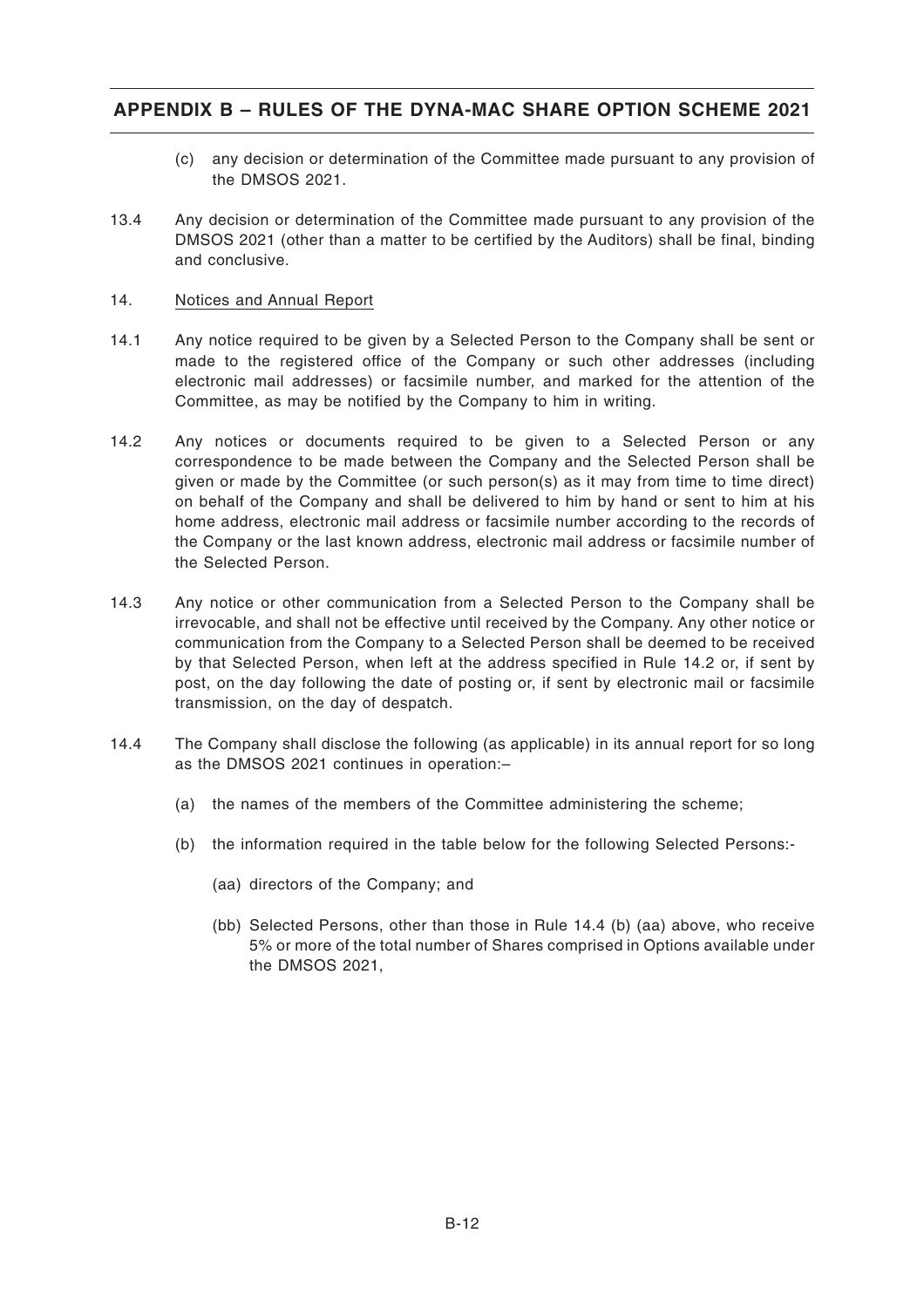(c) any decision or determination of the Committee made pursuant to any provision of the DMSOS 2021.

13.4 Any decision or determination of the Committee made pursuant to any provision of the DMSOS 2021 (other than a matter to be certified by the Auditors) shall be final, binding and conclusive.

14. Notices and Annual Report

14.1 Any notice required to be given by a Selected Person to the Company shall be sent or made to the registered office of the Company or such other addresses (including electronic mail addresses) or facsimile number, and marked for the attention of the Committee, as may be notified by the Company to him in writing.

14.2 Any notices or documents required to be given to a Selected Person or any correspondence to be made between the Company and the Selected Person shall be given or made by the Committee (or such person(s) as it may from time to time direct) on behalf of the Company and shall be delivered to him by hand or sent to him at his home address, electronic mail address or facsimile number according to the records of the Company or the last known address, electronic mail address or facsimile number of the Selected Person.

14.3 Any notice or other communication from a Selected Person to the Company shall be irrevocable, and shall not be effective until received by the Company. Any other notice or communication from the Company to a Selected Person shall be deemed to be received by that Selected Person, when left at the address specified in Rule 14.2 or, if sent by post, on the day following the date of posting or, if sent by electronic mail or facsimile transmission, on the day of despatch.

14.4 The Company shall disclose the following (as applicable) in its annual report for so long as the DMSOS 2021 continues in operation:–

(a) the names of the members of the Committee administering the scheme;

(b) the information required in the table below for the following Selected Persons:-

(aa) directors of the Company; and

(bb) Selected Persons, other than those in Rule 14.4 (b) (aa) above, who receive 5% or more of the total number of Shares comprised in Options available under the DMSOS 2021,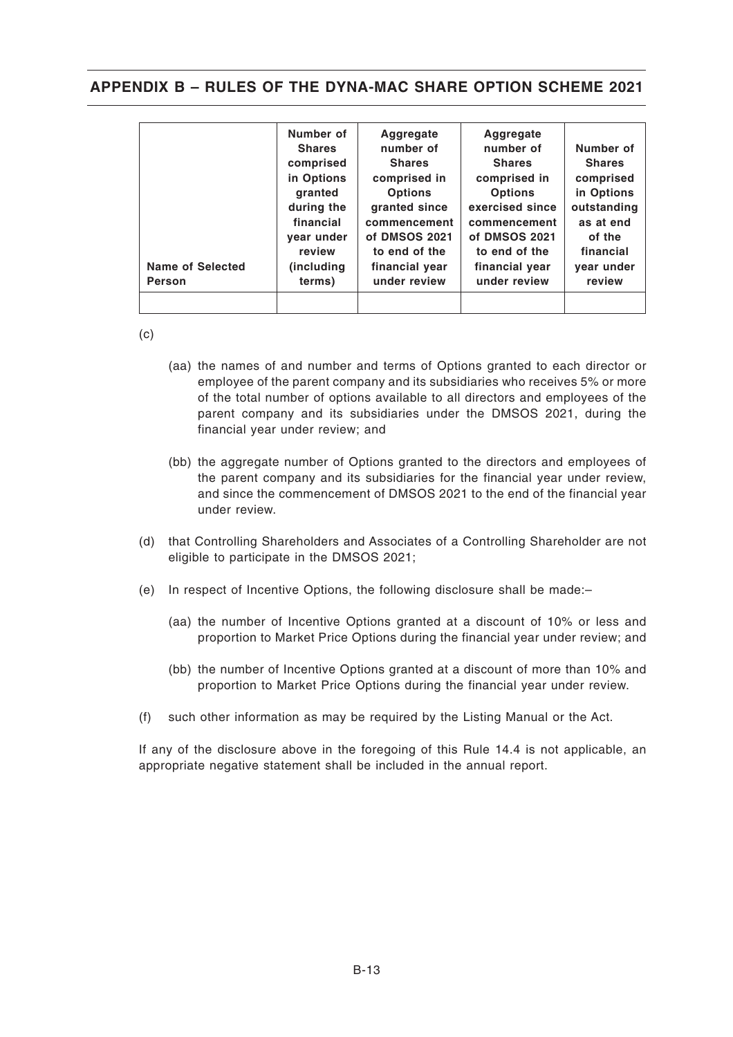| Name of Selected Person | Number of Shares comprised in Options granted during the financial year under review (including terms) | Aggregate number of Shares comprised in Options granted since commencement of DMSOS 2021 to the end of the financial year under review | Aggregate number of Shares comprised in Options exercised since commencement of DMSOS 2021 to the end of the financial year under review | Number of Shares comprised in Options outstanding as at end of the financial year under review |
|---|---|---|---|---|
| | | | | |

(c)

(aa) the names of and number and terms of Options granted to each director or employee of the parent company and its subsidiaries who receives 5% or more of the total number of options available to all directors and employees of the parent company and its subsidiaries under the DMSOS 2021, during the financial year under review; and

(bb) the aggregate number of Options granted to the directors and employees of the parent company and its subsidiaries for the financial year under review, and since the commencement of DMSOS 2021 to the end of the financial year under review.

(d) that Controlling Shareholders and Associates of a Controlling Shareholder are not eligible to participate in the DMSOS 2021;

(e) In respect of Incentive Options, the following disclosure shall be made:–

(aa) the number of Incentive Options granted at a discount of 10% or less and proportion to Market Price Options during the financial year under review; and

(bb) the number of Incentive Options granted at a discount of more than 10% and proportion to Market Price Options during the financial year under review.

(f) such other information as may be required by the Listing Manual or the Act.

If any of the disclosure above in the foregoing of this Rule 14.4 is not applicable, an appropriate negative statement shall be included in the annual report.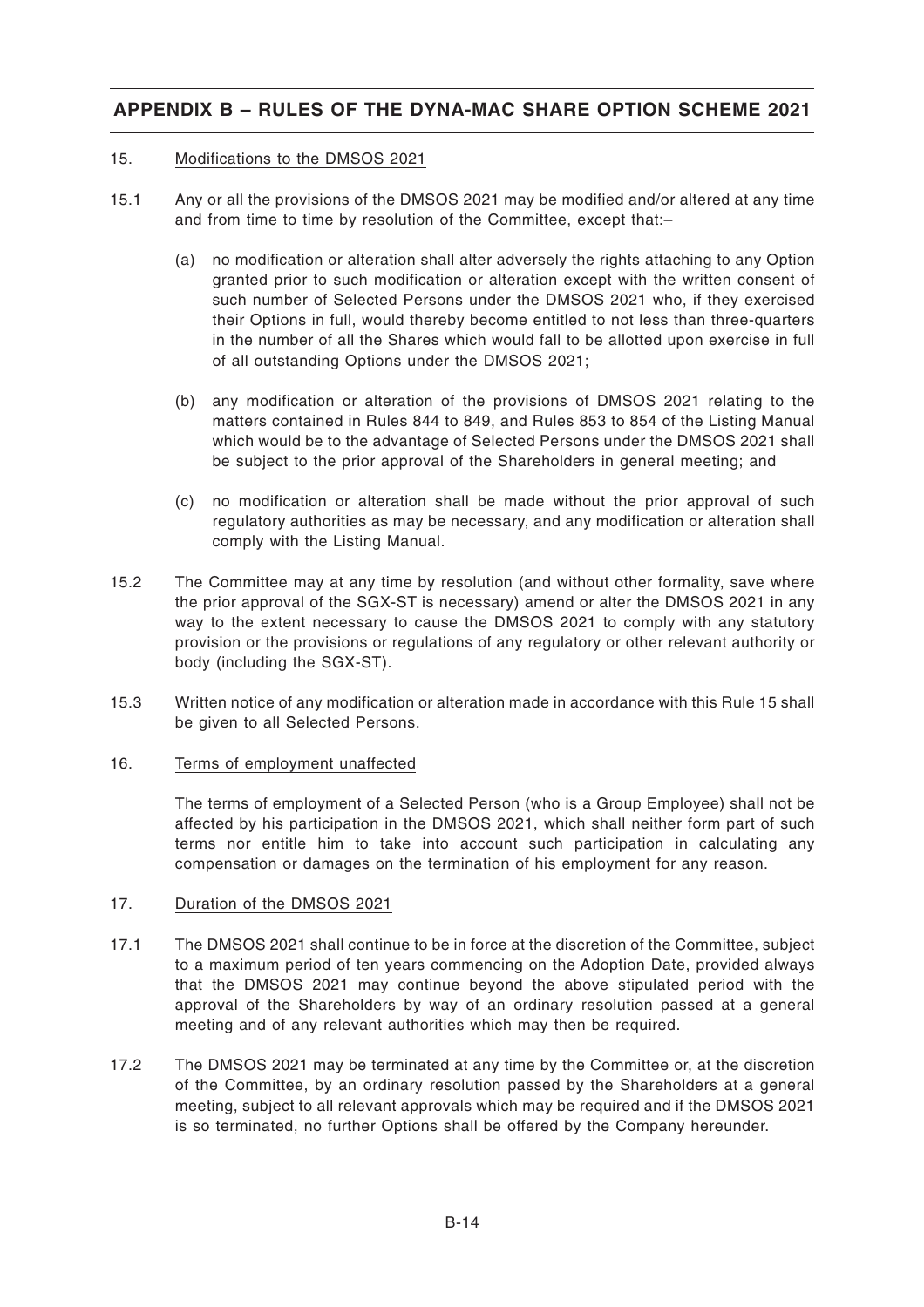## APPENDIX B – RULES OF THE DYNA-MAC SHARE OPTION SCHEME 2021

15. Modifications to the DMSOS 2021

15.1 Any or all the provisions of the DMSOS 2021 may be modified and/or altered at any time and from time to time by resolution of the Committee, except that:–

(a) no modification or alteration shall alter adversely the rights attaching to any Option granted prior to such modification or alteration except with the written consent of such number of Selected Persons under the DMSOS 2021 who, if they exercised their Options in full, would thereby become entitled to not less than three-quarters in the number of all the Shares which would fall to be allotted upon exercise in full of all outstanding Options under the DMSOS 2021;

(b) any modification or alteration of the provisions of DMSOS 2021 relating to the matters contained in Rules 844 to 849, and Rules 853 to 854 of the Listing Manual which would be to the advantage of Selected Persons under the DMSOS 2021 shall be subject to the prior approval of the Shareholders in general meeting; and

(c) no modification or alteration shall be made without the prior approval of such regulatory authorities as may be necessary, and any modification or alteration shall comply with the Listing Manual.

15.2 The Committee may at any time by resolution (and without other formality, save where the prior approval of the SGX-ST is necessary) amend or alter the DMSOS 2021 in any way to the extent necessary to cause the DMSOS 2021 to comply with any statutory provision or the provisions or regulations of any regulatory or other relevant authority or body (including the SGX-ST).

15.3 Written notice of any modification or alteration made in accordance with this Rule 15 shall be given to all Selected Persons.

16. Terms of employment unaffected

The terms of employment of a Selected Person (who is a Group Employee) shall not be affected by his participation in the DMSOS 2021, which shall neither form part of such terms nor entitle him to take into account such participation in calculating any compensation or damages on the termination of his employment for any reason.

17. Duration of the DMSOS 2021

17.1 The DMSOS 2021 shall continue to be in force at the discretion of the Committee, subject to a maximum period of ten years commencing on the Adoption Date, provided always that the DMSOS 2021 may continue beyond the above stipulated period with the approval of the Shareholders by way of an ordinary resolution passed at a general meeting and of any relevant authorities which may then be required.

17.2 The DMSOS 2021 may be terminated at any time by the Committee or, at the discretion of the Committee, by an ordinary resolution passed by the Shareholders at a general meeting, subject to all relevant approvals which may be required and if the DMSOS 2021 is so terminated, no further Options shall be offered by the Company hereunder.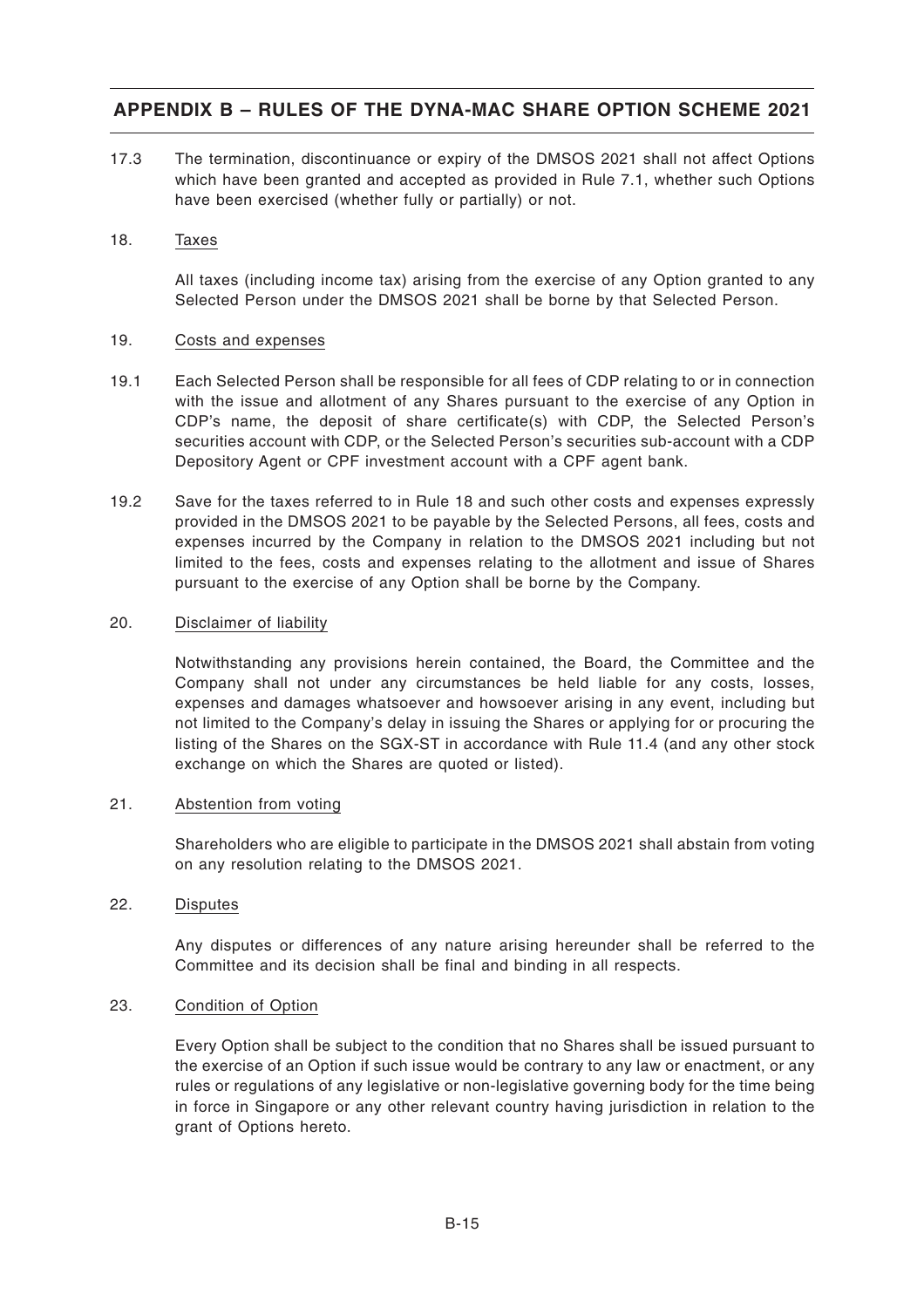17.3 The termination, discontinuance or expiry of the DMSOS 2021 shall not affect Options which have been granted and accepted as provided in Rule 7.1, whether such Options have been exercised (whether fully or partially) or not.

18. Taxes

All taxes (including income tax) arising from the exercise of any Option granted to any Selected Person under the DMSOS 2021 shall be borne by that Selected Person.

19. Costs and expenses

19.1 Each Selected Person shall be responsible for all fees of CDP relating to or in connection with the issue and allotment of any Shares pursuant to the exercise of any Option in CDP's name, the deposit of share certificate(s) with CDP, the Selected Person's securities account with CDP, or the Selected Person's securities sub-account with a CDP Depository Agent or CPF investment account with a CPF agent bank.

19.2 Save for the taxes referred to in Rule 18 and such other costs and expenses expressly provided in the DMSOS 2021 to be payable by the Selected Persons, all fees, costs and expenses incurred by the Company in relation to the DMSOS 2021 including but not limited to the fees, costs and expenses relating to the allotment and issue of Shares pursuant to the exercise of any Option shall be borne by the Company.

20. Disclaimer of liability

Notwithstanding any provisions herein contained, the Board, the Committee and the Company shall not under any circumstances be held liable for any costs, losses, expenses and damages whatsoever and howsoever arising in any event, including but not limited to the Company's delay in issuing the Shares or applying for or procuring the listing of the Shares on the SGX-ST in accordance with Rule 11.4 (and any other stock exchange on which the Shares are quoted or listed).

21. Abstention from voting

Shareholders who are eligible to participate in the DMSOS 2021 shall abstain from voting on any resolution relating to the DMSOS 2021.

22. Disputes

Any disputes or differences of any nature arising hereunder shall be referred to the Committee and its decision shall be final and binding in all respects.

23. Condition of Option

Every Option shall be subject to the condition that no Shares shall be issued pursuant to the exercise of an Option if such issue would be contrary to any law or enactment, or any rules or regulations of any legislative or non-legislative governing body for the time being in force in Singapore or any other relevant country having jurisdiction in relation to the grant of Options hereto.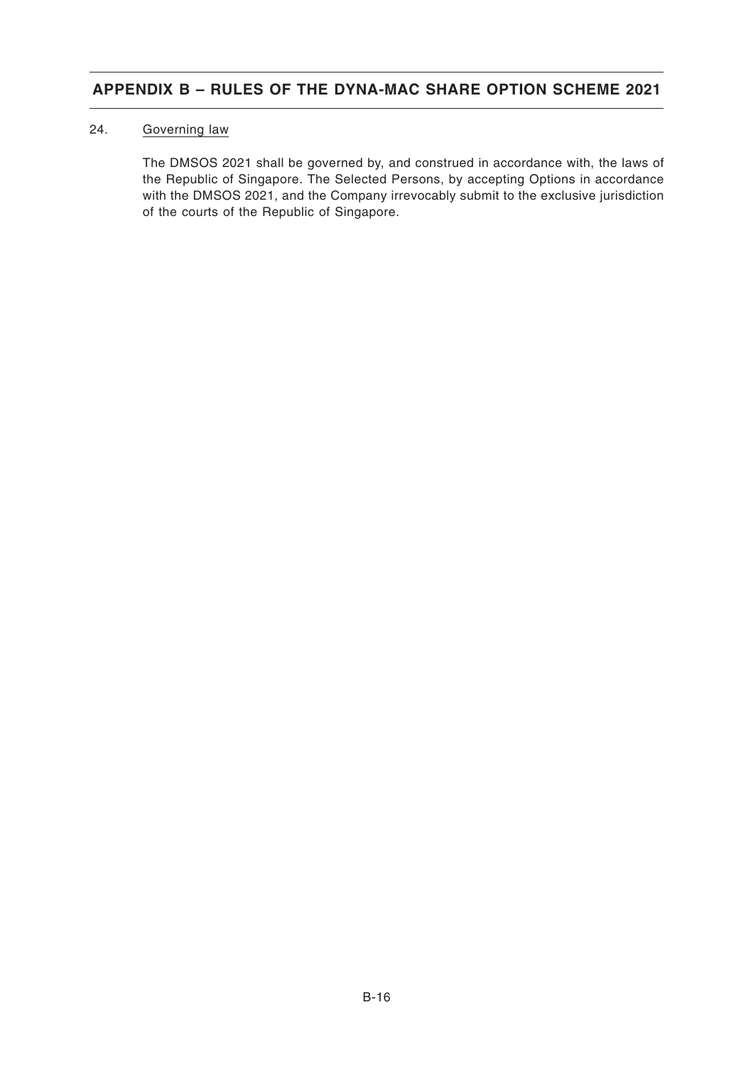24. Governing law

The DMSOS 2021 shall be governed by, and construed in accordance with, the laws of the Republic of Singapore. The Selected Persons, by accepting Options in accordance with the DMSOS 2021, and the Company irrevocably submit to the exclusive jurisdiction of the courts of the Republic of Singapore.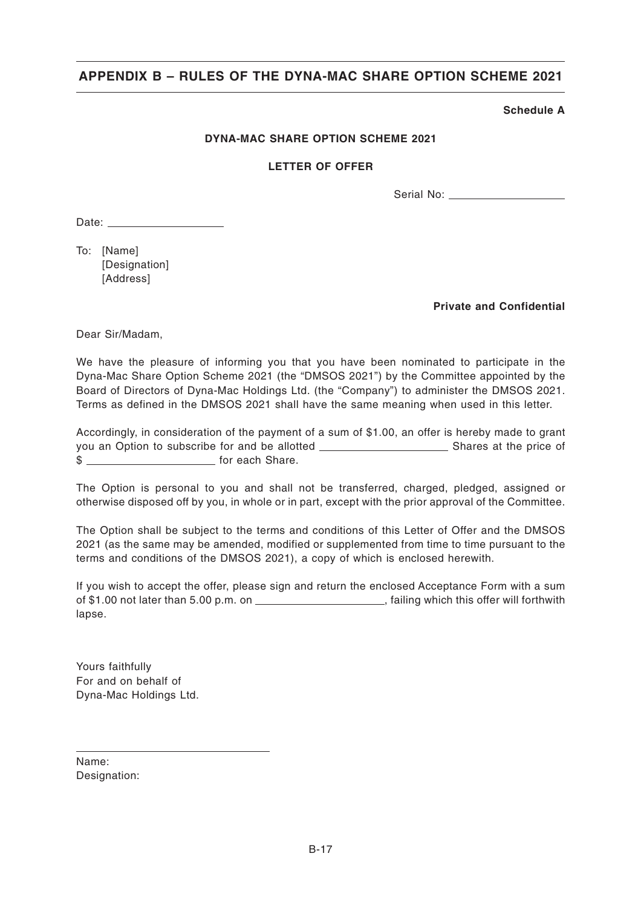## APPENDIX B – RULES OF THE DYNA-MAC SHARE OPTION SCHEME 2021

**Schedule A**

**DYNA-MAC SHARE OPTION SCHEME 2021**

**LETTER OF OFFER**

Serial No: ____________________

Date: ____________________

To: [Name]
[Designation]
[Address]

**Private and Confidential**

Dear Sir/Madam,

We have the pleasure of informing you that you have been nominated to participate in the Dyna-Mac Share Option Scheme 2021 (the "DMSOS 2021") by the Committee appointed by the Board of Directors of Dyna-Mac Holdings Ltd. (the "Company") to administer the DMSOS 2021. Terms as defined in the DMSOS 2021 shall have the same meaning when used in this letter.

Accordingly, in consideration of the payment of a sum of $1.00, an offer is hereby made to grant you an Option to subscribe for and be allotted ______________________ Shares at the price of $ ______________________ for each Share.

The Option is personal to you and shall not be transferred, charged, pledged, assigned or otherwise disposed off by you, in whole or in part, except with the prior approval of the Committee.

The Option shall be subject to the terms and conditions of this Letter of Offer and the DMSOS 2021 (as the same may be amended, modified or supplemented from time to time pursuant to the terms and conditions of the DMSOS 2021), a copy of which is enclosed herewith.

If you wish to accept the offer, please sign and return the enclosed Acceptance Form with a sum of $1.00 not later than 5.00 p.m. on ______________________, failing which this offer will forthwith lapse.

Yours faithfully
For and on behalf of
Dyna-Mac Holdings Ltd.

________________________________

Name:
Designation: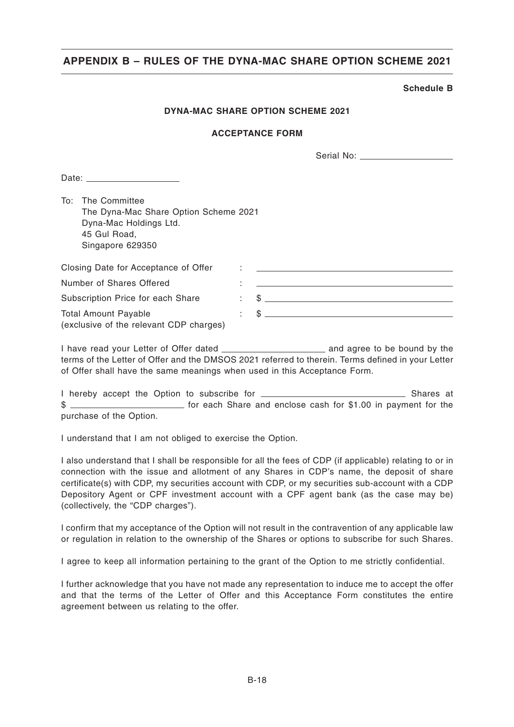## APPENDIX B – RULES OF THE DYNA-MAC SHARE OPTION SCHEME 2021

**Schedule B**

**DYNA-MAC SHARE OPTION SCHEME 2021**

**ACCEPTANCE FORM**

Serial No: ____________________

Date: ____________________

To: The Committee
The Dyna-Mac Share Option Scheme 2021
Dyna-Mac Holdings Ltd.
45 Gul Road,
Singapore 629350

| | | |
|---|---|---|
| Closing Date for Acceptance of Offer | : | ________________________________ |
| Number of Shares Offered | : | ________________________________ |
| Subscription Price for each Share | : | $ ______________________________ |
| Total Amount Payable (exclusive of the relevant CDP charges) | : | $ ______________________________ |

I have read your Letter of Offer dated ____________________ and agree to be bound by the terms of the Letter of Offer and the DMSOS 2021 referred to therein. Terms defined in your Letter of Offer shall have the same meanings when used in this Acceptance Form.

I hereby accept the Option to subscribe for ______________________________ Shares at $ ________________________ for each Share and enclose cash for $1.00 in payment for the purchase of the Option.

I understand that I am not obliged to exercise the Option.

I also understand that I shall be responsible for all the fees of CDP (if applicable) relating to or in connection with the issue and allotment of any Shares in CDP's name, the deposit of share certificate(s) with CDP, my securities account with CDP, or my securities sub-account with a CDP Depository Agent or CPF investment account with a CPF agent bank (as the case may be) (collectively, the "CDP charges").

I confirm that my acceptance of the Option will not result in the contravention of any applicable law or regulation in relation to the ownership of the Shares or options to subscribe for such Shares.

I agree to keep all information pertaining to the grant of the Option to me strictly confidential.

I further acknowledge that you have not made any representation to induce me to accept the offer and that the terms of the Letter of Offer and this Acceptance Form constitutes the entire agreement between us relating to the offer.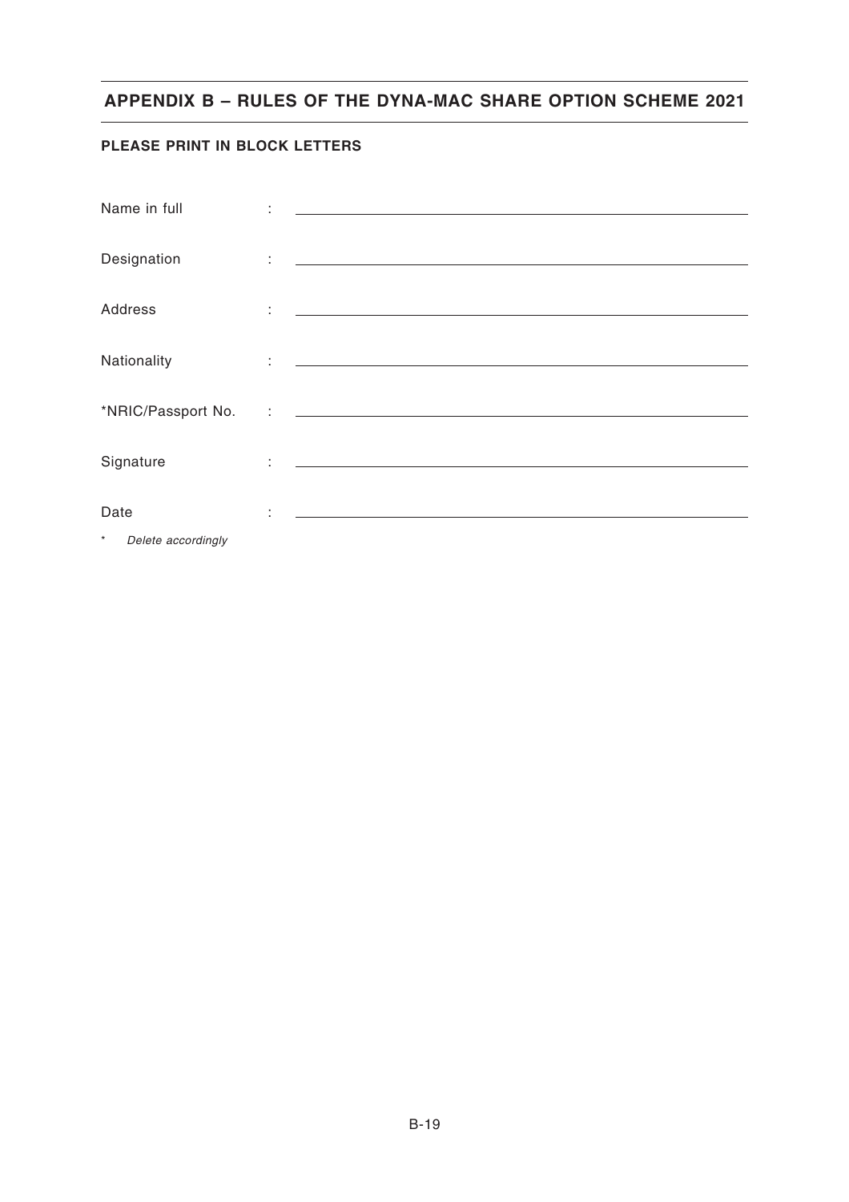## APPENDIX B – RULES OF THE DYNA-MAC SHARE OPTION SCHEME 2021

**PLEASE PRINT IN BLOCK LETTERS**

Name in full : ______________________________

Designation : ______________________________

Address : ______________________________

Nationality : ______________________________

*NRIC/Passport No. : ______________________________

Signature : ______________________________

Date : ______________________________

\* *Delete accordingly*